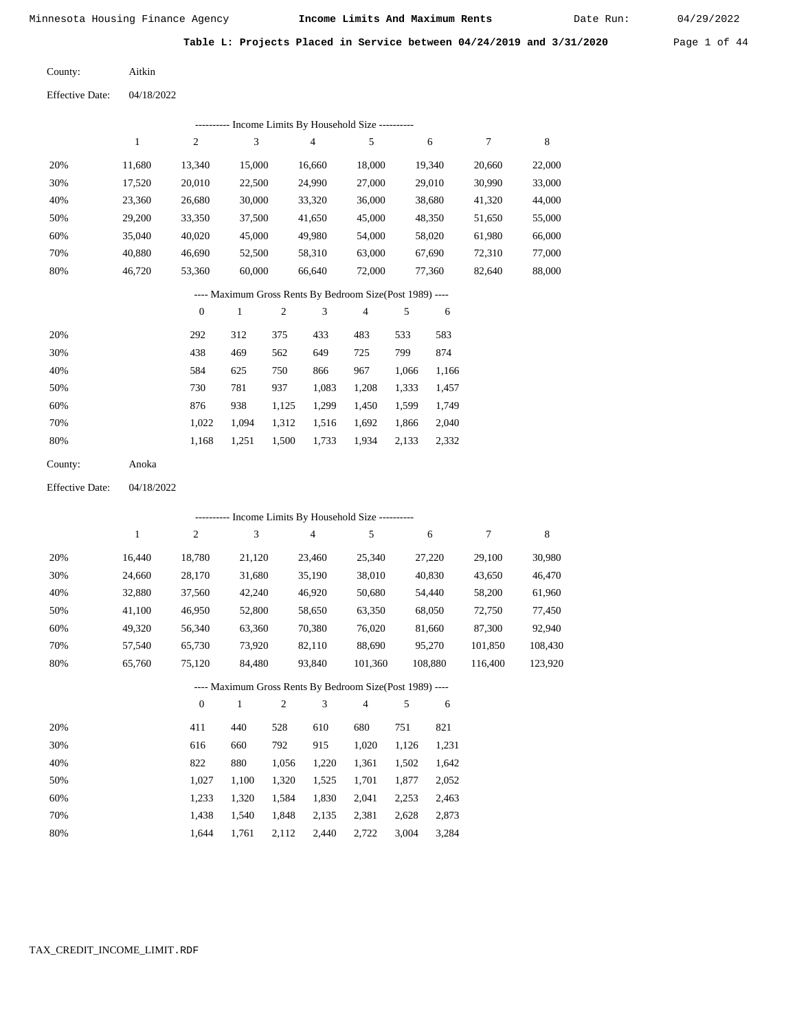Minnesota Housing Finance Agency **Income Limits And Maximum Rents** Date Run: 04/29/2022

**Table L: Projects Placed in Service between 04/24/2019 and 3/31/2020**

County: Aitkin

Effective Date: 04/18/2022

---------- Income Limits By Household Size ----------

| | 1 | 2 | 3 | 4 | 5 | 6 | 7 | 8 |
|---|---|---|---|---|---|---|---|---|
| 20% | 11,680 | 13,340 | 15,000 | 16,660 | 18,000 | 19,340 | 20,660 | 22,000 |
| 30% | 17,520 | 20,010 | 22,500 | 24,990 | 27,000 | 29,010 | 30,990 | 33,000 |
| 40% | 23,360 | 26,680 | 30,000 | 33,320 | 36,000 | 38,680 | 41,320 | 44,000 |
| 50% | 29,200 | 33,350 | 37,500 | 41,650 | 45,000 | 48,350 | 51,650 | 55,000 |
| 60% | 35,040 | 40,020 | 45,000 | 49,980 | 54,000 | 58,020 | 61,980 | 66,000 |
| 70% | 40,880 | 46,690 | 52,500 | 58,310 | 63,000 | 67,690 | 72,310 | 77,000 |
| 80% | 46,720 | 53,360 | 60,000 | 66,640 | 72,000 | 77,360 | 82,640 | 88,000 |

---- Maximum Gross Rents By Bedroom Size(Post 1989) ----

| | 0 | 1 | 2 | 3 | 4 | 5 | 6 |
|---|---|---|---|---|---|---|---|
| 20% | 292 | 312 | 375 | 433 | 483 | 533 | 583 |
| 30% | 438 | 469 | 562 | 649 | 725 | 799 | 874 |
| 40% | 584 | 625 | 750 | 866 | 967 | 1,066 | 1,166 |
| 50% | 730 | 781 | 937 | 1,083 | 1,208 | 1,333 | 1,457 |
| 60% | 876 | 938 | 1,125 | 1,299 | 1,450 | 1,599 | 1,749 |
| 70% | 1,022 | 1,094 | 1,312 | 1,516 | 1,692 | 1,866 | 2,040 |
| 80% | 1,168 | 1,251 | 1,500 | 1,733 | 1,934 | 2,133 | 2,332 |

County: Anoka

Effective Date: 04/18/2022

---------- Income Limits By Household Size ----------

| | 1 | 2 | 3 | 4 | 5 | 6 | 7 | 8 |
|---|---|---|---|---|---|---|---|---|
| 20% | 16,440 | 18,780 | 21,120 | 23,460 | 25,340 | 27,220 | 29,100 | 30,980 |
| 30% | 24,660 | 28,170 | 31,680 | 35,190 | 38,010 | 40,830 | 43,650 | 46,470 |
| 40% | 32,880 | 37,560 | 42,240 | 46,920 | 50,680 | 54,440 | 58,200 | 61,960 |
| 50% | 41,100 | 46,950 | 52,800 | 58,650 | 63,350 | 68,050 | 72,750 | 77,450 |
| 60% | 49,320 | 56,340 | 63,360 | 70,380 | 76,020 | 81,660 | 87,300 | 92,940 |
| 70% | 57,540 | 65,730 | 73,920 | 82,110 | 88,690 | 95,270 | 101,850 | 108,430 |
| 80% | 65,760 | 75,120 | 84,480 | 93,840 | 101,360 | 108,880 | 116,400 | 123,920 |

---- Maximum Gross Rents By Bedroom Size(Post 1989) ----

| | 0 | 1 | 2 | 3 | 4 | 5 | 6 |
|---|---|---|---|---|---|---|---|
| 20% | 411 | 440 | 528 | 610 | 680 | 751 | 821 |
| 30% | 616 | 660 | 792 | 915 | 1,020 | 1,126 | 1,231 |
| 40% | 822 | 880 | 1,056 | 1,220 | 1,361 | 1,502 | 1,642 |
| 50% | 1,027 | 1,100 | 1,320 | 1,525 | 1,701 | 1,877 | 2,052 |
| 60% | 1,233 | 1,320 | 1,584 | 1,830 | 2,041 | 2,253 | 2,463 |
| 70% | 1,438 | 1,540 | 1,848 | 2,135 | 2,381 | 2,628 | 2,873 |
| 80% | 1,644 | 1,761 | 2,112 | 2,440 | 2,722 | 3,004 | 3,284 |

TAX_CREDIT_INCOME_LIMIT.RDF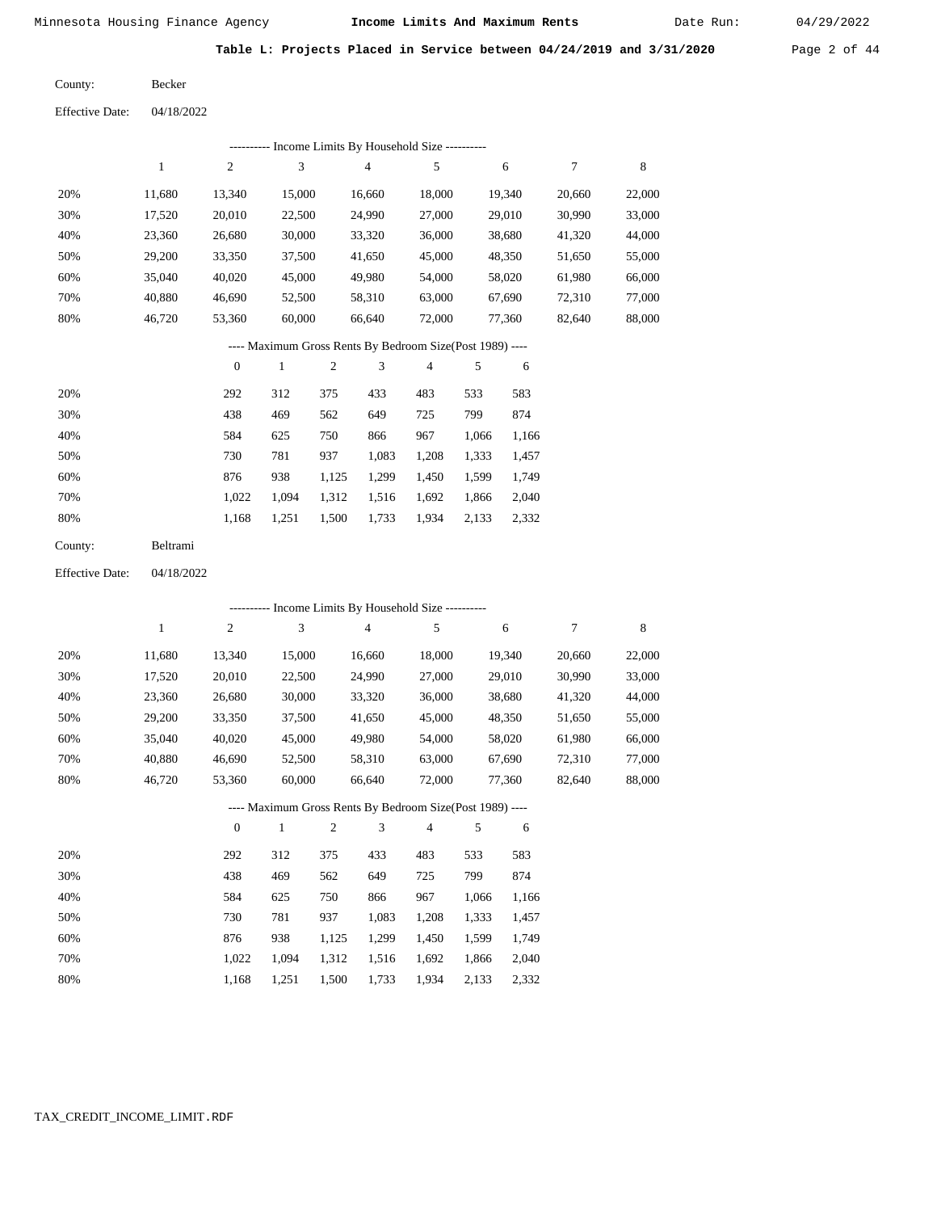Minnesota Housing Finance Agency **Income Limits And Maximum Rents** Date Run: 04/29/2022

**Table L: Projects Placed in Service between 04/24/2019 and 3/31/2020**

County: Becker

Effective Date: 04/18/2022

---------- Income Limits By Household Size ----------

| | 1 | 2 | 3 | 4 | 5 | 6 | 7 | 8 |
|---|---|---|---|---|---|---|---|---|
| 20% | 11,680 | 13,340 | 15,000 | 16,660 | 18,000 | 19,340 | 20,660 | 22,000 |
| 30% | 17,520 | 20,010 | 22,500 | 24,990 | 27,000 | 29,010 | 30,990 | 33,000 |
| 40% | 23,360 | 26,680 | 30,000 | 33,320 | 36,000 | 38,680 | 41,320 | 44,000 |
| 50% | 29,200 | 33,350 | 37,500 | 41,650 | 45,000 | 48,350 | 51,650 | 55,000 |
| 60% | 35,040 | 40,020 | 45,000 | 49,980 | 54,000 | 58,020 | 61,980 | 66,000 |
| 70% | 40,880 | 46,690 | 52,500 | 58,310 | 63,000 | 67,690 | 72,310 | 77,000 |
| 80% | 46,720 | 53,360 | 60,000 | 66,640 | 72,000 | 77,360 | 82,640 | 88,000 |

---- Maximum Gross Rents By Bedroom Size(Post 1989) ----

| | 0 | 1 | 2 | 3 | 4 | 5 | 6 |
|---|---|---|---|---|---|---|---|
| 20% | 292 | 312 | 375 | 433 | 483 | 533 | 583 |
| 30% | 438 | 469 | 562 | 649 | 725 | 799 | 874 |
| 40% | 584 | 625 | 750 | 866 | 967 | 1,066 | 1,166 |
| 50% | 730 | 781 | 937 | 1,083 | 1,208 | 1,333 | 1,457 |
| 60% | 876 | 938 | 1,125 | 1,299 | 1,450 | 1,599 | 1,749 |
| 70% | 1,022 | 1,094 | 1,312 | 1,516 | 1,692 | 1,866 | 2,040 |
| 80% | 1,168 | 1,251 | 1,500 | 1,733 | 1,934 | 2,133 | 2,332 |

County: Beltrami

Effective Date: 04/18/2022

---------- Income Limits By Household Size ----------

| | 1 | 2 | 3 | 4 | 5 | 6 | 7 | 8 |
|---|---|---|---|---|---|---|---|---|
| 20% | 11,680 | 13,340 | 15,000 | 16,660 | 18,000 | 19,340 | 20,660 | 22,000 |
| 30% | 17,520 | 20,010 | 22,500 | 24,990 | 27,000 | 29,010 | 30,990 | 33,000 |
| 40% | 23,360 | 26,680 | 30,000 | 33,320 | 36,000 | 38,680 | 41,320 | 44,000 |
| 50% | 29,200 | 33,350 | 37,500 | 41,650 | 45,000 | 48,350 | 51,650 | 55,000 |
| 60% | 35,040 | 40,020 | 45,000 | 49,980 | 54,000 | 58,020 | 61,980 | 66,000 |
| 70% | 40,880 | 46,690 | 52,500 | 58,310 | 63,000 | 67,690 | 72,310 | 77,000 |
| 80% | 46,720 | 53,360 | 60,000 | 66,640 | 72,000 | 77,360 | 82,640 | 88,000 |

---- Maximum Gross Rents By Bedroom Size(Post 1989) ----

| | 0 | 1 | 2 | 3 | 4 | 5 | 6 |
|---|---|---|---|---|---|---|---|
| 20% | 292 | 312 | 375 | 433 | 483 | 533 | 583 |
| 30% | 438 | 469 | 562 | 649 | 725 | 799 | 874 |
| 40% | 584 | 625 | 750 | 866 | 967 | 1,066 | 1,166 |
| 50% | 730 | 781 | 937 | 1,083 | 1,208 | 1,333 | 1,457 |
| 60% | 876 | 938 | 1,125 | 1,299 | 1,450 | 1,599 | 1,749 |
| 70% | 1,022 | 1,094 | 1,312 | 1,516 | 1,692 | 1,866 | 2,040 |
| 80% | 1,168 | 1,251 | 1,500 | 1,733 | 1,934 | 2,133 | 2,332 |

TAX_CREDIT_INCOME_LIMIT.RDF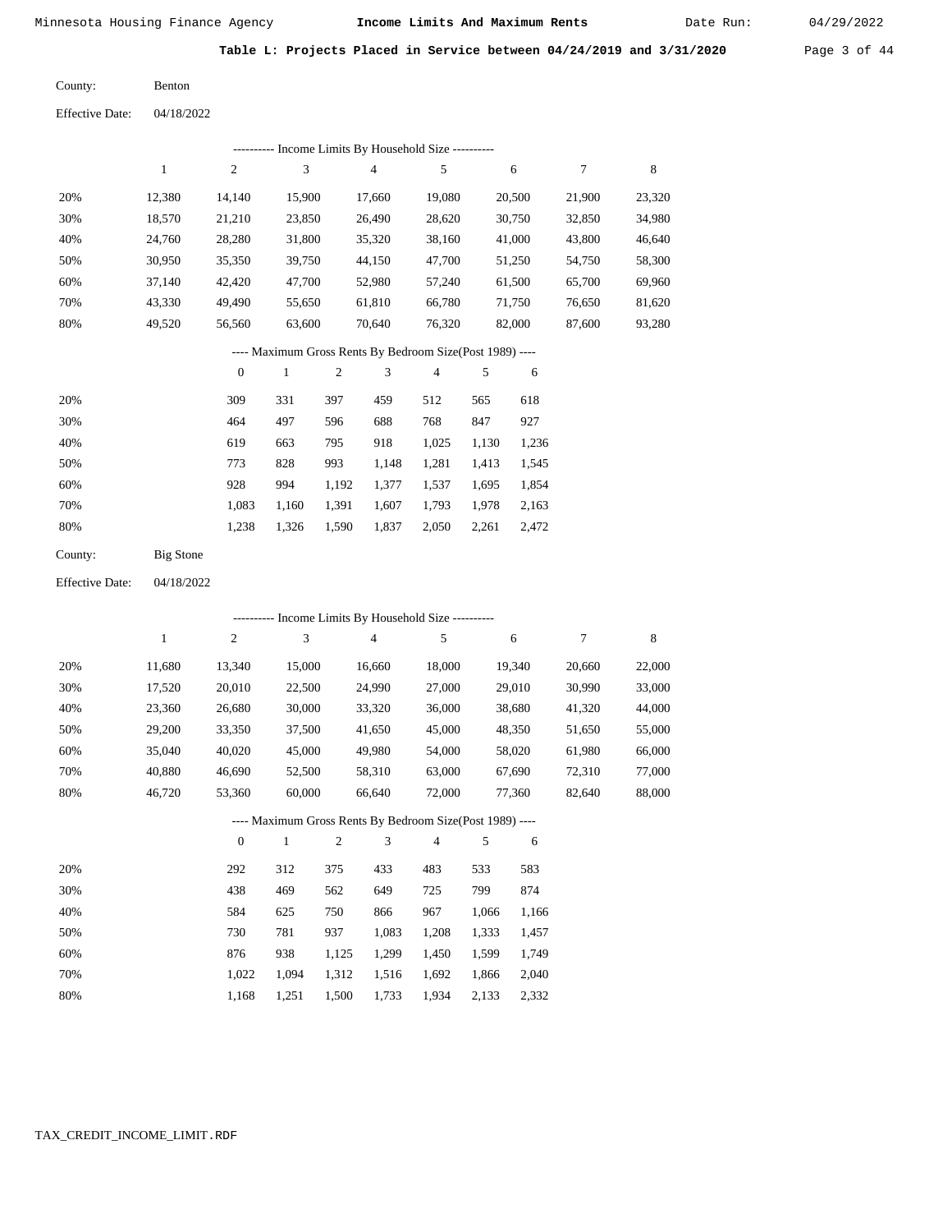**Table L: Projects Placed in Service between 04/24/2019 and 3/31/2020**

County: Benton

Effective Date: 04/18/2022

---------- Income Limits By Household Size ----------

| | 1 | 2 | 3 | 4 | 5 | 6 | 7 | 8 |
|---|---|---|---|---|---|---|---|---|
| 20% | 12,380 | 14,140 | 15,900 | 17,660 | 19,080 | 20,500 | 21,900 | 23,320 |
| 30% | 18,570 | 21,210 | 23,850 | 26,490 | 28,620 | 30,750 | 32,850 | 34,980 |
| 40% | 24,760 | 28,280 | 31,800 | 35,320 | 38,160 | 41,000 | 43,800 | 46,640 |
| 50% | 30,950 | 35,350 | 39,750 | 44,150 | 47,700 | 51,250 | 54,750 | 58,300 |
| 60% | 37,140 | 42,420 | 47,700 | 52,980 | 57,240 | 61,500 | 65,700 | 69,960 |
| 70% | 43,330 | 49,490 | 55,650 | 61,810 | 66,780 | 71,750 | 76,650 | 81,620 |
| 80% | 49,520 | 56,560 | 63,600 | 70,640 | 76,320 | 82,000 | 87,600 | 93,280 |

---- Maximum Gross Rents By Bedroom Size(Post 1989) ----

| | 0 | 1 | 2 | 3 | 4 | 5 | 6 |
|---|---|---|---|---|---|---|---|
| 20% | 309 | 331 | 397 | 459 | 512 | 565 | 618 |
| 30% | 464 | 497 | 596 | 688 | 768 | 847 | 927 |
| 40% | 619 | 663 | 795 | 918 | 1,025 | 1,130 | 1,236 |
| 50% | 773 | 828 | 993 | 1,148 | 1,281 | 1,413 | 1,545 |
| 60% | 928 | 994 | 1,192 | 1,377 | 1,537 | 1,695 | 1,854 |
| 70% | 1,083 | 1,160 | 1,391 | 1,607 | 1,793 | 1,978 | 2,163 |
| 80% | 1,238 | 1,326 | 1,590 | 1,837 | 2,050 | 2,261 | 2,472 |

County: Big Stone

Effective Date: 04/18/2022

---------- Income Limits By Household Size ----------

| | 1 | 2 | 3 | 4 | 5 | 6 | 7 | 8 |
|---|---|---|---|---|---|---|---|---|
| 20% | 11,680 | 13,340 | 15,000 | 16,660 | 18,000 | 19,340 | 20,660 | 22,000 |
| 30% | 17,520 | 20,010 | 22,500 | 24,990 | 27,000 | 29,010 | 30,990 | 33,000 |
| 40% | 23,360 | 26,680 | 30,000 | 33,320 | 36,000 | 38,680 | 41,320 | 44,000 |
| 50% | 29,200 | 33,350 | 37,500 | 41,650 | 45,000 | 48,350 | 51,650 | 55,000 |
| 60% | 35,040 | 40,020 | 45,000 | 49,980 | 54,000 | 58,020 | 61,980 | 66,000 |
| 70% | 40,880 | 46,690 | 52,500 | 58,310 | 63,000 | 67,690 | 72,310 | 77,000 |
| 80% | 46,720 | 53,360 | 60,000 | 66,640 | 72,000 | 77,360 | 82,640 | 88,000 |

---- Maximum Gross Rents By Bedroom Size(Post 1989) ----

| | 0 | 1 | 2 | 3 | 4 | 5 | 6 |
|---|---|---|---|---|---|---|---|
| 20% | 292 | 312 | 375 | 433 | 483 | 533 | 583 |
| 30% | 438 | 469 | 562 | 649 | 725 | 799 | 874 |
| 40% | 584 | 625 | 750 | 866 | 967 | 1,066 | 1,166 |
| 50% | 730 | 781 | 937 | 1,083 | 1,208 | 1,333 | 1,457 |
| 60% | 876 | 938 | 1,125 | 1,299 | 1,450 | 1,599 | 1,749 |
| 70% | 1,022 | 1,094 | 1,312 | 1,516 | 1,692 | 1,866 | 2,040 |
| 80% | 1,168 | 1,251 | 1,500 | 1,733 | 1,934 | 2,133 | 2,332 |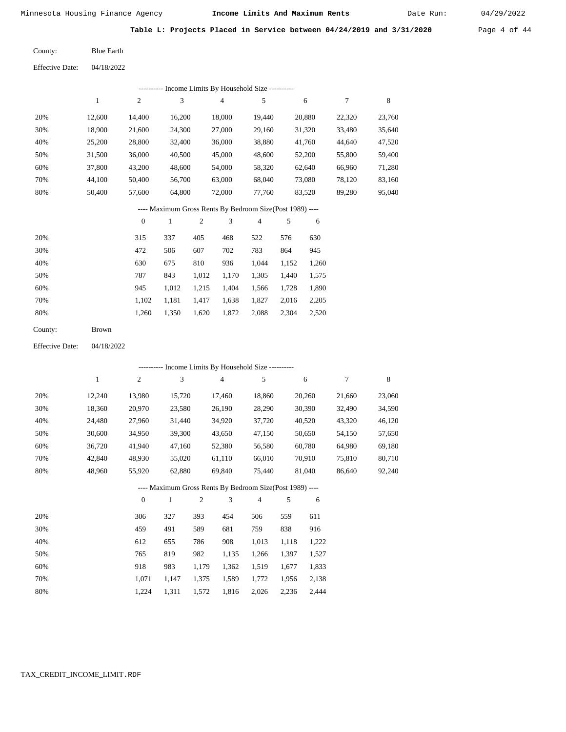Minnesota Housing Finance Agency **Income Limits And Maximum Rents** Date Run: 04/29/2022

**Table L: Projects Placed in Service between 04/24/2019 and 3/31/2020**

County: Blue Earth

Effective Date: 04/18/2022

---------- Income Limits By Household Size ----------

| | 1 | 2 | 3 | 4 | 5 | 6 | 7 | 8 |
|---|---|---|---|---|---|---|---|---|
| 20% | 12,600 | 14,400 | 16,200 | 18,000 | 19,440 | 20,880 | 22,320 | 23,760 |
| 30% | 18,900 | 21,600 | 24,300 | 27,000 | 29,160 | 31,320 | 33,480 | 35,640 |
| 40% | 25,200 | 28,800 | 32,400 | 36,000 | 38,880 | 41,760 | 44,640 | 47,520 |
| 50% | 31,500 | 36,000 | 40,500 | 45,000 | 48,600 | 52,200 | 55,800 | 59,400 |
| 60% | 37,800 | 43,200 | 48,600 | 54,000 | 58,320 | 62,640 | 66,960 | 71,280 |
| 70% | 44,100 | 50,400 | 56,700 | 63,000 | 68,040 | 73,080 | 78,120 | 83,160 |
| 80% | 50,400 | 57,600 | 64,800 | 72,000 | 77,760 | 83,520 | 89,280 | 95,040 |

---- Maximum Gross Rents By Bedroom Size(Post 1989) ----

| | 0 | 1 | 2 | 3 | 4 | 5 | 6 |
|---|---|---|---|---|---|---|---|
| 20% | 315 | 337 | 405 | 468 | 522 | 576 | 630 |
| 30% | 472 | 506 | 607 | 702 | 783 | 864 | 945 |
| 40% | 630 | 675 | 810 | 936 | 1,044 | 1,152 | 1,260 |
| 50% | 787 | 843 | 1,012 | 1,170 | 1,305 | 1,440 | 1,575 |
| 60% | 945 | 1,012 | 1,215 | 1,404 | 1,566 | 1,728 | 1,890 |
| 70% | 1,102 | 1,181 | 1,417 | 1,638 | 1,827 | 2,016 | 2,205 |
| 80% | 1,260 | 1,350 | 1,620 | 1,872 | 2,088 | 2,304 | 2,520 |

County: Brown

Effective Date: 04/18/2022

---------- Income Limits By Household Size ----------

| | 1 | 2 | 3 | 4 | 5 | 6 | 7 | 8 |
|---|---|---|---|---|---|---|---|---|
| 20% | 12,240 | 13,980 | 15,720 | 17,460 | 18,860 | 20,260 | 21,660 | 23,060 |
| 30% | 18,360 | 20,970 | 23,580 | 26,190 | 28,290 | 30,390 | 32,490 | 34,590 |
| 40% | 24,480 | 27,960 | 31,440 | 34,920 | 37,720 | 40,520 | 43,320 | 46,120 |
| 50% | 30,600 | 34,950 | 39,300 | 43,650 | 47,150 | 50,650 | 54,150 | 57,650 |
| 60% | 36,720 | 41,940 | 47,160 | 52,380 | 56,580 | 60,780 | 64,980 | 69,180 |
| 70% | 42,840 | 48,930 | 55,020 | 61,110 | 66,010 | 70,910 | 75,810 | 80,710 |
| 80% | 48,960 | 55,920 | 62,880 | 69,840 | 75,440 | 81,040 | 86,640 | 92,240 |

---- Maximum Gross Rents By Bedroom Size(Post 1989) ----

| | 0 | 1 | 2 | 3 | 4 | 5 | 6 |
|---|---|---|---|---|---|---|---|
| 20% | 306 | 327 | 393 | 454 | 506 | 559 | 611 |
| 30% | 459 | 491 | 589 | 681 | 759 | 838 | 916 |
| 40% | 612 | 655 | 786 | 908 | 1,013 | 1,118 | 1,222 |
| 50% | 765 | 819 | 982 | 1,135 | 1,266 | 1,397 | 1,527 |
| 60% | 918 | 983 | 1,179 | 1,362 | 1,519 | 1,677 | 1,833 |
| 70% | 1,071 | 1,147 | 1,375 | 1,589 | 1,772 | 1,956 | 2,138 |
| 80% | 1,224 | 1,311 | 1,572 | 1,816 | 2,026 | 2,236 | 2,444 |

TAX_CREDIT_INCOME_LIMIT.RDF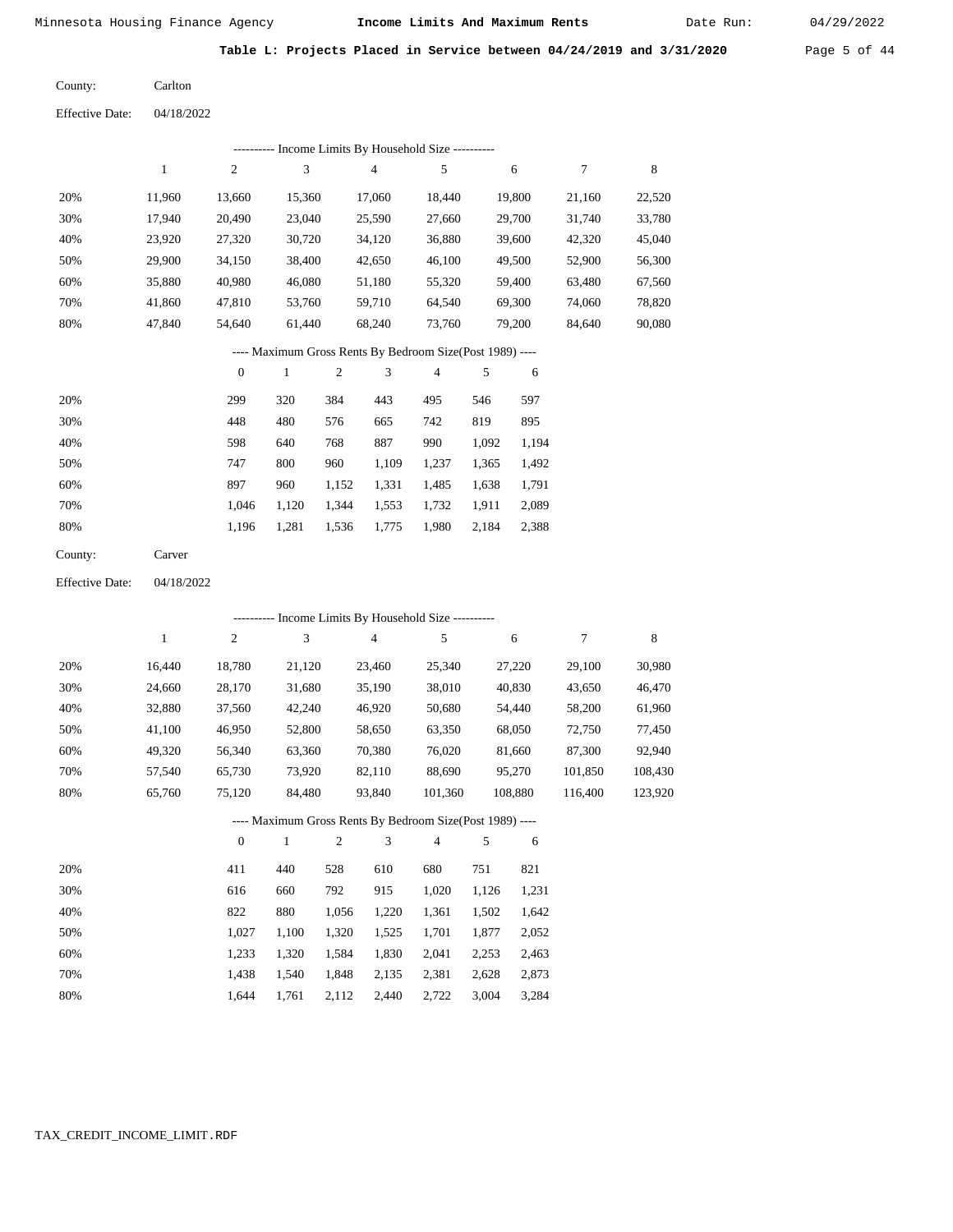**Table L: Projects Placed in Service between 04/24/2019 and 3/31/2020**

County: Carlton

Effective Date: 04/18/2022

---------- Income Limits By Household Size ----------

| | 1 | 2 | 3 | 4 | 5 | 6 | 7 | 8 |
|---|---|---|---|---|---|---|---|---|
| 20% | 11,960 | 13,660 | 15,360 | 17,060 | 18,440 | 19,800 | 21,160 | 22,520 |
| 30% | 17,940 | 20,490 | 23,040 | 25,590 | 27,660 | 29,700 | 31,740 | 33,780 |
| 40% | 23,920 | 27,320 | 30,720 | 34,120 | 36,880 | 39,600 | 42,320 | 45,040 |
| 50% | 29,900 | 34,150 | 38,400 | 42,650 | 46,100 | 49,500 | 52,900 | 56,300 |
| 60% | 35,880 | 40,980 | 46,080 | 51,180 | 55,320 | 59,400 | 63,480 | 67,560 |
| 70% | 41,860 | 47,810 | 53,760 | 59,710 | 64,540 | 69,300 | 74,060 | 78,820 |
| 80% | 47,840 | 54,640 | 61,440 | 68,240 | 73,760 | 79,200 | 84,640 | 90,080 |

---- Maximum Gross Rents By Bedroom Size(Post 1989) ----

| | 0 | 1 | 2 | 3 | 4 | 5 | 6 |
|---|---|---|---|---|---|---|---|
| 20% | 299 | 320 | 384 | 443 | 495 | 546 | 597 |
| 30% | 448 | 480 | 576 | 665 | 742 | 819 | 895 |
| 40% | 598 | 640 | 768 | 887 | 990 | 1,092 | 1,194 |
| 50% | 747 | 800 | 960 | 1,109 | 1,237 | 1,365 | 1,492 |
| 60% | 897 | 960 | 1,152 | 1,331 | 1,485 | 1,638 | 1,791 |
| 70% | 1,046 | 1,120 | 1,344 | 1,553 | 1,732 | 1,911 | 2,089 |
| 80% | 1,196 | 1,281 | 1,536 | 1,775 | 1,980 | 2,184 | 2,388 |

County: Carver

Effective Date: 04/18/2022

---------- Income Limits By Household Size ----------

| | 1 | 2 | 3 | 4 | 5 | 6 | 7 | 8 |
|---|---|---|---|---|---|---|---|---|
| 20% | 16,440 | 18,780 | 21,120 | 23,460 | 25,340 | 27,220 | 29,100 | 30,980 |
| 30% | 24,660 | 28,170 | 31,680 | 35,190 | 38,010 | 40,830 | 43,650 | 46,470 |
| 40% | 32,880 | 37,560 | 42,240 | 46,920 | 50,680 | 54,440 | 58,200 | 61,960 |
| 50% | 41,100 | 46,950 | 52,800 | 58,650 | 63,350 | 68,050 | 72,750 | 77,450 |
| 60% | 49,320 | 56,340 | 63,360 | 70,380 | 76,020 | 81,660 | 87,300 | 92,940 |
| 70% | 57,540 | 65,730 | 73,920 | 82,110 | 88,690 | 95,270 | 101,850 | 108,430 |
| 80% | 65,760 | 75,120 | 84,480 | 93,840 | 101,360 | 108,880 | 116,400 | 123,920 |

---- Maximum Gross Rents By Bedroom Size(Post 1989) ----

| | 0 | 1 | 2 | 3 | 4 | 5 | 6 |
|---|---|---|---|---|---|---|---|
| 20% | 411 | 440 | 528 | 610 | 680 | 751 | 821 |
| 30% | 616 | 660 | 792 | 915 | 1,020 | 1,126 | 1,231 |
| 40% | 822 | 880 | 1,056 | 1,220 | 1,361 | 1,502 | 1,642 |
| 50% | 1,027 | 1,100 | 1,320 | 1,525 | 1,701 | 1,877 | 2,052 |
| 60% | 1,233 | 1,320 | 1,584 | 1,830 | 2,041 | 2,253 | 2,463 |
| 70% | 1,438 | 1,540 | 1,848 | 2,135 | 2,381 | 2,628 | 2,873 |
| 80% | 1,644 | 1,761 | 2,112 | 2,440 | 2,722 | 3,004 | 3,284 |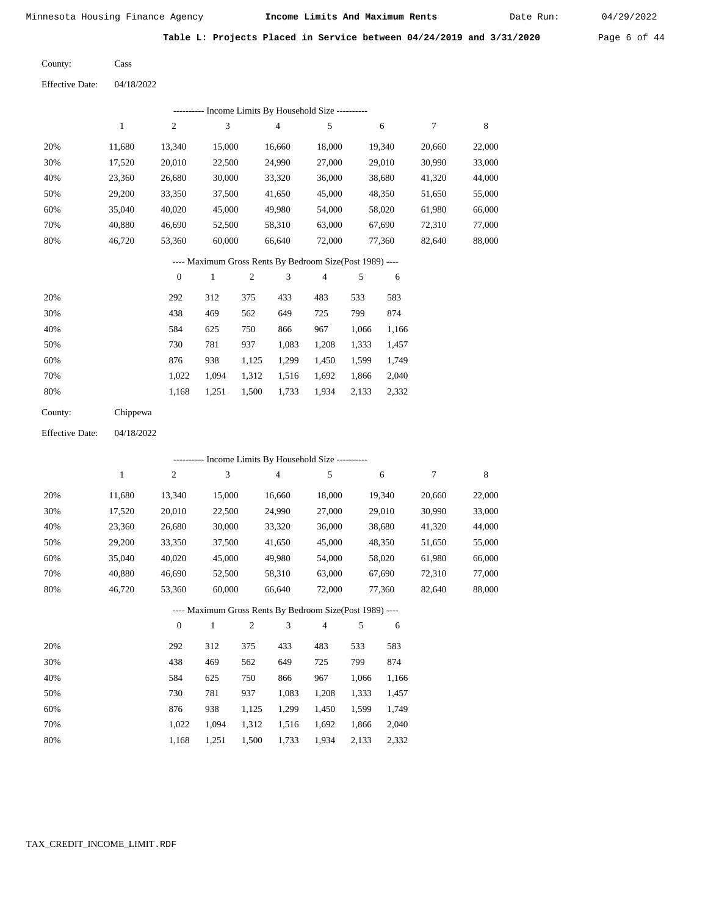Minnesota Housing Finance Agency **Income Limits And Maximum Rents** Date Run: 04/29/2022

**Table L: Projects Placed in Service between 04/24/2019 and 3/31/2020**

County: Cass

Effective Date: 04/18/2022

---------- Income Limits By Household Size ----------

| | 1 | 2 | 3 | 4 | 5 | 6 | 7 | 8 |
|---|---|---|---|---|---|---|---|---|
| 20% | 11,680 | 13,340 | 15,000 | 16,660 | 18,000 | 19,340 | 20,660 | 22,000 |
| 30% | 17,520 | 20,010 | 22,500 | 24,990 | 27,000 | 29,010 | 30,990 | 33,000 |
| 40% | 23,360 | 26,680 | 30,000 | 33,320 | 36,000 | 38,680 | 41,320 | 44,000 |
| 50% | 29,200 | 33,350 | 37,500 | 41,650 | 45,000 | 48,350 | 51,650 | 55,000 |
| 60% | 35,040 | 40,020 | 45,000 | 49,980 | 54,000 | 58,020 | 61,980 | 66,000 |
| 70% | 40,880 | 46,690 | 52,500 | 58,310 | 63,000 | 67,690 | 72,310 | 77,000 |
| 80% | 46,720 | 53,360 | 60,000 | 66,640 | 72,000 | 77,360 | 82,640 | 88,000 |

---- Maximum Gross Rents By Bedroom Size(Post 1989) ----

| | 0 | 1 | 2 | 3 | 4 | 5 | 6 |
|---|---|---|---|---|---|---|---|
| 20% | 292 | 312 | 375 | 433 | 483 | 533 | 583 |
| 30% | 438 | 469 | 562 | 649 | 725 | 799 | 874 |
| 40% | 584 | 625 | 750 | 866 | 967 | 1,066 | 1,166 |
| 50% | 730 | 781 | 937 | 1,083 | 1,208 | 1,333 | 1,457 |
| 60% | 876 | 938 | 1,125 | 1,299 | 1,450 | 1,599 | 1,749 |
| 70% | 1,022 | 1,094 | 1,312 | 1,516 | 1,692 | 1,866 | 2,040 |
| 80% | 1,168 | 1,251 | 1,500 | 1,733 | 1,934 | 2,133 | 2,332 |

County: Chippewa

Effective Date: 04/18/2022

---------- Income Limits By Household Size ----------

| | 1 | 2 | 3 | 4 | 5 | 6 | 7 | 8 |
|---|---|---|---|---|---|---|---|---|
| 20% | 11,680 | 13,340 | 15,000 | 16,660 | 18,000 | 19,340 | 20,660 | 22,000 |
| 30% | 17,520 | 20,010 | 22,500 | 24,990 | 27,000 | 29,010 | 30,990 | 33,000 |
| 40% | 23,360 | 26,680 | 30,000 | 33,320 | 36,000 | 38,680 | 41,320 | 44,000 |
| 50% | 29,200 | 33,350 | 37,500 | 41,650 | 45,000 | 48,350 | 51,650 | 55,000 |
| 60% | 35,040 | 40,020 | 45,000 | 49,980 | 54,000 | 58,020 | 61,980 | 66,000 |
| 70% | 40,880 | 46,690 | 52,500 | 58,310 | 63,000 | 67,690 | 72,310 | 77,000 |
| 80% | 46,720 | 53,360 | 60,000 | 66,640 | 72,000 | 77,360 | 82,640 | 88,000 |

---- Maximum Gross Rents By Bedroom Size(Post 1989) ----

| | 0 | 1 | 2 | 3 | 4 | 5 | 6 |
|---|---|---|---|---|---|---|---|
| 20% | 292 | 312 | 375 | 433 | 483 | 533 | 583 |
| 30% | 438 | 469 | 562 | 649 | 725 | 799 | 874 |
| 40% | 584 | 625 | 750 | 866 | 967 | 1,066 | 1,166 |
| 50% | 730 | 781 | 937 | 1,083 | 1,208 | 1,333 | 1,457 |
| 60% | 876 | 938 | 1,125 | 1,299 | 1,450 | 1,599 | 1,749 |
| 70% | 1,022 | 1,094 | 1,312 | 1,516 | 1,692 | 1,866 | 2,040 |
| 80% | 1,168 | 1,251 | 1,500 | 1,733 | 1,934 | 2,133 | 2,332 |

TAX_CREDIT_INCOME_LIMIT.RDF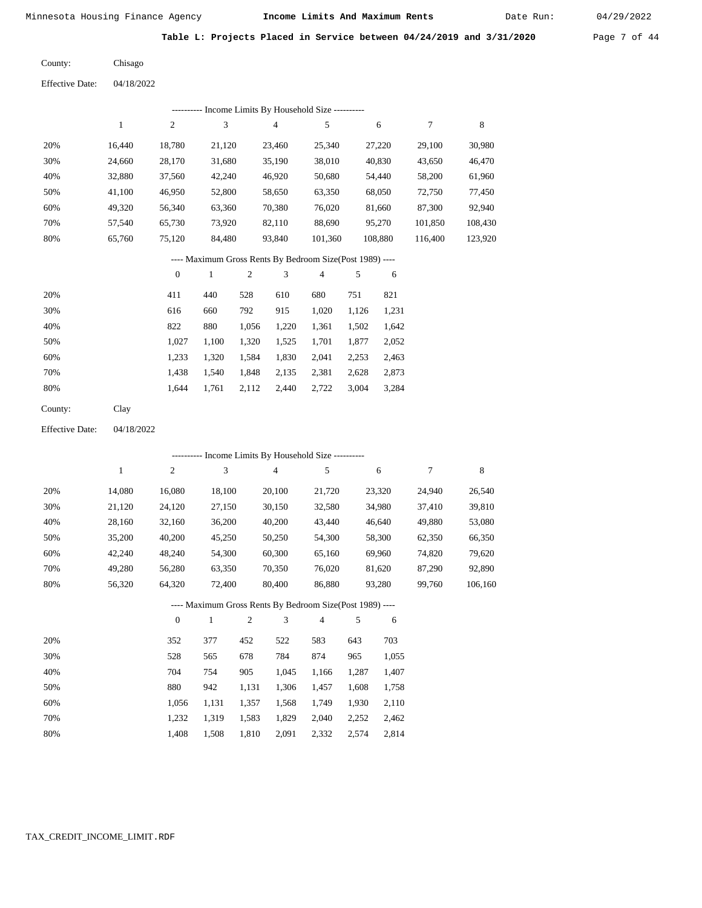Minnesota Housing Finance Agency **Income Limits And Maximum Rents** Date Run: 04/29/2022

**Table L: Projects Placed in Service between 04/24/2019 and 3/31/2020**

County: Chisago

Effective Date: 04/18/2022

---------- Income Limits By Household Size ----------

| | 1 | 2 | 3 | 4 | 5 | 6 | 7 | 8 |
|---|---|---|---|---|---|---|---|---|
| 20% | 16,440 | 18,780 | 21,120 | 23,460 | 25,340 | 27,220 | 29,100 | 30,980 |
| 30% | 24,660 | 28,170 | 31,680 | 35,190 | 38,010 | 40,830 | 43,650 | 46,470 |
| 40% | 32,880 | 37,560 | 42,240 | 46,920 | 50,680 | 54,440 | 58,200 | 61,960 |
| 50% | 41,100 | 46,950 | 52,800 | 58,650 | 63,350 | 68,050 | 72,750 | 77,450 |
| 60% | 49,320 | 56,340 | 63,360 | 70,380 | 76,020 | 81,660 | 87,300 | 92,940 |
| 70% | 57,540 | 65,730 | 73,920 | 82,110 | 88,690 | 95,270 | 101,850 | 108,430 |
| 80% | 65,760 | 75,120 | 84,480 | 93,840 | 101,360 | 108,880 | 116,400 | 123,920 |

---- Maximum Gross Rents By Bedroom Size(Post 1989) ----

| | 0 | 1 | 2 | 3 | 4 | 5 | 6 |
|---|---|---|---|---|---|---|---|
| 20% | 411 | 440 | 528 | 610 | 680 | 751 | 821 |
| 30% | 616 | 660 | 792 | 915 | 1,020 | 1,126 | 1,231 |
| 40% | 822 | 880 | 1,056 | 1,220 | 1,361 | 1,502 | 1,642 |
| 50% | 1,027 | 1,100 | 1,320 | 1,525 | 1,701 | 1,877 | 2,052 |
| 60% | 1,233 | 1,320 | 1,584 | 1,830 | 2,041 | 2,253 | 2,463 |
| 70% | 1,438 | 1,540 | 1,848 | 2,135 | 2,381 | 2,628 | 2,873 |
| 80% | 1,644 | 1,761 | 2,112 | 2,440 | 2,722 | 3,004 | 3,284 |

County: Clay

Effective Date: 04/18/2022

---------- Income Limits By Household Size ----------

| | 1 | 2 | 3 | 4 | 5 | 6 | 7 | 8 |
|---|---|---|---|---|---|---|---|---|
| 20% | 14,080 | 16,080 | 18,100 | 20,100 | 21,720 | 23,320 | 24,940 | 26,540 |
| 30% | 21,120 | 24,120 | 27,150 | 30,150 | 32,580 | 34,980 | 37,410 | 39,810 |
| 40% | 28,160 | 32,160 | 36,200 | 40,200 | 43,440 | 46,640 | 49,880 | 53,080 |
| 50% | 35,200 | 40,200 | 45,250 | 50,250 | 54,300 | 58,300 | 62,350 | 66,350 |
| 60% | 42,240 | 48,240 | 54,300 | 60,300 | 65,160 | 69,960 | 74,820 | 79,620 |
| 70% | 49,280 | 56,280 | 63,350 | 70,350 | 76,020 | 81,620 | 87,290 | 92,890 |
| 80% | 56,320 | 64,320 | 72,400 | 80,400 | 86,880 | 93,280 | 99,760 | 106,160 |

---- Maximum Gross Rents By Bedroom Size(Post 1989) ----

| | 0 | 1 | 2 | 3 | 4 | 5 | 6 |
|---|---|---|---|---|---|---|---|
| 20% | 352 | 377 | 452 | 522 | 583 | 643 | 703 |
| 30% | 528 | 565 | 678 | 784 | 874 | 965 | 1,055 |
| 40% | 704 | 754 | 905 | 1,045 | 1,166 | 1,287 | 1,407 |
| 50% | 880 | 942 | 1,131 | 1,306 | 1,457 | 1,608 | 1,758 |
| 60% | 1,056 | 1,131 | 1,357 | 1,568 | 1,749 | 1,930 | 2,110 |
| 70% | 1,232 | 1,319 | 1,583 | 1,829 | 2,040 | 2,252 | 2,462 |
| 80% | 1,408 | 1,508 | 1,810 | 2,091 | 2,332 | 2,574 | 2,814 |

TAX_CREDIT_INCOME_LIMIT.RDF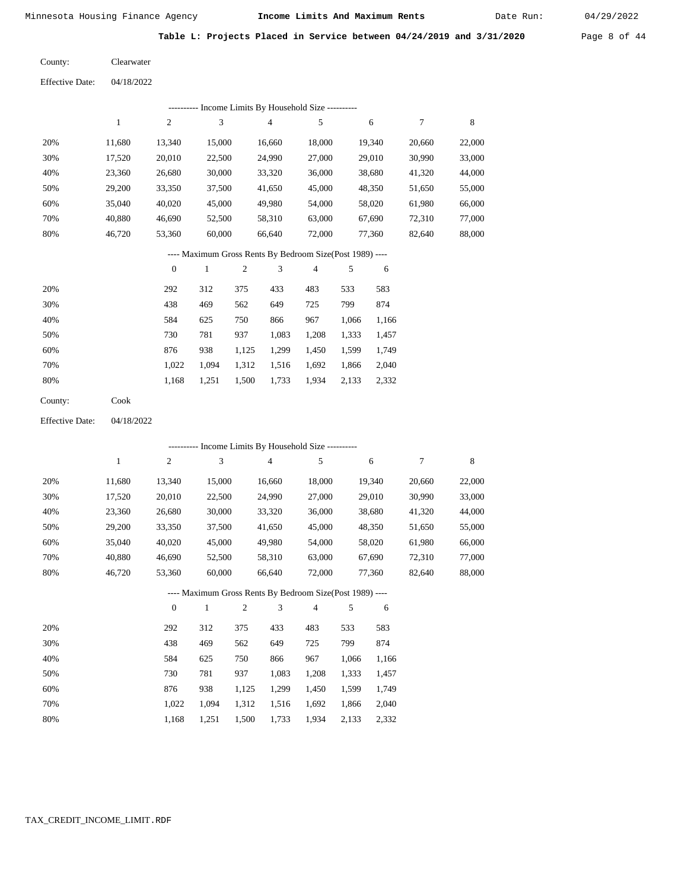Table L: Projects Placed in Service between 04/24/2019 and 3/31/2020

County: Clearwater

Effective Date: 04/18/2022

---------- Income Limits By Household Size ----------

| | 1 | 2 | 3 | 4 | 5 | 6 | 7 | 8 |
|---|---|---|---|---|---|---|---|---|
| 20% | 11,680 | 13,340 | 15,000 | 16,660 | 18,000 | 19,340 | 20,660 | 22,000 |
| 30% | 17,520 | 20,010 | 22,500 | 24,990 | 27,000 | 29,010 | 30,990 | 33,000 |
| 40% | 23,360 | 26,680 | 30,000 | 33,320 | 36,000 | 38,680 | 41,320 | 44,000 |
| 50% | 29,200 | 33,350 | 37,500 | 41,650 | 45,000 | 48,350 | 51,650 | 55,000 |
| 60% | 35,040 | 40,020 | 45,000 | 49,980 | 54,000 | 58,020 | 61,980 | 66,000 |
| 70% | 40,880 | 46,690 | 52,500 | 58,310 | 63,000 | 67,690 | 72,310 | 77,000 |
| 80% | 46,720 | 53,360 | 60,000 | 66,640 | 72,000 | 77,360 | 82,640 | 88,000 |

---- Maximum Gross Rents By Bedroom Size(Post 1989) ----

| | 0 | 1 | 2 | 3 | 4 | 5 | 6 |
|---|---|---|---|---|---|---|---|
| 20% | 292 | 312 | 375 | 433 | 483 | 533 | 583 |
| 30% | 438 | 469 | 562 | 649 | 725 | 799 | 874 |
| 40% | 584 | 625 | 750 | 866 | 967 | 1,066 | 1,166 |
| 50% | 730 | 781 | 937 | 1,083 | 1,208 | 1,333 | 1,457 |
| 60% | 876 | 938 | 1,125 | 1,299 | 1,450 | 1,599 | 1,749 |
| 70% | 1,022 | 1,094 | 1,312 | 1,516 | 1,692 | 1,866 | 2,040 |
| 80% | 1,168 | 1,251 | 1,500 | 1,733 | 1,934 | 2,133 | 2,332 |

County: Cook

Effective Date: 04/18/2022

---------- Income Limits By Household Size ----------

| | 1 | 2 | 3 | 4 | 5 | 6 | 7 | 8 |
|---|---|---|---|---|---|---|---|---|
| 20% | 11,680 | 13,340 | 15,000 | 16,660 | 18,000 | 19,340 | 20,660 | 22,000 |
| 30% | 17,520 | 20,010 | 22,500 | 24,990 | 27,000 | 29,010 | 30,990 | 33,000 |
| 40% | 23,360 | 26,680 | 30,000 | 33,320 | 36,000 | 38,680 | 41,320 | 44,000 |
| 50% | 29,200 | 33,350 | 37,500 | 41,650 | 45,000 | 48,350 | 51,650 | 55,000 |
| 60% | 35,040 | 40,020 | 45,000 | 49,980 | 54,000 | 58,020 | 61,980 | 66,000 |
| 70% | 40,880 | 46,690 | 52,500 | 58,310 | 63,000 | 67,690 | 72,310 | 77,000 |
| 80% | 46,720 | 53,360 | 60,000 | 66,640 | 72,000 | 77,360 | 82,640 | 88,000 |

---- Maximum Gross Rents By Bedroom Size(Post 1989) ----

| | 0 | 1 | 2 | 3 | 4 | 5 | 6 |
|---|---|---|---|---|---|---|---|
| 20% | 292 | 312 | 375 | 433 | 483 | 533 | 583 |
| 30% | 438 | 469 | 562 | 649 | 725 | 799 | 874 |
| 40% | 584 | 625 | 750 | 866 | 967 | 1,066 | 1,166 |
| 50% | 730 | 781 | 937 | 1,083 | 1,208 | 1,333 | 1,457 |
| 60% | 876 | 938 | 1,125 | 1,299 | 1,450 | 1,599 | 1,749 |
| 70% | 1,022 | 1,094 | 1,312 | 1,516 | 1,692 | 1,866 | 2,040 |
| 80% | 1,168 | 1,251 | 1,500 | 1,733 | 1,934 | 2,133 | 2,332 |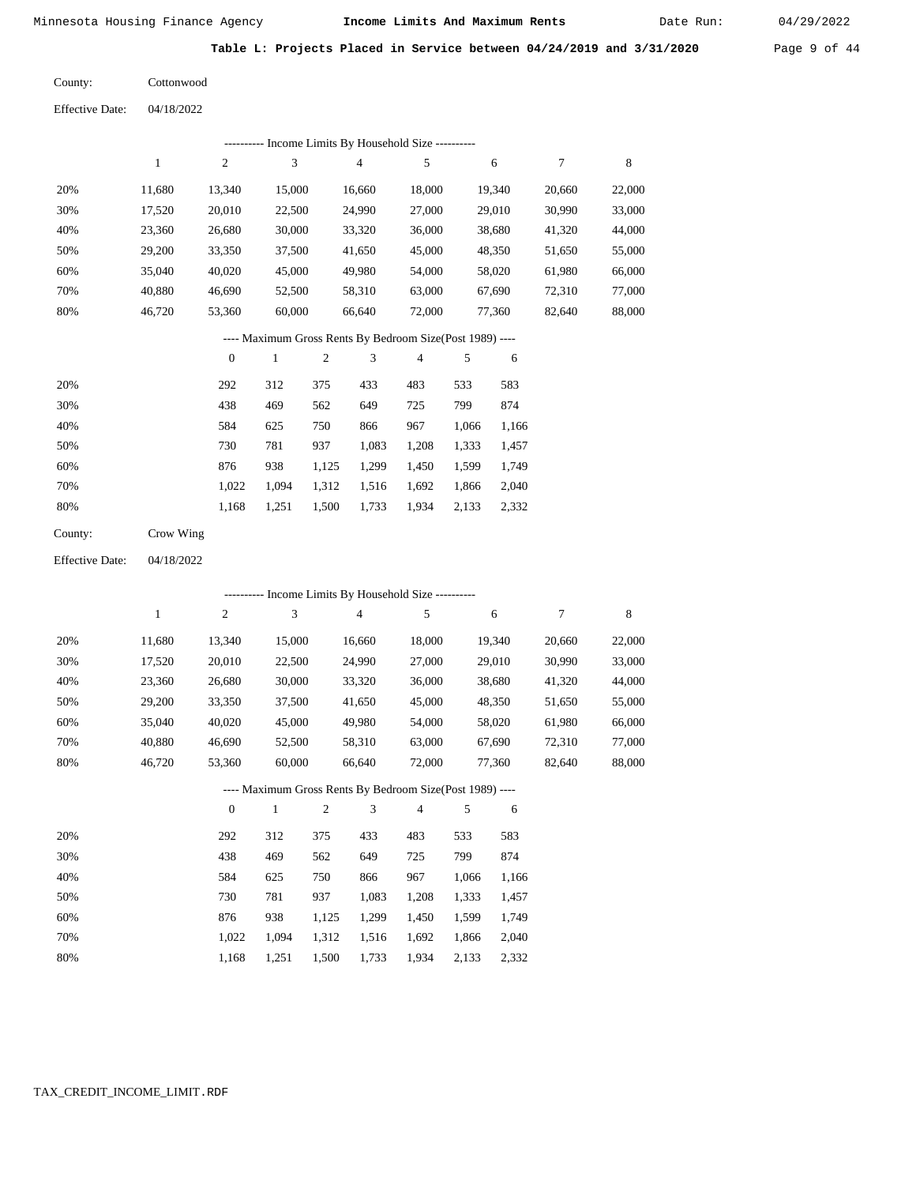Minnesota Housing Finance Agency **Income Limits And Maximum Rents** Date Run: 04/29/2022

**Table L: Projects Placed in Service between 04/24/2019 and 3/31/2020**

County: Cottonwood

Effective Date: 04/18/2022

---------- Income Limits By Household Size ----------

| | 1 | 2 | 3 | 4 | 5 | 6 | 7 | 8 |
|---|---|---|---|---|---|---|---|---|
| 20% | 11,680 | 13,340 | 15,000 | 16,660 | 18,000 | 19,340 | 20,660 | 22,000 |
| 30% | 17,520 | 20,010 | 22,500 | 24,990 | 27,000 | 29,010 | 30,990 | 33,000 |
| 40% | 23,360 | 26,680 | 30,000 | 33,320 | 36,000 | 38,680 | 41,320 | 44,000 |
| 50% | 29,200 | 33,350 | 37,500 | 41,650 | 45,000 | 48,350 | 51,650 | 55,000 |
| 60% | 35,040 | 40,020 | 45,000 | 49,980 | 54,000 | 58,020 | 61,980 | 66,000 |
| 70% | 40,880 | 46,690 | 52,500 | 58,310 | 63,000 | 67,690 | 72,310 | 77,000 |
| 80% | 46,720 | 53,360 | 60,000 | 66,640 | 72,000 | 77,360 | 82,640 | 88,000 |

---- Maximum Gross Rents By Bedroom Size(Post 1989) ----

| | 0 | 1 | 2 | 3 | 4 | 5 | 6 |
|---|---|---|---|---|---|---|---|
| 20% | 292 | 312 | 375 | 433 | 483 | 533 | 583 |
| 30% | 438 | 469 | 562 | 649 | 725 | 799 | 874 |
| 40% | 584 | 625 | 750 | 866 | 967 | 1,066 | 1,166 |
| 50% | 730 | 781 | 937 | 1,083 | 1,208 | 1,333 | 1,457 |
| 60% | 876 | 938 | 1,125 | 1,299 | 1,450 | 1,599 | 1,749 |
| 70% | 1,022 | 1,094 | 1,312 | 1,516 | 1,692 | 1,866 | 2,040 |
| 80% | 1,168 | 1,251 | 1,500 | 1,733 | 1,934 | 2,133 | 2,332 |

County: Crow Wing

Effective Date: 04/18/2022

---------- Income Limits By Household Size ----------

| | 1 | 2 | 3 | 4 | 5 | 6 | 7 | 8 |
|---|---|---|---|---|---|---|---|---|
| 20% | 11,680 | 13,340 | 15,000 | 16,660 | 18,000 | 19,340 | 20,660 | 22,000 |
| 30% | 17,520 | 20,010 | 22,500 | 24,990 | 27,000 | 29,010 | 30,990 | 33,000 |
| 40% | 23,360 | 26,680 | 30,000 | 33,320 | 36,000 | 38,680 | 41,320 | 44,000 |
| 50% | 29,200 | 33,350 | 37,500 | 41,650 | 45,000 | 48,350 | 51,650 | 55,000 |
| 60% | 35,040 | 40,020 | 45,000 | 49,980 | 54,000 | 58,020 | 61,980 | 66,000 |
| 70% | 40,880 | 46,690 | 52,500 | 58,310 | 63,000 | 67,690 | 72,310 | 77,000 |
| 80% | 46,720 | 53,360 | 60,000 | 66,640 | 72,000 | 77,360 | 82,640 | 88,000 |

---- Maximum Gross Rents By Bedroom Size(Post 1989) ----

| | 0 | 1 | 2 | 3 | 4 | 5 | 6 |
|---|---|---|---|---|---|---|---|
| 20% | 292 | 312 | 375 | 433 | 483 | 533 | 583 |
| 30% | 438 | 469 | 562 | 649 | 725 | 799 | 874 |
| 40% | 584 | 625 | 750 | 866 | 967 | 1,066 | 1,166 |
| 50% | 730 | 781 | 937 | 1,083 | 1,208 | 1,333 | 1,457 |
| 60% | 876 | 938 | 1,125 | 1,299 | 1,450 | 1,599 | 1,749 |
| 70% | 1,022 | 1,094 | 1,312 | 1,516 | 1,692 | 1,866 | 2,040 |
| 80% | 1,168 | 1,251 | 1,500 | 1,733 | 1,934 | 2,133 | 2,332 |

TAX_CREDIT_INCOME_LIMIT.RDF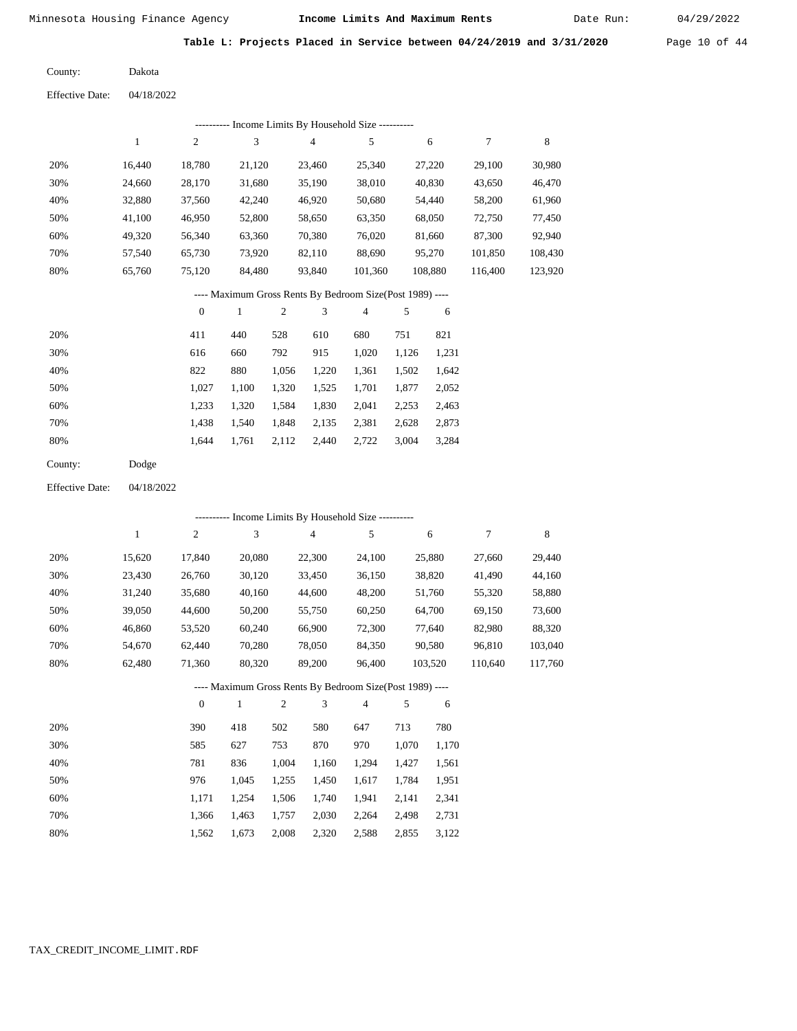Minnesota Housing Finance Agency — **Income Limits And Maximum Rents** — Date Run: 04/29/2022

**Table L: Projects Placed in Service between 04/24/2019 and 3/31/2020**

County: Dakota

Effective Date: 04/18/2022

---------- Income Limits By Household Size ----------

| | 1 | 2 | 3 | 4 | 5 | 6 | 7 | 8 |
|---|---|---|---|---|---|---|---|---|
| 20% | 16,440 | 18,780 | 21,120 | 23,460 | 25,340 | 27,220 | 29,100 | 30,980 |
| 30% | 24,660 | 28,170 | 31,680 | 35,190 | 38,010 | 40,830 | 43,650 | 46,470 |
| 40% | 32,880 | 37,560 | 42,240 | 46,920 | 50,680 | 54,440 | 58,200 | 61,960 |
| 50% | 41,100 | 46,950 | 52,800 | 58,650 | 63,350 | 68,050 | 72,750 | 77,450 |
| 60% | 49,320 | 56,340 | 63,360 | 70,380 | 76,020 | 81,660 | 87,300 | 92,940 |
| 70% | 57,540 | 65,730 | 73,920 | 82,110 | 88,690 | 95,270 | 101,850 | 108,430 |
| 80% | 65,760 | 75,120 | 84,480 | 93,840 | 101,360 | 108,880 | 116,400 | 123,920 |

---- Maximum Gross Rents By Bedroom Size(Post 1989) ----

| | 0 | 1 | 2 | 3 | 4 | 5 | 6 |
|---|---|---|---|---|---|---|---|
| 20% | 411 | 440 | 528 | 610 | 680 | 751 | 821 |
| 30% | 616 | 660 | 792 | 915 | 1,020 | 1,126 | 1,231 |
| 40% | 822 | 880 | 1,056 | 1,220 | 1,361 | 1,502 | 1,642 |
| 50% | 1,027 | 1,100 | 1,320 | 1,525 | 1,701 | 1,877 | 2,052 |
| 60% | 1,233 | 1,320 | 1,584 | 1,830 | 2,041 | 2,253 | 2,463 |
| 70% | 1,438 | 1,540 | 1,848 | 2,135 | 2,381 | 2,628 | 2,873 |
| 80% | 1,644 | 1,761 | 2,112 | 2,440 | 2,722 | 3,004 | 3,284 |

County: Dodge

Effective Date: 04/18/2022

---------- Income Limits By Household Size ----------

| | 1 | 2 | 3 | 4 | 5 | 6 | 7 | 8 |
|---|---|---|---|---|---|---|---|---|
| 20% | 15,620 | 17,840 | 20,080 | 22,300 | 24,100 | 25,880 | 27,660 | 29,440 |
| 30% | 23,430 | 26,760 | 30,120 | 33,450 | 36,150 | 38,820 | 41,490 | 44,160 |
| 40% | 31,240 | 35,680 | 40,160 | 44,600 | 48,200 | 51,760 | 55,320 | 58,880 |
| 50% | 39,050 | 44,600 | 50,200 | 55,750 | 60,250 | 64,700 | 69,150 | 73,600 |
| 60% | 46,860 | 53,520 | 60,240 | 66,900 | 72,300 | 77,640 | 82,980 | 88,320 |
| 70% | 54,670 | 62,440 | 70,280 | 78,050 | 84,350 | 90,580 | 96,810 | 103,040 |
| 80% | 62,480 | 71,360 | 80,320 | 89,200 | 96,400 | 103,520 | 110,640 | 117,760 |

---- Maximum Gross Rents By Bedroom Size(Post 1989) ----

| | 0 | 1 | 2 | 3 | 4 | 5 | 6 |
|---|---|---|---|---|---|---|---|
| 20% | 390 | 418 | 502 | 580 | 647 | 713 | 780 |
| 30% | 585 | 627 | 753 | 870 | 970 | 1,070 | 1,170 |
| 40% | 781 | 836 | 1,004 | 1,160 | 1,294 | 1,427 | 1,561 |
| 50% | 976 | 1,045 | 1,255 | 1,450 | 1,617 | 1,784 | 1,951 |
| 60% | 1,171 | 1,254 | 1,506 | 1,740 | 1,941 | 2,141 | 2,341 |
| 70% | 1,366 | 1,463 | 1,757 | 2,030 | 2,264 | 2,498 | 2,731 |
| 80% | 1,562 | 1,673 | 2,008 | 2,320 | 2,588 | 2,855 | 3,122 |

TAX_CREDIT_INCOME_LIMIT.RDF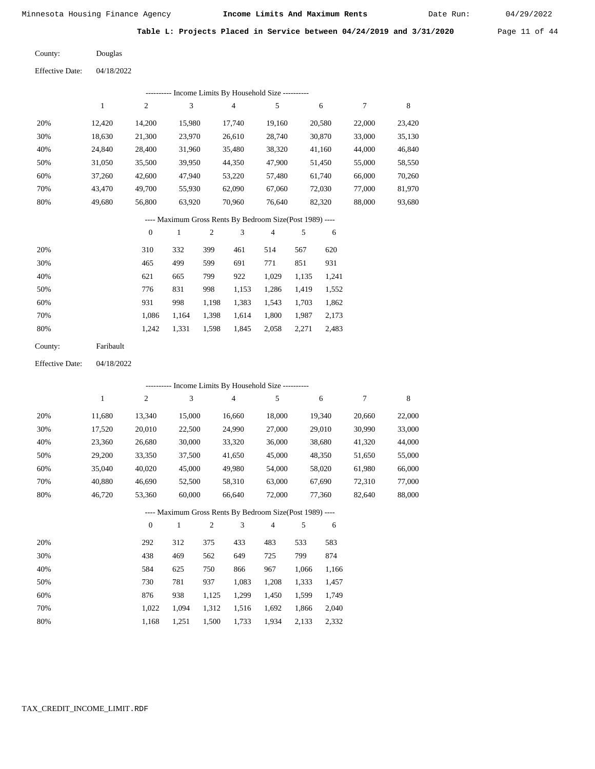Minnesota Housing Finance Agency **Income Limits And Maximum Rents** Date Run: 04/29/2022

**Table L: Projects Placed in Service between 04/24/2019 and 3/31/2020**

County: Douglas

Effective Date: 04/18/2022

---------- Income Limits By Household Size ----------

| | 1 | 2 | 3 | 4 | 5 | 6 | 7 | 8 |
|---|---|---|---|---|---|---|---|---|
| 20% | 12,420 | 14,200 | 15,980 | 17,740 | 19,160 | 20,580 | 22,000 | 23,420 |
| 30% | 18,630 | 21,300 | 23,970 | 26,610 | 28,740 | 30,870 | 33,000 | 35,130 |
| 40% | 24,840 | 28,400 | 31,960 | 35,480 | 38,320 | 41,160 | 44,000 | 46,840 |
| 50% | 31,050 | 35,500 | 39,950 | 44,350 | 47,900 | 51,450 | 55,000 | 58,550 |
| 60% | 37,260 | 42,600 | 47,940 | 53,220 | 57,480 | 61,740 | 66,000 | 70,260 |
| 70% | 43,470 | 49,700 | 55,930 | 62,090 | 67,060 | 72,030 | 77,000 | 81,970 |
| 80% | 49,680 | 56,800 | 63,920 | 70,960 | 76,640 | 82,320 | 88,000 | 93,680 |

---- Maximum Gross Rents By Bedroom Size(Post 1989) ----

| | 0 | 1 | 2 | 3 | 4 | 5 | 6 |
|---|---|---|---|---|---|---|---|
| 20% | 310 | 332 | 399 | 461 | 514 | 567 | 620 |
| 30% | 465 | 499 | 599 | 691 | 771 | 851 | 931 |
| 40% | 621 | 665 | 799 | 922 | 1,029 | 1,135 | 1,241 |
| 50% | 776 | 831 | 998 | 1,153 | 1,286 | 1,419 | 1,552 |
| 60% | 931 | 998 | 1,198 | 1,383 | 1,543 | 1,703 | 1,862 |
| 70% | 1,086 | 1,164 | 1,398 | 1,614 | 1,800 | 1,987 | 2,173 |
| 80% | 1,242 | 1,331 | 1,598 | 1,845 | 2,058 | 2,271 | 2,483 |

County: Faribault

Effective Date: 04/18/2022

---------- Income Limits By Household Size ----------

| | 1 | 2 | 3 | 4 | 5 | 6 | 7 | 8 |
|---|---|---|---|---|---|---|---|---|
| 20% | 11,680 | 13,340 | 15,000 | 16,660 | 18,000 | 19,340 | 20,660 | 22,000 |
| 30% | 17,520 | 20,010 | 22,500 | 24,990 | 27,000 | 29,010 | 30,990 | 33,000 |
| 40% | 23,360 | 26,680 | 30,000 | 33,320 | 36,000 | 38,680 | 41,320 | 44,000 |
| 50% | 29,200 | 33,350 | 37,500 | 41,650 | 45,000 | 48,350 | 51,650 | 55,000 |
| 60% | 35,040 | 40,020 | 45,000 | 49,980 | 54,000 | 58,020 | 61,980 | 66,000 |
| 70% | 40,880 | 46,690 | 52,500 | 58,310 | 63,000 | 67,690 | 72,310 | 77,000 |
| 80% | 46,720 | 53,360 | 60,000 | 66,640 | 72,000 | 77,360 | 82,640 | 88,000 |

---- Maximum Gross Rents By Bedroom Size(Post 1989) ----

| | 0 | 1 | 2 | 3 | 4 | 5 | 6 |
|---|---|---|---|---|---|---|---|
| 20% | 292 | 312 | 375 | 433 | 483 | 533 | 583 |
| 30% | 438 | 469 | 562 | 649 | 725 | 799 | 874 |
| 40% | 584 | 625 | 750 | 866 | 967 | 1,066 | 1,166 |
| 50% | 730 | 781 | 937 | 1,083 | 1,208 | 1,333 | 1,457 |
| 60% | 876 | 938 | 1,125 | 1,299 | 1,450 | 1,599 | 1,749 |
| 70% | 1,022 | 1,094 | 1,312 | 1,516 | 1,692 | 1,866 | 2,040 |
| 80% | 1,168 | 1,251 | 1,500 | 1,733 | 1,934 | 2,133 | 2,332 |

TAX_CREDIT_INCOME_LIMIT.RDF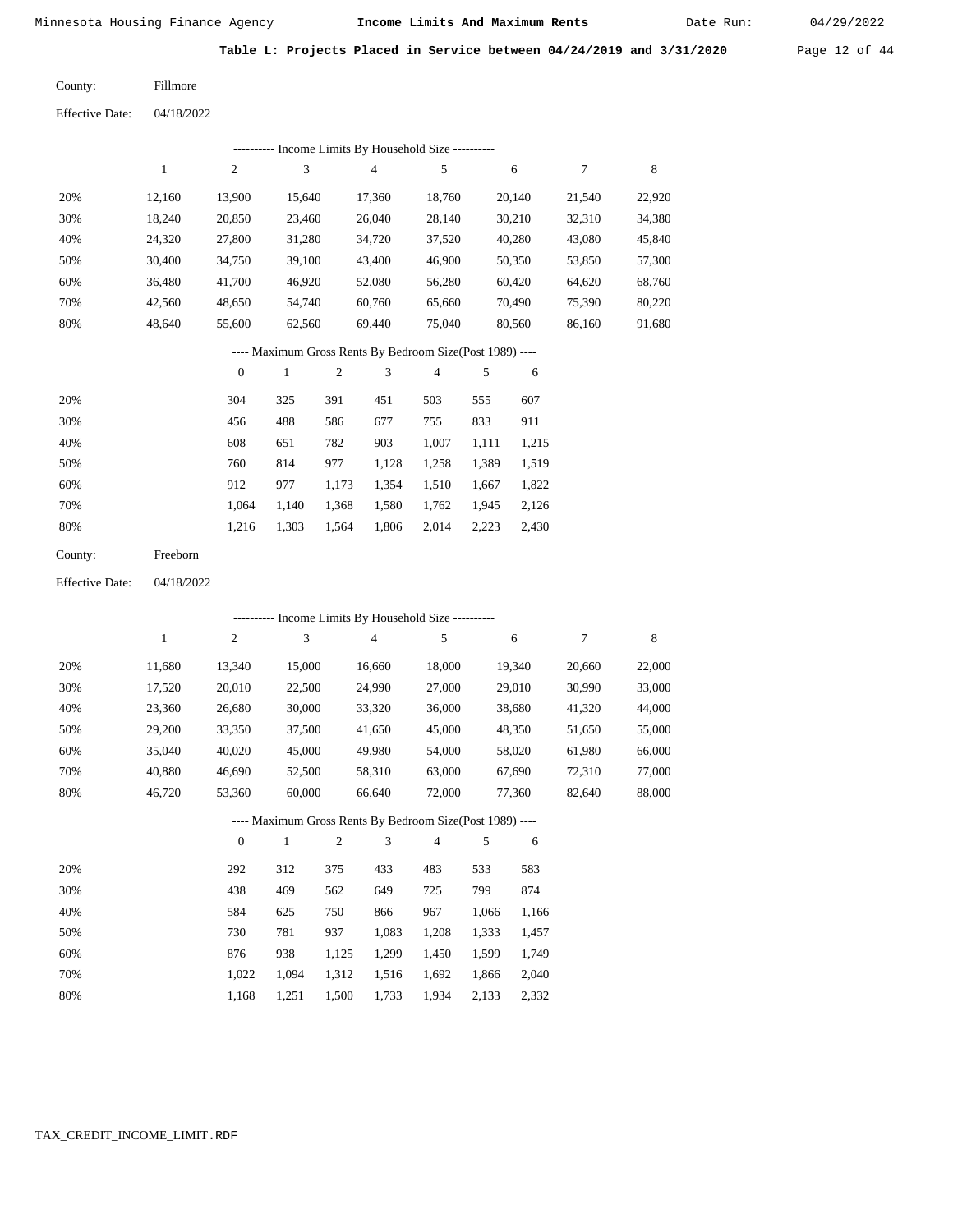**Table L: Projects Placed in Service between 04/24/2019 and 3/31/2020**

County: Fillmore

Effective Date: 04/18/2022

---------- Income Limits By Household Size ----------

| | 1 | 2 | 3 | 4 | 5 | 6 | 7 | 8 |
|---|---|---|---|---|---|---|---|---|
| 20% | 12,160 | 13,900 | 15,640 | 17,360 | 18,760 | 20,140 | 21,540 | 22,920 |
| 30% | 18,240 | 20,850 | 23,460 | 26,040 | 28,140 | 30,210 | 32,310 | 34,380 |
| 40% | 24,320 | 27,800 | 31,280 | 34,720 | 37,520 | 40,280 | 43,080 | 45,840 |
| 50% | 30,400 | 34,750 | 39,100 | 43,400 | 46,900 | 50,350 | 53,850 | 57,300 |
| 60% | 36,480 | 41,700 | 46,920 | 52,080 | 56,280 | 60,420 | 64,620 | 68,760 |
| 70% | 42,560 | 48,650 | 54,740 | 60,760 | 65,660 | 70,490 | 75,390 | 80,220 |
| 80% | 48,640 | 55,600 | 62,560 | 69,440 | 75,040 | 80,560 | 86,160 | 91,680 |

---- Maximum Gross Rents By Bedroom Size(Post 1989) ----

| | 0 | 1 | 2 | 3 | 4 | 5 | 6 |
|---|---|---|---|---|---|---|---|
| 20% | 304 | 325 | 391 | 451 | 503 | 555 | 607 |
| 30% | 456 | 488 | 586 | 677 | 755 | 833 | 911 |
| 40% | 608 | 651 | 782 | 903 | 1,007 | 1,111 | 1,215 |
| 50% | 760 | 814 | 977 | 1,128 | 1,258 | 1,389 | 1,519 |
| 60% | 912 | 977 | 1,173 | 1,354 | 1,510 | 1,667 | 1,822 |
| 70% | 1,064 | 1,140 | 1,368 | 1,580 | 1,762 | 1,945 | 2,126 |
| 80% | 1,216 | 1,303 | 1,564 | 1,806 | 2,014 | 2,223 | 2,430 |

County: Freeborn

Effective Date: 04/18/2022

---------- Income Limits By Household Size ----------

| | 1 | 2 | 3 | 4 | 5 | 6 | 7 | 8 |
|---|---|---|---|---|---|---|---|---|
| 20% | 11,680 | 13,340 | 15,000 | 16,660 | 18,000 | 19,340 | 20,660 | 22,000 |
| 30% | 17,520 | 20,010 | 22,500 | 24,990 | 27,000 | 29,010 | 30,990 | 33,000 |
| 40% | 23,360 | 26,680 | 30,000 | 33,320 | 36,000 | 38,680 | 41,320 | 44,000 |
| 50% | 29,200 | 33,350 | 37,500 | 41,650 | 45,000 | 48,350 | 51,650 | 55,000 |
| 60% | 35,040 | 40,020 | 45,000 | 49,980 | 54,000 | 58,020 | 61,980 | 66,000 |
| 70% | 40,880 | 46,690 | 52,500 | 58,310 | 63,000 | 67,690 | 72,310 | 77,000 |
| 80% | 46,720 | 53,360 | 60,000 | 66,640 | 72,000 | 77,360 | 82,640 | 88,000 |

---- Maximum Gross Rents By Bedroom Size(Post 1989) ----

| | 0 | 1 | 2 | 3 | 4 | 5 | 6 |
|---|---|---|---|---|---|---|---|
| 20% | 292 | 312 | 375 | 433 | 483 | 533 | 583 |
| 30% | 438 | 469 | 562 | 649 | 725 | 799 | 874 |
| 40% | 584 | 625 | 750 | 866 | 967 | 1,066 | 1,166 |
| 50% | 730 | 781 | 937 | 1,083 | 1,208 | 1,333 | 1,457 |
| 60% | 876 | 938 | 1,125 | 1,299 | 1,450 | 1,599 | 1,749 |
| 70% | 1,022 | 1,094 | 1,312 | 1,516 | 1,692 | 1,866 | 2,040 |
| 80% | 1,168 | 1,251 | 1,500 | 1,733 | 1,934 | 2,133 | 2,332 |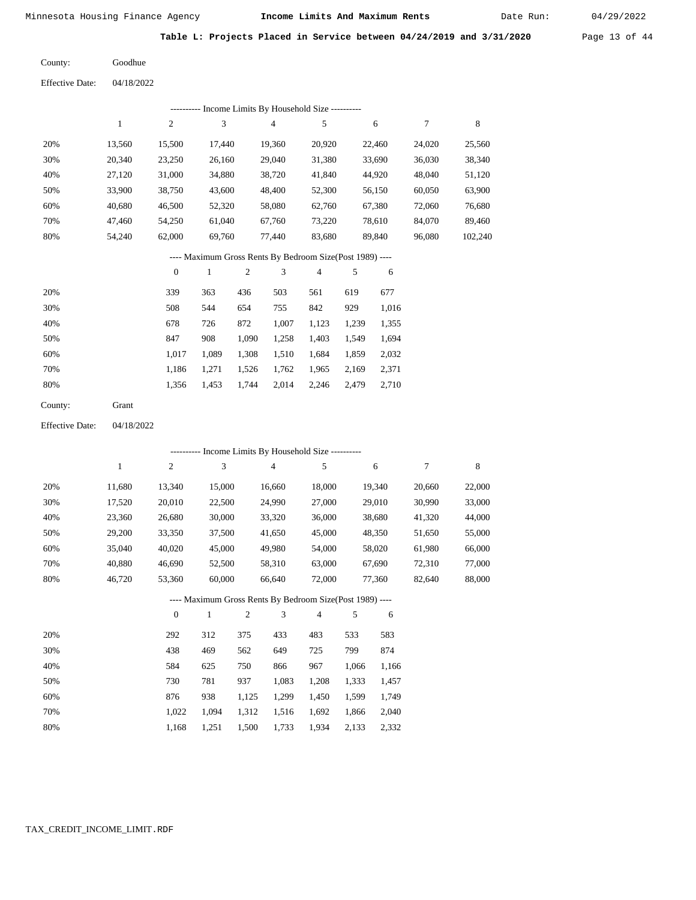## Table L: Projects Placed in Service between 04/24/2019 and 3/31/2020

County: Goodhue

Effective Date: 04/18/2022

---------- Income Limits By Household Size ----------

| | 1 | 2 | 3 | 4 | 5 | 6 | 7 | 8 |
|---|---|---|---|---|---|---|---|---|
| 20% | 13,560 | 15,500 | 17,440 | 19,360 | 20,920 | 22,460 | 24,020 | 25,560 |
| 30% | 20,340 | 23,250 | 26,160 | 29,040 | 31,380 | 33,690 | 36,030 | 38,340 |
| 40% | 27,120 | 31,000 | 34,880 | 38,720 | 41,840 | 44,920 | 48,040 | 51,120 |
| 50% | 33,900 | 38,750 | 43,600 | 48,400 | 52,300 | 56,150 | 60,050 | 63,900 |
| 60% | 40,680 | 46,500 | 52,320 | 58,080 | 62,760 | 67,380 | 72,060 | 76,680 |
| 70% | 47,460 | 54,250 | 61,040 | 67,760 | 73,220 | 78,610 | 84,070 | 89,460 |
| 80% | 54,240 | 62,000 | 69,760 | 77,440 | 83,680 | 89,840 | 96,080 | 102,240 |

---- Maximum Gross Rents By Bedroom Size(Post 1989) ----

| | 0 | 1 | 2 | 3 | 4 | 5 | 6 |
|---|---|---|---|---|---|---|---|
| 20% | 339 | 363 | 436 | 503 | 561 | 619 | 677 |
| 30% | 508 | 544 | 654 | 755 | 842 | 929 | 1,016 |
| 40% | 678 | 726 | 872 | 1,007 | 1,123 | 1,239 | 1,355 |
| 50% | 847 | 908 | 1,090 | 1,258 | 1,403 | 1,549 | 1,694 |
| 60% | 1,017 | 1,089 | 1,308 | 1,510 | 1,684 | 1,859 | 2,032 |
| 70% | 1,186 | 1,271 | 1,526 | 1,762 | 1,965 | 2,169 | 2,371 |
| 80% | 1,356 | 1,453 | 1,744 | 2,014 | 2,246 | 2,479 | 2,710 |

County: Grant

Effective Date: 04/18/2022

---------- Income Limits By Household Size ----------

| | 1 | 2 | 3 | 4 | 5 | 6 | 7 | 8 |
|---|---|---|---|---|---|---|---|---|
| 20% | 11,680 | 13,340 | 15,000 | 16,660 | 18,000 | 19,340 | 20,660 | 22,000 |
| 30% | 17,520 | 20,010 | 22,500 | 24,990 | 27,000 | 29,010 | 30,990 | 33,000 |
| 40% | 23,360 | 26,680 | 30,000 | 33,320 | 36,000 | 38,680 | 41,320 | 44,000 |
| 50% | 29,200 | 33,350 | 37,500 | 41,650 | 45,000 | 48,350 | 51,650 | 55,000 |
| 60% | 35,040 | 40,020 | 45,000 | 49,980 | 54,000 | 58,020 | 61,980 | 66,000 |
| 70% | 40,880 | 46,690 | 52,500 | 58,310 | 63,000 | 67,690 | 72,310 | 77,000 |
| 80% | 46,720 | 53,360 | 60,000 | 66,640 | 72,000 | 77,360 | 82,640 | 88,000 |

---- Maximum Gross Rents By Bedroom Size(Post 1989) ----

| | 0 | 1 | 2 | 3 | 4 | 5 | 6 |
|---|---|---|---|---|---|---|---|
| 20% | 292 | 312 | 375 | 433 | 483 | 533 | 583 |
| 30% | 438 | 469 | 562 | 649 | 725 | 799 | 874 |
| 40% | 584 | 625 | 750 | 866 | 967 | 1,066 | 1,166 |
| 50% | 730 | 781 | 937 | 1,083 | 1,208 | 1,333 | 1,457 |
| 60% | 876 | 938 | 1,125 | 1,299 | 1,450 | 1,599 | 1,749 |
| 70% | 1,022 | 1,094 | 1,312 | 1,516 | 1,692 | 1,866 | 2,040 |
| 80% | 1,168 | 1,251 | 1,500 | 1,733 | 1,934 | 2,133 | 2,332 |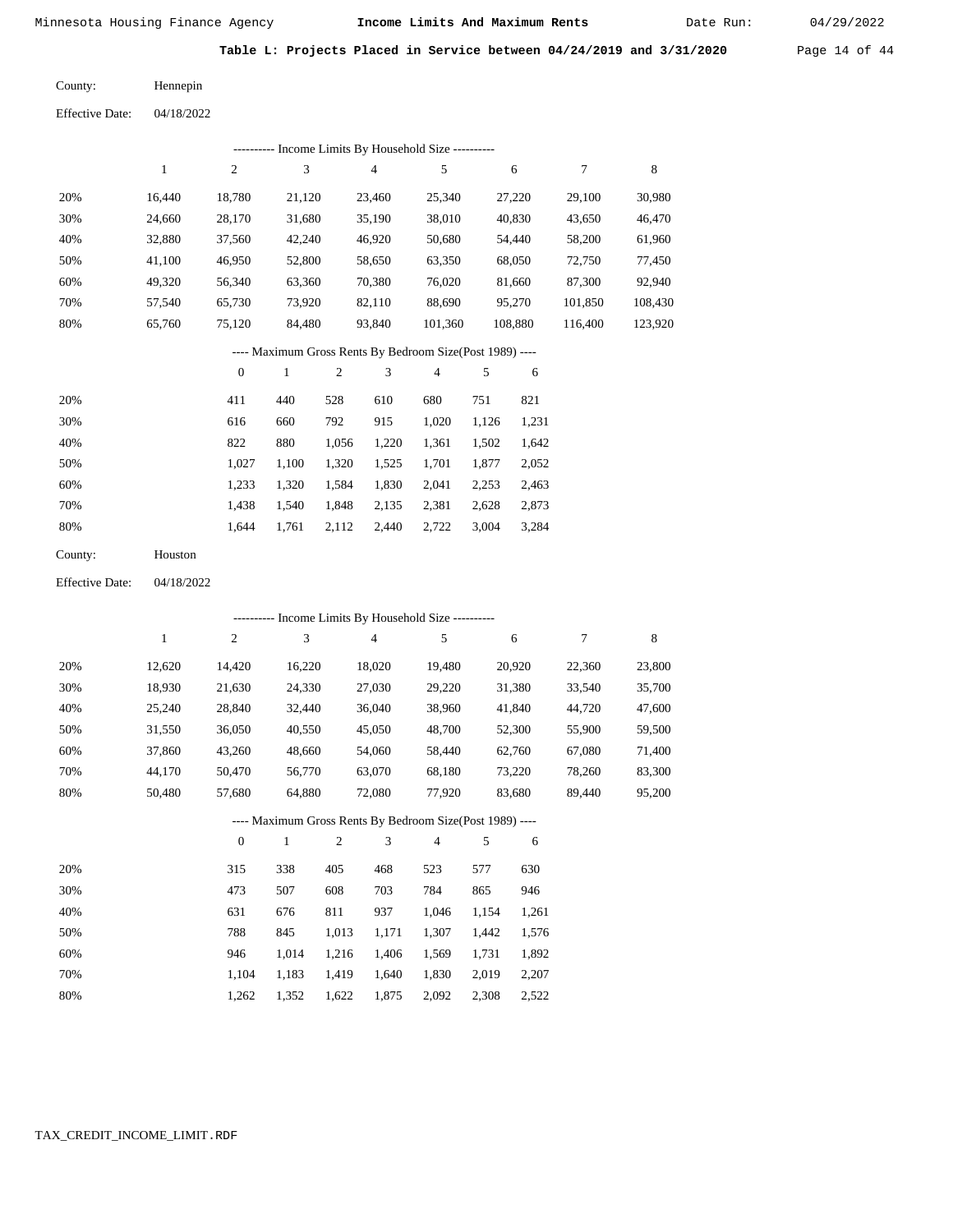Minnesota Housing Finance Agency **Income Limits And Maximum Rents** Date Run: 04/29/2022

**Table L: Projects Placed in Service between 04/24/2019 and 3/31/2020**

County: Hennepin

Effective Date: 04/18/2022

---------- Income Limits By Household Size ----------

| | 1 | 2 | 3 | 4 | 5 | 6 | 7 | 8 |
|---|---|---|---|---|---|---|---|---|
| 20% | 16,440 | 18,780 | 21,120 | 23,460 | 25,340 | 27,220 | 29,100 | 30,980 |
| 30% | 24,660 | 28,170 | 31,680 | 35,190 | 38,010 | 40,830 | 43,650 | 46,470 |
| 40% | 32,880 | 37,560 | 42,240 | 46,920 | 50,680 | 54,440 | 58,200 | 61,960 |
| 50% | 41,100 | 46,950 | 52,800 | 58,650 | 63,350 | 68,050 | 72,750 | 77,450 |
| 60% | 49,320 | 56,340 | 63,360 | 70,380 | 76,020 | 81,660 | 87,300 | 92,940 |
| 70% | 57,540 | 65,730 | 73,920 | 82,110 | 88,690 | 95,270 | 101,850 | 108,430 |
| 80% | 65,760 | 75,120 | 84,480 | 93,840 | 101,360 | 108,880 | 116,400 | 123,920 |

---- Maximum Gross Rents By Bedroom Size(Post 1989) ----

| | 0 | 1 | 2 | 3 | 4 | 5 | 6 |
|---|---|---|---|---|---|---|---|
| 20% | 411 | 440 | 528 | 610 | 680 | 751 | 821 |
| 30% | 616 | 660 | 792 | 915 | 1,020 | 1,126 | 1,231 |
| 40% | 822 | 880 | 1,056 | 1,220 | 1,361 | 1,502 | 1,642 |
| 50% | 1,027 | 1,100 | 1,320 | 1,525 | 1,701 | 1,877 | 2,052 |
| 60% | 1,233 | 1,320 | 1,584 | 1,830 | 2,041 | 2,253 | 2,463 |
| 70% | 1,438 | 1,540 | 1,848 | 2,135 | 2,381 | 2,628 | 2,873 |
| 80% | 1,644 | 1,761 | 2,112 | 2,440 | 2,722 | 3,004 | 3,284 |

County: Houston

Effective Date: 04/18/2022

---------- Income Limits By Household Size ----------

| | 1 | 2 | 3 | 4 | 5 | 6 | 7 | 8 |
|---|---|---|---|---|---|---|---|---|
| 20% | 12,620 | 14,420 | 16,220 | 18,020 | 19,480 | 20,920 | 22,360 | 23,800 |
| 30% | 18,930 | 21,630 | 24,330 | 27,030 | 29,220 | 31,380 | 33,540 | 35,700 |
| 40% | 25,240 | 28,840 | 32,440 | 36,040 | 38,960 | 41,840 | 44,720 | 47,600 |
| 50% | 31,550 | 36,050 | 40,550 | 45,050 | 48,700 | 52,300 | 55,900 | 59,500 |
| 60% | 37,860 | 43,260 | 48,660 | 54,060 | 58,440 | 62,760 | 67,080 | 71,400 |
| 70% | 44,170 | 50,470 | 56,770 | 63,070 | 68,180 | 73,220 | 78,260 | 83,300 |
| 80% | 50,480 | 57,680 | 64,880 | 72,080 | 77,920 | 83,680 | 89,440 | 95,200 |

---- Maximum Gross Rents By Bedroom Size(Post 1989) ----

| | 0 | 1 | 2 | 3 | 4 | 5 | 6 |
|---|---|---|---|---|---|---|---|
| 20% | 315 | 338 | 405 | 468 | 523 | 577 | 630 |
| 30% | 473 | 507 | 608 | 703 | 784 | 865 | 946 |
| 40% | 631 | 676 | 811 | 937 | 1,046 | 1,154 | 1,261 |
| 50% | 788 | 845 | 1,013 | 1,171 | 1,307 | 1,442 | 1,576 |
| 60% | 946 | 1,014 | 1,216 | 1,406 | 1,569 | 1,731 | 1,892 |
| 70% | 1,104 | 1,183 | 1,419 | 1,640 | 1,830 | 2,019 | 2,207 |
| 80% | 1,262 | 1,352 | 1,622 | 1,875 | 2,092 | 2,308 | 2,522 |

TAX_CREDIT_INCOME_LIMIT.RDF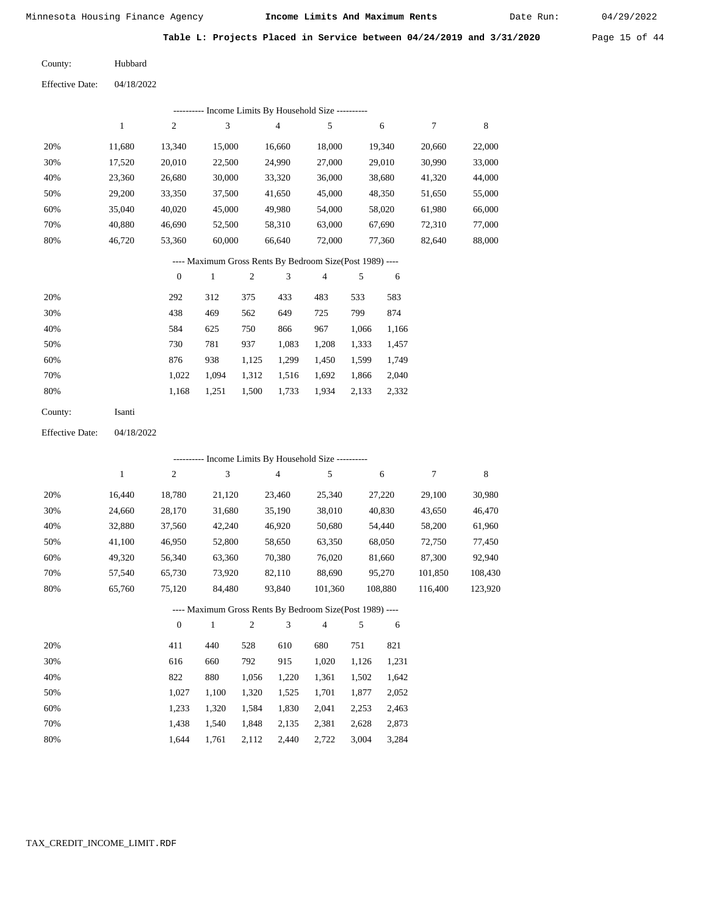Minnesota Housing Finance Agency — **Income Limits And Maximum Rents** — Date Run: 04/29/2022

**Table L: Projects Placed in Service between 04/24/2019 and 3/31/2020**

County: Hubbard

Effective Date: 04/18/2022

---------- Income Limits By Household Size ----------

| | 1 | 2 | 3 | 4 | 5 | 6 | 7 | 8 |
|---|---|---|---|---|---|---|---|---|
| 20% | 11,680 | 13,340 | 15,000 | 16,660 | 18,000 | 19,340 | 20,660 | 22,000 |
| 30% | 17,520 | 20,010 | 22,500 | 24,990 | 27,000 | 29,010 | 30,990 | 33,000 |
| 40% | 23,360 | 26,680 | 30,000 | 33,320 | 36,000 | 38,680 | 41,320 | 44,000 |
| 50% | 29,200 | 33,350 | 37,500 | 41,650 | 45,000 | 48,350 | 51,650 | 55,000 |
| 60% | 35,040 | 40,020 | 45,000 | 49,980 | 54,000 | 58,020 | 61,980 | 66,000 |
| 70% | 40,880 | 46,690 | 52,500 | 58,310 | 63,000 | 67,690 | 72,310 | 77,000 |
| 80% | 46,720 | 53,360 | 60,000 | 66,640 | 72,000 | 77,360 | 82,640 | 88,000 |

---- Maximum Gross Rents By Bedroom Size(Post 1989) ----

| | 0 | 1 | 2 | 3 | 4 | 5 | 6 |
|---|---|---|---|---|---|---|---|
| 20% | 292 | 312 | 375 | 433 | 483 | 533 | 583 |
| 30% | 438 | 469 | 562 | 649 | 725 | 799 | 874 |
| 40% | 584 | 625 | 750 | 866 | 967 | 1,066 | 1,166 |
| 50% | 730 | 781 | 937 | 1,083 | 1,208 | 1,333 | 1,457 |
| 60% | 876 | 938 | 1,125 | 1,299 | 1,450 | 1,599 | 1,749 |
| 70% | 1,022 | 1,094 | 1,312 | 1,516 | 1,692 | 1,866 | 2,040 |
| 80% | 1,168 | 1,251 | 1,500 | 1,733 | 1,934 | 2,133 | 2,332 |

County: Isanti

Effective Date: 04/18/2022

---------- Income Limits By Household Size ----------

| | 1 | 2 | 3 | 4 | 5 | 6 | 7 | 8 |
|---|---|---|---|---|---|---|---|---|
| 20% | 16,440 | 18,780 | 21,120 | 23,460 | 25,340 | 27,220 | 29,100 | 30,980 |
| 30% | 24,660 | 28,170 | 31,680 | 35,190 | 38,010 | 40,830 | 43,650 | 46,470 |
| 40% | 32,880 | 37,560 | 42,240 | 46,920 | 50,680 | 54,440 | 58,200 | 61,960 |
| 50% | 41,100 | 46,950 | 52,800 | 58,650 | 63,350 | 68,050 | 72,750 | 77,450 |
| 60% | 49,320 | 56,340 | 63,360 | 70,380 | 76,020 | 81,660 | 87,300 | 92,940 |
| 70% | 57,540 | 65,730 | 73,920 | 82,110 | 88,690 | 95,270 | 101,850 | 108,430 |
| 80% | 65,760 | 75,120 | 84,480 | 93,840 | 101,360 | 108,880 | 116,400 | 123,920 |

---- Maximum Gross Rents By Bedroom Size(Post 1989) ----

| | 0 | 1 | 2 | 3 | 4 | 5 | 6 |
|---|---|---|---|---|---|---|---|
| 20% | 411 | 440 | 528 | 610 | 680 | 751 | 821 |
| 30% | 616 | 660 | 792 | 915 | 1,020 | 1,126 | 1,231 |
| 40% | 822 | 880 | 1,056 | 1,220 | 1,361 | 1,502 | 1,642 |
| 50% | 1,027 | 1,100 | 1,320 | 1,525 | 1,701 | 1,877 | 2,052 |
| 60% | 1,233 | 1,320 | 1,584 | 1,830 | 2,041 | 2,253 | 2,463 |
| 70% | 1,438 | 1,540 | 1,848 | 2,135 | 2,381 | 2,628 | 2,873 |
| 80% | 1,644 | 1,761 | 2,112 | 2,440 | 2,722 | 3,004 | 3,284 |

TAX_CREDIT_INCOME_LIMIT.RDF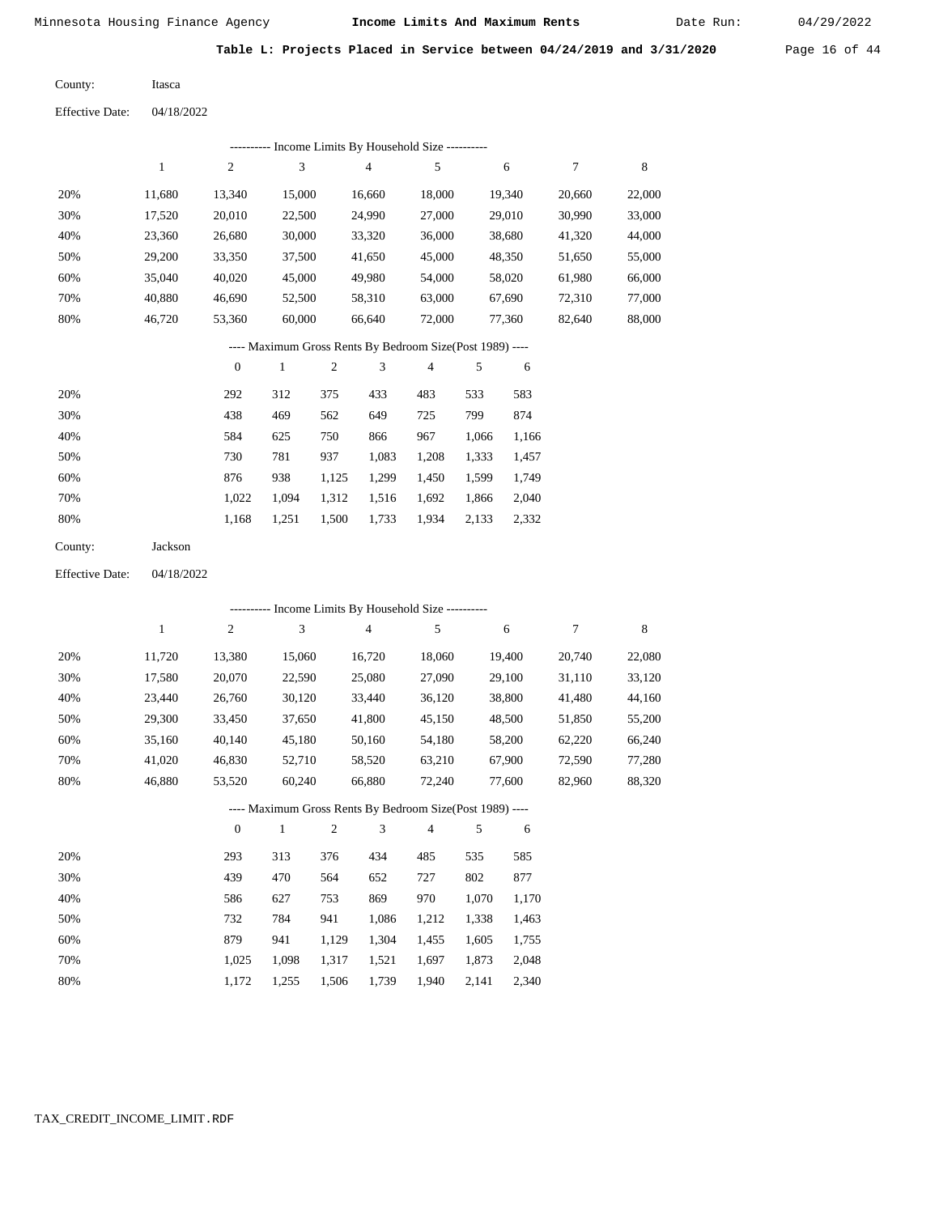**Table L: Projects Placed in Service between 04/24/2019 and 3/31/2020**

County: Itasca

Effective Date: 04/18/2022

---------- Income Limits By Household Size ----------

| | 1 | 2 | 3 | 4 | 5 | 6 | 7 | 8 |
|---|---|---|---|---|---|---|---|---|
| 20% | 11,680 | 13,340 | 15,000 | 16,660 | 18,000 | 19,340 | 20,660 | 22,000 |
| 30% | 17,520 | 20,010 | 22,500 | 24,990 | 27,000 | 29,010 | 30,990 | 33,000 |
| 40% | 23,360 | 26,680 | 30,000 | 33,320 | 36,000 | 38,680 | 41,320 | 44,000 |
| 50% | 29,200 | 33,350 | 37,500 | 41,650 | 45,000 | 48,350 | 51,650 | 55,000 |
| 60% | 35,040 | 40,020 | 45,000 | 49,980 | 54,000 | 58,020 | 61,980 | 66,000 |
| 70% | 40,880 | 46,690 | 52,500 | 58,310 | 63,000 | 67,690 | 72,310 | 77,000 |
| 80% | 46,720 | 53,360 | 60,000 | 66,640 | 72,000 | 77,360 | 82,640 | 88,000 |

---- Maximum Gross Rents By Bedroom Size(Post 1989) ----

| | 0 | 1 | 2 | 3 | 4 | 5 | 6 |
|---|---|---|---|---|---|---|---|
| 20% | 292 | 312 | 375 | 433 | 483 | 533 | 583 |
| 30% | 438 | 469 | 562 | 649 | 725 | 799 | 874 |
| 40% | 584 | 625 | 750 | 866 | 967 | 1,066 | 1,166 |
| 50% | 730 | 781 | 937 | 1,083 | 1,208 | 1,333 | 1,457 |
| 60% | 876 | 938 | 1,125 | 1,299 | 1,450 | 1,599 | 1,749 |
| 70% | 1,022 | 1,094 | 1,312 | 1,516 | 1,692 | 1,866 | 2,040 |
| 80% | 1,168 | 1,251 | 1,500 | 1,733 | 1,934 | 2,133 | 2,332 |

County: Jackson

Effective Date: 04/18/2022

---------- Income Limits By Household Size ----------

| | 1 | 2 | 3 | 4 | 5 | 6 | 7 | 8 |
|---|---|---|---|---|---|---|---|---|
| 20% | 11,720 | 13,380 | 15,060 | 16,720 | 18,060 | 19,400 | 20,740 | 22,080 |
| 30% | 17,580 | 20,070 | 22,590 | 25,080 | 27,090 | 29,100 | 31,110 | 33,120 |
| 40% | 23,440 | 26,760 | 30,120 | 33,440 | 36,120 | 38,800 | 41,480 | 44,160 |
| 50% | 29,300 | 33,450 | 37,650 | 41,800 | 45,150 | 48,500 | 51,850 | 55,200 |
| 60% | 35,160 | 40,140 | 45,180 | 50,160 | 54,180 | 58,200 | 62,220 | 66,240 |
| 70% | 41,020 | 46,830 | 52,710 | 58,520 | 63,210 | 67,900 | 72,590 | 77,280 |
| 80% | 46,880 | 53,520 | 60,240 | 66,880 | 72,240 | 77,600 | 82,960 | 88,320 |

---- Maximum Gross Rents By Bedroom Size(Post 1989) ----

| | 0 | 1 | 2 | 3 | 4 | 5 | 6 |
|---|---|---|---|---|---|---|---|
| 20% | 293 | 313 | 376 | 434 | 485 | 535 | 585 |
| 30% | 439 | 470 | 564 | 652 | 727 | 802 | 877 |
| 40% | 586 | 627 | 753 | 869 | 970 | 1,070 | 1,170 |
| 50% | 732 | 784 | 941 | 1,086 | 1,212 | 1,338 | 1,463 |
| 60% | 879 | 941 | 1,129 | 1,304 | 1,455 | 1,605 | 1,755 |
| 70% | 1,025 | 1,098 | 1,317 | 1,521 | 1,697 | 1,873 | 2,048 |
| 80% | 1,172 | 1,255 | 1,506 | 1,739 | 1,940 | 2,141 | 2,340 |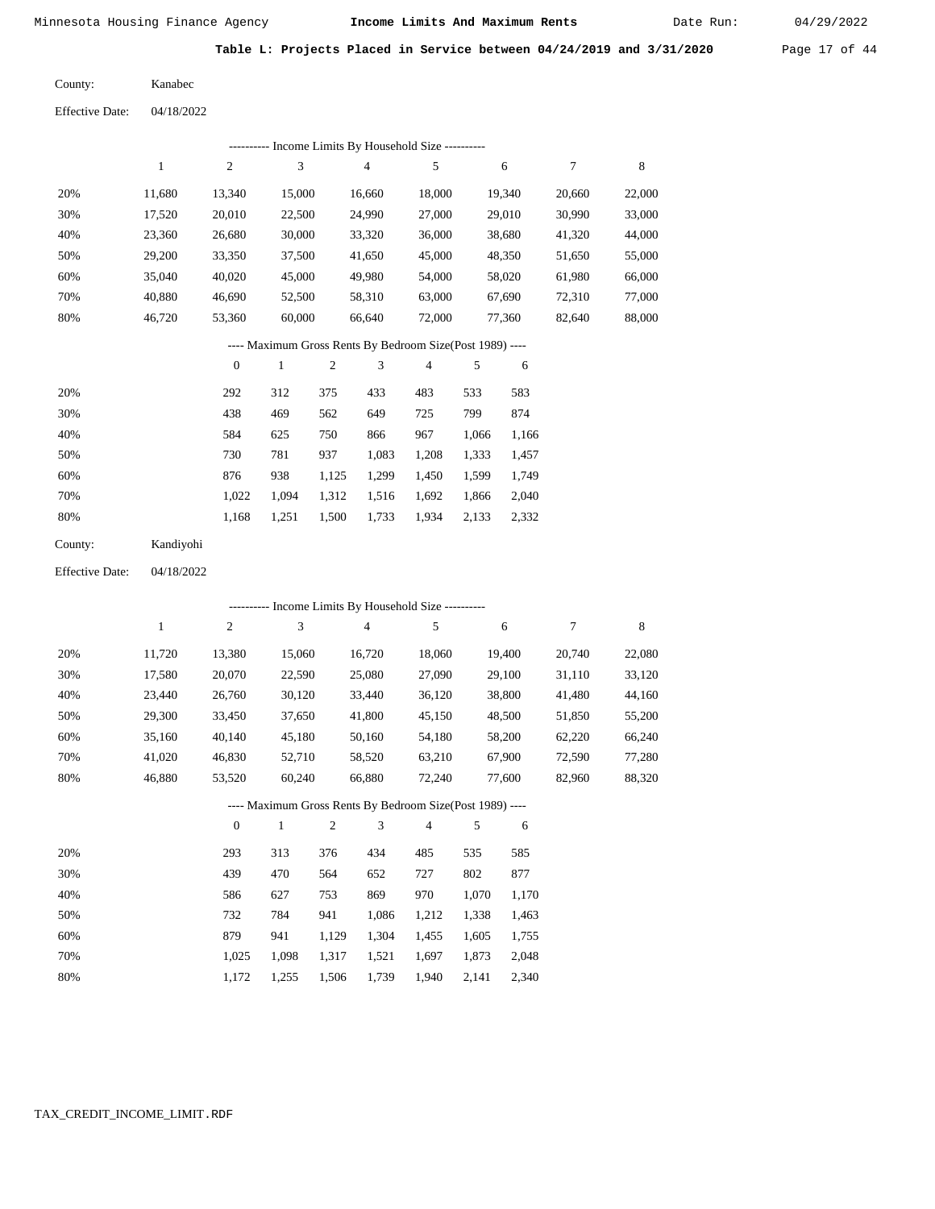**Table L: Projects Placed in Service between 04/24/2019 and 3/31/2020**

County: Kanabec

Effective Date: 04/18/2022

---------- Income Limits By Household Size ----------

| | 1 | 2 | 3 | 4 | 5 | 6 | 7 | 8 |
|---|---|---|---|---|---|---|---|---|
| 20% | 11,680 | 13,340 | 15,000 | 16,660 | 18,000 | 19,340 | 20,660 | 22,000 |
| 30% | 17,520 | 20,010 | 22,500 | 24,990 | 27,000 | 29,010 | 30,990 | 33,000 |
| 40% | 23,360 | 26,680 | 30,000 | 33,320 | 36,000 | 38,680 | 41,320 | 44,000 |
| 50% | 29,200 | 33,350 | 37,500 | 41,650 | 45,000 | 48,350 | 51,650 | 55,000 |
| 60% | 35,040 | 40,020 | 45,000 | 49,980 | 54,000 | 58,020 | 61,980 | 66,000 |
| 70% | 40,880 | 46,690 | 52,500 | 58,310 | 63,000 | 67,690 | 72,310 | 77,000 |
| 80% | 46,720 | 53,360 | 60,000 | 66,640 | 72,000 | 77,360 | 82,640 | 88,000 |

---- Maximum Gross Rents By Bedroom Size(Post 1989) ----

| | 0 | 1 | 2 | 3 | 4 | 5 | 6 |
|---|---|---|---|---|---|---|---|
| 20% | 292 | 312 | 375 | 433 | 483 | 533 | 583 |
| 30% | 438 | 469 | 562 | 649 | 725 | 799 | 874 |
| 40% | 584 | 625 | 750 | 866 | 967 | 1,066 | 1,166 |
| 50% | 730 | 781 | 937 | 1,083 | 1,208 | 1,333 | 1,457 |
| 60% | 876 | 938 | 1,125 | 1,299 | 1,450 | 1,599 | 1,749 |
| 70% | 1,022 | 1,094 | 1,312 | 1,516 | 1,692 | 1,866 | 2,040 |
| 80% | 1,168 | 1,251 | 1,500 | 1,733 | 1,934 | 2,133 | 2,332 |

County: Kandiyohi

Effective Date: 04/18/2022

---------- Income Limits By Household Size ----------

| | 1 | 2 | 3 | 4 | 5 | 6 | 7 | 8 |
|---|---|---|---|---|---|---|---|---|
| 20% | 11,720 | 13,380 | 15,060 | 16,720 | 18,060 | 19,400 | 20,740 | 22,080 |
| 30% | 17,580 | 20,070 | 22,590 | 25,080 | 27,090 | 29,100 | 31,110 | 33,120 |
| 40% | 23,440 | 26,760 | 30,120 | 33,440 | 36,120 | 38,800 | 41,480 | 44,160 |
| 50% | 29,300 | 33,450 | 37,650 | 41,800 | 45,150 | 48,500 | 51,850 | 55,200 |
| 60% | 35,160 | 40,140 | 45,180 | 50,160 | 54,180 | 58,200 | 62,220 | 66,240 |
| 70% | 41,020 | 46,830 | 52,710 | 58,520 | 63,210 | 67,900 | 72,590 | 77,280 |
| 80% | 46,880 | 53,520 | 60,240 | 66,880 | 72,240 | 77,600 | 82,960 | 88,320 |

---- Maximum Gross Rents By Bedroom Size(Post 1989) ----

| | 0 | 1 | 2 | 3 | 4 | 5 | 6 |
|---|---|---|---|---|---|---|---|
| 20% | 293 | 313 | 376 | 434 | 485 | 535 | 585 |
| 30% | 439 | 470 | 564 | 652 | 727 | 802 | 877 |
| 40% | 586 | 627 | 753 | 869 | 970 | 1,070 | 1,170 |
| 50% | 732 | 784 | 941 | 1,086 | 1,212 | 1,338 | 1,463 |
| 60% | 879 | 941 | 1,129 | 1,304 | 1,455 | 1,605 | 1,755 |
| 70% | 1,025 | 1,098 | 1,317 | 1,521 | 1,697 | 1,873 | 2,048 |
| 80% | 1,172 | 1,255 | 1,506 | 1,739 | 1,940 | 2,141 | 2,340 |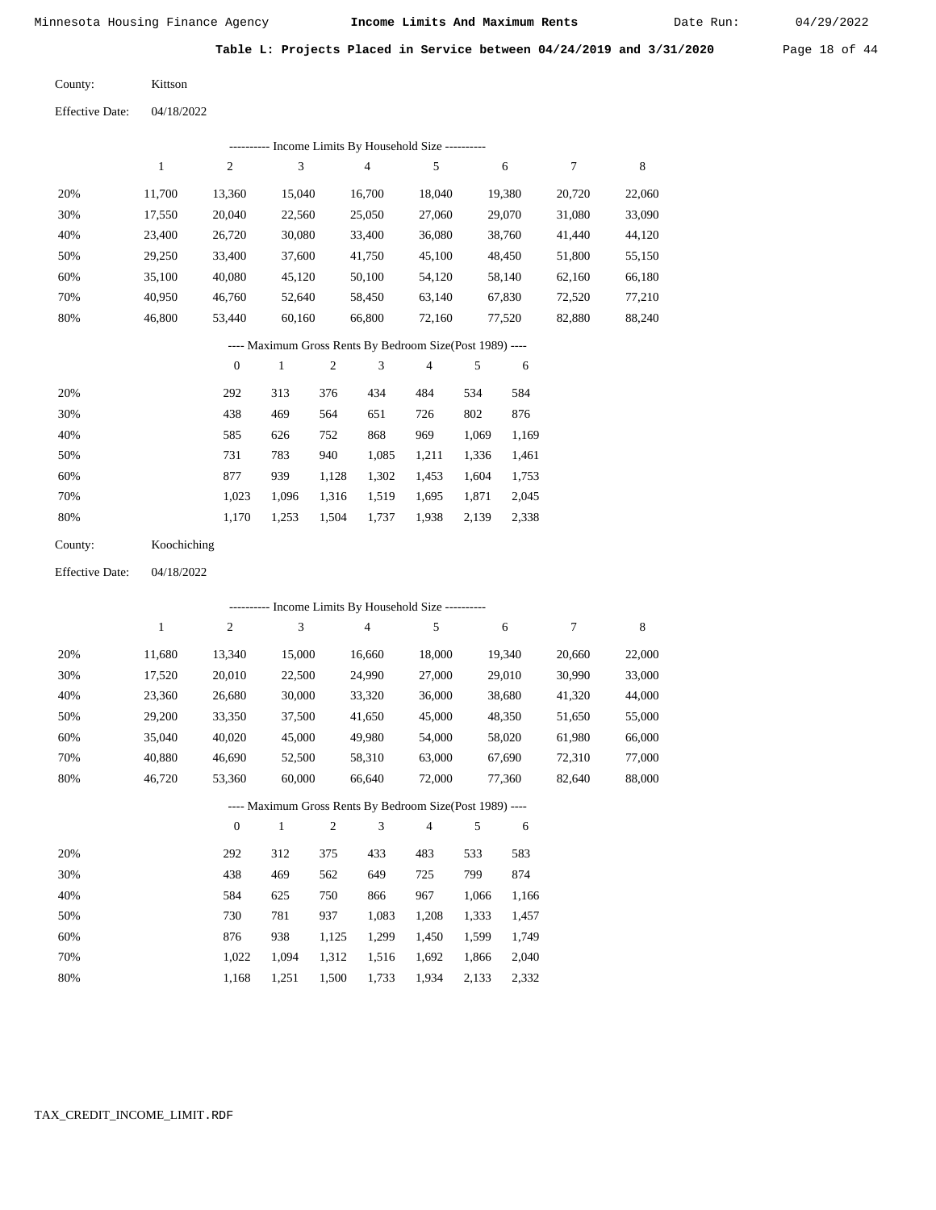Minnesota Housing Finance Agency **Income Limits And Maximum Rents** Date Run: 04/29/2022

**Table L: Projects Placed in Service between 04/24/2019 and 3/31/2020**

County: Kittson

Effective Date: 04/18/2022

---------- Income Limits By Household Size ----------

| | 1 | 2 | 3 | 4 | 5 | 6 | 7 | 8 |
|---|---|---|---|---|---|---|---|---|
| 20% | 11,700 | 13,360 | 15,040 | 16,700 | 18,040 | 19,380 | 20,720 | 22,060 |
| 30% | 17,550 | 20,040 | 22,560 | 25,050 | 27,060 | 29,070 | 31,080 | 33,090 |
| 40% | 23,400 | 26,720 | 30,080 | 33,400 | 36,080 | 38,760 | 41,440 | 44,120 |
| 50% | 29,250 | 33,400 | 37,600 | 41,750 | 45,100 | 48,450 | 51,800 | 55,150 |
| 60% | 35,100 | 40,080 | 45,120 | 50,100 | 54,120 | 58,140 | 62,160 | 66,180 |
| 70% | 40,950 | 46,760 | 52,640 | 58,450 | 63,140 | 67,830 | 72,520 | 77,210 |
| 80% | 46,800 | 53,440 | 60,160 | 66,800 | 72,160 | 77,520 | 82,880 | 88,240 |

---- Maximum Gross Rents By Bedroom Size(Post 1989) ----

| | 0 | 1 | 2 | 3 | 4 | 5 | 6 |
|---|---|---|---|---|---|---|---|
| 20% | 292 | 313 | 376 | 434 | 484 | 534 | 584 |
| 30% | 438 | 469 | 564 | 651 | 726 | 802 | 876 |
| 40% | 585 | 626 | 752 | 868 | 969 | 1,069 | 1,169 |
| 50% | 731 | 783 | 940 | 1,085 | 1,211 | 1,336 | 1,461 |
| 60% | 877 | 939 | 1,128 | 1,302 | 1,453 | 1,604 | 1,753 |
| 70% | 1,023 | 1,096 | 1,316 | 1,519 | 1,695 | 1,871 | 2,045 |
| 80% | 1,170 | 1,253 | 1,504 | 1,737 | 1,938 | 2,139 | 2,338 |

County: Koochiching

Effective Date: 04/18/2022

---------- Income Limits By Household Size ----------

| | 1 | 2 | 3 | 4 | 5 | 6 | 7 | 8 |
|---|---|---|---|---|---|---|---|---|
| 20% | 11,680 | 13,340 | 15,000 | 16,660 | 18,000 | 19,340 | 20,660 | 22,000 |
| 30% | 17,520 | 20,010 | 22,500 | 24,990 | 27,000 | 29,010 | 30,990 | 33,000 |
| 40% | 23,360 | 26,680 | 30,000 | 33,320 | 36,000 | 38,680 | 41,320 | 44,000 |
| 50% | 29,200 | 33,350 | 37,500 | 41,650 | 45,000 | 48,350 | 51,650 | 55,000 |
| 60% | 35,040 | 40,020 | 45,000 | 49,980 | 54,000 | 58,020 | 61,980 | 66,000 |
| 70% | 40,880 | 46,690 | 52,500 | 58,310 | 63,000 | 67,690 | 72,310 | 77,000 |
| 80% | 46,720 | 53,360 | 60,000 | 66,640 | 72,000 | 77,360 | 82,640 | 88,000 |

---- Maximum Gross Rents By Bedroom Size(Post 1989) ----

| | 0 | 1 | 2 | 3 | 4 | 5 | 6 |
|---|---|---|---|---|---|---|---|
| 20% | 292 | 312 | 375 | 433 | 483 | 533 | 583 |
| 30% | 438 | 469 | 562 | 649 | 725 | 799 | 874 |
| 40% | 584 | 625 | 750 | 866 | 967 | 1,066 | 1,166 |
| 50% | 730 | 781 | 937 | 1,083 | 1,208 | 1,333 | 1,457 |
| 60% | 876 | 938 | 1,125 | 1,299 | 1,450 | 1,599 | 1,749 |
| 70% | 1,022 | 1,094 | 1,312 | 1,516 | 1,692 | 1,866 | 2,040 |
| 80% | 1,168 | 1,251 | 1,500 | 1,733 | 1,934 | 2,133 | 2,332 |

TAX_CREDIT_INCOME_LIMIT.RDF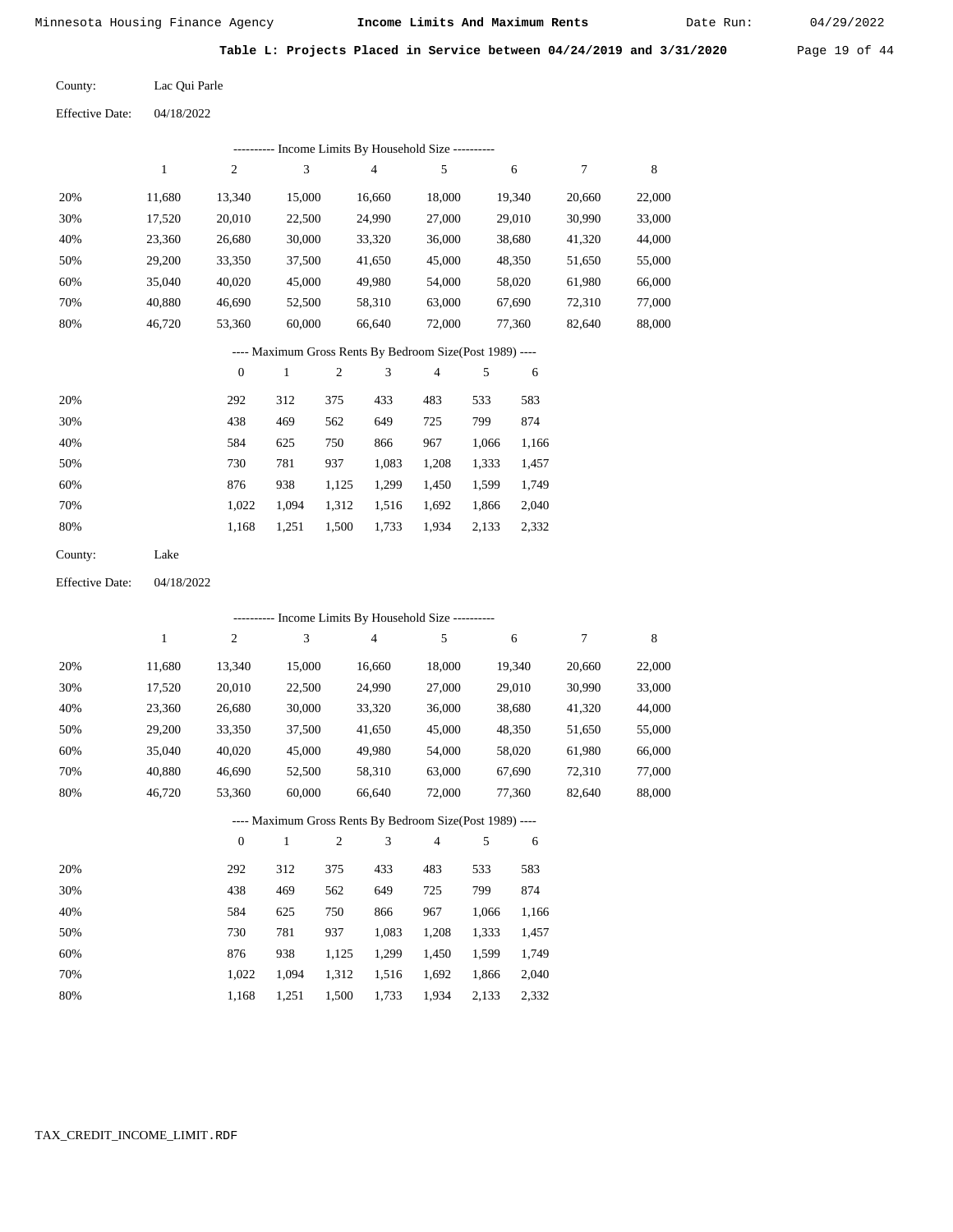Minnesota Housing Finance Agency — **Income Limits And Maximum Rents** — Date Run: 04/29/2022

**Table L: Projects Placed in Service between 04/24/2019 and 3/31/2020**

County: Lac Qui Parle

Effective Date: 04/18/2022

---------- Income Limits By Household Size ----------

| | 1 | 2 | 3 | 4 | 5 | 6 | 7 | 8 |
|---|---|---|---|---|---|---|---|---|
| 20% | 11,680 | 13,340 | 15,000 | 16,660 | 18,000 | 19,340 | 20,660 | 22,000 |
| 30% | 17,520 | 20,010 | 22,500 | 24,990 | 27,000 | 29,010 | 30,990 | 33,000 |
| 40% | 23,360 | 26,680 | 30,000 | 33,320 | 36,000 | 38,680 | 41,320 | 44,000 |
| 50% | 29,200 | 33,350 | 37,500 | 41,650 | 45,000 | 48,350 | 51,650 | 55,000 |
| 60% | 35,040 | 40,020 | 45,000 | 49,980 | 54,000 | 58,020 | 61,980 | 66,000 |
| 70% | 40,880 | 46,690 | 52,500 | 58,310 | 63,000 | 67,690 | 72,310 | 77,000 |
| 80% | 46,720 | 53,360 | 60,000 | 66,640 | 72,000 | 77,360 | 82,640 | 88,000 |

---- Maximum Gross Rents By Bedroom Size(Post 1989) ----

| | 0 | 1 | 2 | 3 | 4 | 5 | 6 |
|---|---|---|---|---|---|---|---|
| 20% | 292 | 312 | 375 | 433 | 483 | 533 | 583 |
| 30% | 438 | 469 | 562 | 649 | 725 | 799 | 874 |
| 40% | 584 | 625 | 750 | 866 | 967 | 1,066 | 1,166 |
| 50% | 730 | 781 | 937 | 1,083 | 1,208 | 1,333 | 1,457 |
| 60% | 876 | 938 | 1,125 | 1,299 | 1,450 | 1,599 | 1,749 |
| 70% | 1,022 | 1,094 | 1,312 | 1,516 | 1,692 | 1,866 | 2,040 |
| 80% | 1,168 | 1,251 | 1,500 | 1,733 | 1,934 | 2,133 | 2,332 |

County: Lake

Effective Date: 04/18/2022

---------- Income Limits By Household Size ----------

| | 1 | 2 | 3 | 4 | 5 | 6 | 7 | 8 |
|---|---|---|---|---|---|---|---|---|
| 20% | 11,680 | 13,340 | 15,000 | 16,660 | 18,000 | 19,340 | 20,660 | 22,000 |
| 30% | 17,520 | 20,010 | 22,500 | 24,990 | 27,000 | 29,010 | 30,990 | 33,000 |
| 40% | 23,360 | 26,680 | 30,000 | 33,320 | 36,000 | 38,680 | 41,320 | 44,000 |
| 50% | 29,200 | 33,350 | 37,500 | 41,650 | 45,000 | 48,350 | 51,650 | 55,000 |
| 60% | 35,040 | 40,020 | 45,000 | 49,980 | 54,000 | 58,020 | 61,980 | 66,000 |
| 70% | 40,880 | 46,690 | 52,500 | 58,310 | 63,000 | 67,690 | 72,310 | 77,000 |
| 80% | 46,720 | 53,360 | 60,000 | 66,640 | 72,000 | 77,360 | 82,640 | 88,000 |

---- Maximum Gross Rents By Bedroom Size(Post 1989) ----

| | 0 | 1 | 2 | 3 | 4 | 5 | 6 |
|---|---|---|---|---|---|---|---|
| 20% | 292 | 312 | 375 | 433 | 483 | 533 | 583 |
| 30% | 438 | 469 | 562 | 649 | 725 | 799 | 874 |
| 40% | 584 | 625 | 750 | 866 | 967 | 1,066 | 1,166 |
| 50% | 730 | 781 | 937 | 1,083 | 1,208 | 1,333 | 1,457 |
| 60% | 876 | 938 | 1,125 | 1,299 | 1,450 | 1,599 | 1,749 |
| 70% | 1,022 | 1,094 | 1,312 | 1,516 | 1,692 | 1,866 | 2,040 |
| 80% | 1,168 | 1,251 | 1,500 | 1,733 | 1,934 | 2,133 | 2,332 |

TAX_CREDIT_INCOME_LIMIT.RDF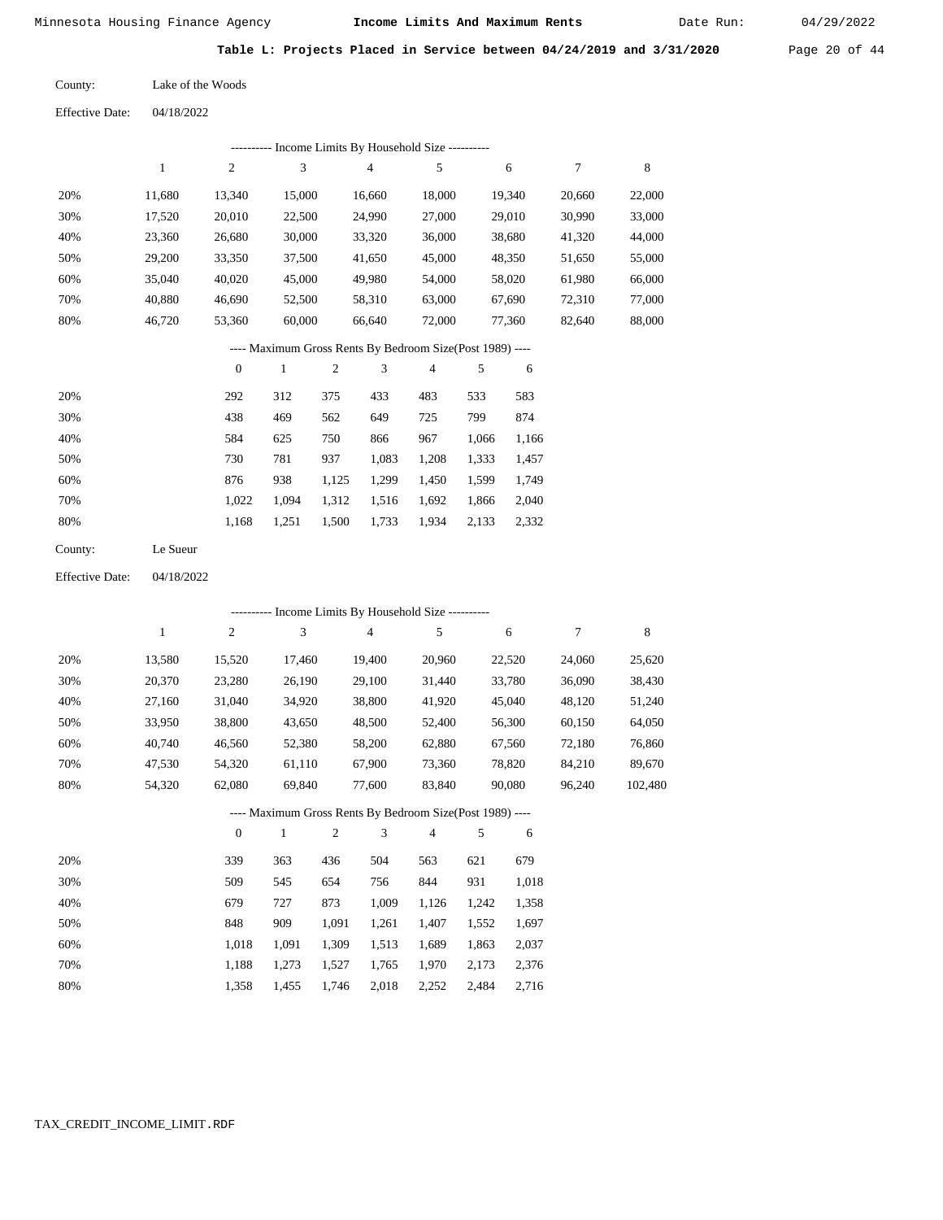**Table L: Projects Placed in Service between 04/24/2019 and 3/31/2020**

County: Lake of the Woods

Effective Date: 04/18/2022

---------- Income Limits By Household Size ----------

| | 1 | 2 | 3 | 4 | 5 | 6 | 7 | 8 |
|---|---|---|---|---|---|---|---|---|
| 20% | 11,680 | 13,340 | 15,000 | 16,660 | 18,000 | 19,340 | 20,660 | 22,000 |
| 30% | 17,520 | 20,010 | 22,500 | 24,990 | 27,000 | 29,010 | 30,990 | 33,000 |
| 40% | 23,360 | 26,680 | 30,000 | 33,320 | 36,000 | 38,680 | 41,320 | 44,000 |
| 50% | 29,200 | 33,350 | 37,500 | 41,650 | 45,000 | 48,350 | 51,650 | 55,000 |
| 60% | 35,040 | 40,020 | 45,000 | 49,980 | 54,000 | 58,020 | 61,980 | 66,000 |
| 70% | 40,880 | 46,690 | 52,500 | 58,310 | 63,000 | 67,690 | 72,310 | 77,000 |
| 80% | 46,720 | 53,360 | 60,000 | 66,640 | 72,000 | 77,360 | 82,640 | 88,000 |

---- Maximum Gross Rents By Bedroom Size(Post 1989) ----

| | 0 | 1 | 2 | 3 | 4 | 5 | 6 |
|---|---|---|---|---|---|---|---|
| 20% | 292 | 312 | 375 | 433 | 483 | 533 | 583 |
| 30% | 438 | 469 | 562 | 649 | 725 | 799 | 874 |
| 40% | 584 | 625 | 750 | 866 | 967 | 1,066 | 1,166 |
| 50% | 730 | 781 | 937 | 1,083 | 1,208 | 1,333 | 1,457 |
| 60% | 876 | 938 | 1,125 | 1,299 | 1,450 | 1,599 | 1,749 |
| 70% | 1,022 | 1,094 | 1,312 | 1,516 | 1,692 | 1,866 | 2,040 |
| 80% | 1,168 | 1,251 | 1,500 | 1,733 | 1,934 | 2,133 | 2,332 |

County: Le Sueur

Effective Date: 04/18/2022

---------- Income Limits By Household Size ----------

| | 1 | 2 | 3 | 4 | 5 | 6 | 7 | 8 |
|---|---|---|---|---|---|---|---|---|
| 20% | 13,580 | 15,520 | 17,460 | 19,400 | 20,960 | 22,520 | 24,060 | 25,620 |
| 30% | 20,370 | 23,280 | 26,190 | 29,100 | 31,440 | 33,780 | 36,090 | 38,430 |
| 40% | 27,160 | 31,040 | 34,920 | 38,800 | 41,920 | 45,040 | 48,120 | 51,240 |
| 50% | 33,950 | 38,800 | 43,650 | 48,500 | 52,400 | 56,300 | 60,150 | 64,050 |
| 60% | 40,740 | 46,560 | 52,380 | 58,200 | 62,880 | 67,560 | 72,180 | 76,860 |
| 70% | 47,530 | 54,320 | 61,110 | 67,900 | 73,360 | 78,820 | 84,210 | 89,670 |
| 80% | 54,320 | 62,080 | 69,840 | 77,600 | 83,840 | 90,080 | 96,240 | 102,480 |

---- Maximum Gross Rents By Bedroom Size(Post 1989) ----

| | 0 | 1 | 2 | 3 | 4 | 5 | 6 |
|---|---|---|---|---|---|---|---|
| 20% | 339 | 363 | 436 | 504 | 563 | 621 | 679 |
| 30% | 509 | 545 | 654 | 756 | 844 | 931 | 1,018 |
| 40% | 679 | 727 | 873 | 1,009 | 1,126 | 1,242 | 1,358 |
| 50% | 848 | 909 | 1,091 | 1,261 | 1,407 | 1,552 | 1,697 |
| 60% | 1,018 | 1,091 | 1,309 | 1,513 | 1,689 | 1,863 | 2,037 |
| 70% | 1,188 | 1,273 | 1,527 | 1,765 | 1,970 | 2,173 | 2,376 |
| 80% | 1,358 | 1,455 | 1,746 | 2,018 | 2,252 | 2,484 | 2,716 |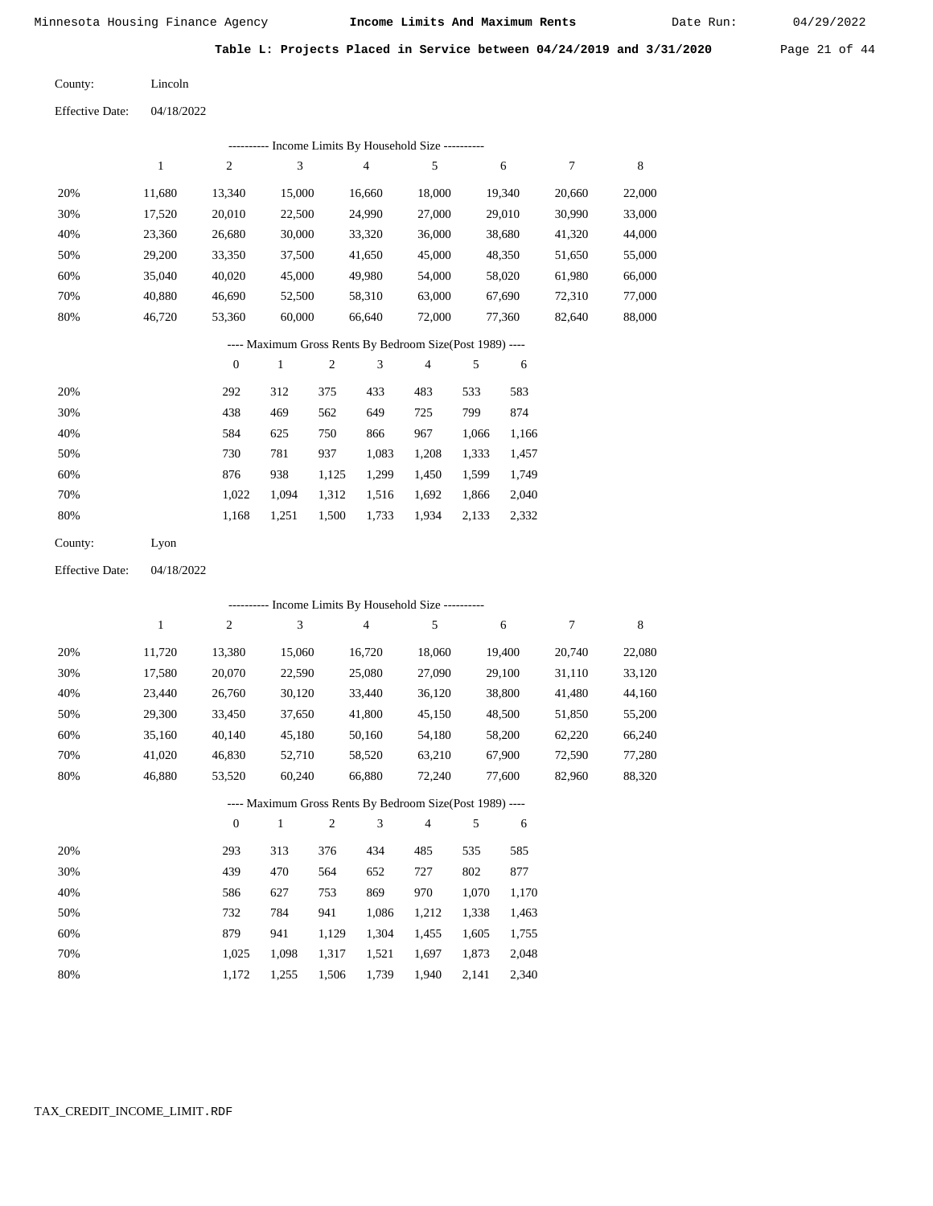Minnesota Housing Finance Agency — **Income Limits And Maximum Rents** — Date Run: 04/29/2022

**Table L: Projects Placed in Service between 04/24/2019 and 3/31/2020**

County: Lincoln

Effective Date: 04/18/2022

---------- Income Limits By Household Size ----------

| | 1 | 2 | 3 | 4 | 5 | 6 | 7 | 8 |
|---|---|---|---|---|---|---|---|---|
| 20% | 11,680 | 13,340 | 15,000 | 16,660 | 18,000 | 19,340 | 20,660 | 22,000 |
| 30% | 17,520 | 20,010 | 22,500 | 24,990 | 27,000 | 29,010 | 30,990 | 33,000 |
| 40% | 23,360 | 26,680 | 30,000 | 33,320 | 36,000 | 38,680 | 41,320 | 44,000 |
| 50% | 29,200 | 33,350 | 37,500 | 41,650 | 45,000 | 48,350 | 51,650 | 55,000 |
| 60% | 35,040 | 40,020 | 45,000 | 49,980 | 54,000 | 58,020 | 61,980 | 66,000 |
| 70% | 40,880 | 46,690 | 52,500 | 58,310 | 63,000 | 67,690 | 72,310 | 77,000 |
| 80% | 46,720 | 53,360 | 60,000 | 66,640 | 72,000 | 77,360 | 82,640 | 88,000 |

---- Maximum Gross Rents By Bedroom Size(Post 1989) ----

| | 0 | 1 | 2 | 3 | 4 | 5 | 6 |
|---|---|---|---|---|---|---|---|
| 20% | 292 | 312 | 375 | 433 | 483 | 533 | 583 |
| 30% | 438 | 469 | 562 | 649 | 725 | 799 | 874 |
| 40% | 584 | 625 | 750 | 866 | 967 | 1,066 | 1,166 |
| 50% | 730 | 781 | 937 | 1,083 | 1,208 | 1,333 | 1,457 |
| 60% | 876 | 938 | 1,125 | 1,299 | 1,450 | 1,599 | 1,749 |
| 70% | 1,022 | 1,094 | 1,312 | 1,516 | 1,692 | 1,866 | 2,040 |
| 80% | 1,168 | 1,251 | 1,500 | 1,733 | 1,934 | 2,133 | 2,332 |

County: Lyon

Effective Date: 04/18/2022

---------- Income Limits By Household Size ----------

| | 1 | 2 | 3 | 4 | 5 | 6 | 7 | 8 |
|---|---|---|---|---|---|---|---|---|
| 20% | 11,720 | 13,380 | 15,060 | 16,720 | 18,060 | 19,400 | 20,740 | 22,080 |
| 30% | 17,580 | 20,070 | 22,590 | 25,080 | 27,090 | 29,100 | 31,110 | 33,120 |
| 40% | 23,440 | 26,760 | 30,120 | 33,440 | 36,120 | 38,800 | 41,480 | 44,160 |
| 50% | 29,300 | 33,450 | 37,650 | 41,800 | 45,150 | 48,500 | 51,850 | 55,200 |
| 60% | 35,160 | 40,140 | 45,180 | 50,160 | 54,180 | 58,200 | 62,220 | 66,240 |
| 70% | 41,020 | 46,830 | 52,710 | 58,520 | 63,210 | 67,900 | 72,590 | 77,280 |
| 80% | 46,880 | 53,520 | 60,240 | 66,880 | 72,240 | 77,600 | 82,960 | 88,320 |

---- Maximum Gross Rents By Bedroom Size(Post 1989) ----

| | 0 | 1 | 2 | 3 | 4 | 5 | 6 |
|---|---|---|---|---|---|---|---|
| 20% | 293 | 313 | 376 | 434 | 485 | 535 | 585 |
| 30% | 439 | 470 | 564 | 652 | 727 | 802 | 877 |
| 40% | 586 | 627 | 753 | 869 | 970 | 1,070 | 1,170 |
| 50% | 732 | 784 | 941 | 1,086 | 1,212 | 1,338 | 1,463 |
| 60% | 879 | 941 | 1,129 | 1,304 | 1,455 | 1,605 | 1,755 |
| 70% | 1,025 | 1,098 | 1,317 | 1,521 | 1,697 | 1,873 | 2,048 |
| 80% | 1,172 | 1,255 | 1,506 | 1,739 | 1,940 | 2,141 | 2,340 |

TAX_CREDIT_INCOME_LIMIT.RDF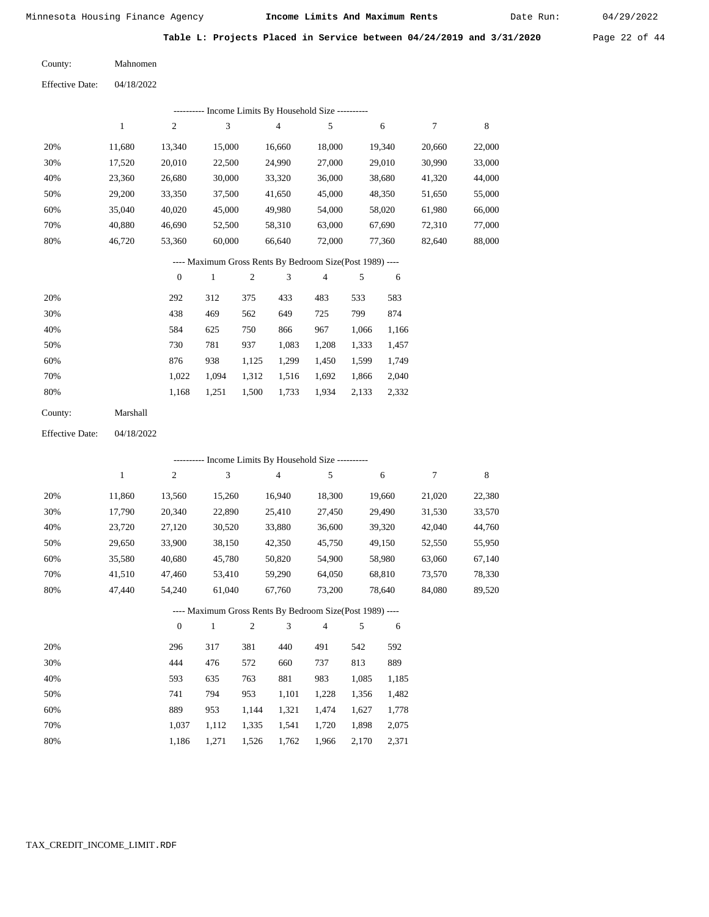**Table L: Projects Placed in Service between 04/24/2019 and 3/31/2020**

County: Mahnomen

Effective Date: 04/18/2022

---------- Income Limits By Household Size ----------

| | 1 | 2 | 3 | 4 | 5 | 6 | 7 | 8 |
|---|---|---|---|---|---|---|---|---|
| 20% | 11,680 | 13,340 | 15,000 | 16,660 | 18,000 | 19,340 | 20,660 | 22,000 |
| 30% | 17,520 | 20,010 | 22,500 | 24,990 | 27,000 | 29,010 | 30,990 | 33,000 |
| 40% | 23,360 | 26,680 | 30,000 | 33,320 | 36,000 | 38,680 | 41,320 | 44,000 |
| 50% | 29,200 | 33,350 | 37,500 | 41,650 | 45,000 | 48,350 | 51,650 | 55,000 |
| 60% | 35,040 | 40,020 | 45,000 | 49,980 | 54,000 | 58,020 | 61,980 | 66,000 |
| 70% | 40,880 | 46,690 | 52,500 | 58,310 | 63,000 | 67,690 | 72,310 | 77,000 |
| 80% | 46,720 | 53,360 | 60,000 | 66,640 | 72,000 | 77,360 | 82,640 | 88,000 |

---- Maximum Gross Rents By Bedroom Size(Post 1989) ----

| | 0 | 1 | 2 | 3 | 4 | 5 | 6 |
|---|---|---|---|---|---|---|---|
| 20% | 292 | 312 | 375 | 433 | 483 | 533 | 583 |
| 30% | 438 | 469 | 562 | 649 | 725 | 799 | 874 |
| 40% | 584 | 625 | 750 | 866 | 967 | 1,066 | 1,166 |
| 50% | 730 | 781 | 937 | 1,083 | 1,208 | 1,333 | 1,457 |
| 60% | 876 | 938 | 1,125 | 1,299 | 1,450 | 1,599 | 1,749 |
| 70% | 1,022 | 1,094 | 1,312 | 1,516 | 1,692 | 1,866 | 2,040 |
| 80% | 1,168 | 1,251 | 1,500 | 1,733 | 1,934 | 2,133 | 2,332 |

County: Marshall

Effective Date: 04/18/2022

---------- Income Limits By Household Size ----------

| | 1 | 2 | 3 | 4 | 5 | 6 | 7 | 8 |
|---|---|---|---|---|---|---|---|---|
| 20% | 11,860 | 13,560 | 15,260 | 16,940 | 18,300 | 19,660 | 21,020 | 22,380 |
| 30% | 17,790 | 20,340 | 22,890 | 25,410 | 27,450 | 29,490 | 31,530 | 33,570 |
| 40% | 23,720 | 27,120 | 30,520 | 33,880 | 36,600 | 39,320 | 42,040 | 44,760 |
| 50% | 29,650 | 33,900 | 38,150 | 42,350 | 45,750 | 49,150 | 52,550 | 55,950 |
| 60% | 35,580 | 40,680 | 45,780 | 50,820 | 54,900 | 58,980 | 63,060 | 67,140 |
| 70% | 41,510 | 47,460 | 53,410 | 59,290 | 64,050 | 68,810 | 73,570 | 78,330 |
| 80% | 47,440 | 54,240 | 61,040 | 67,760 | 73,200 | 78,640 | 84,080 | 89,520 |

---- Maximum Gross Rents By Bedroom Size(Post 1989) ----

| | 0 | 1 | 2 | 3 | 4 | 5 | 6 |
|---|---|---|---|---|---|---|---|
| 20% | 296 | 317 | 381 | 440 | 491 | 542 | 592 |
| 30% | 444 | 476 | 572 | 660 | 737 | 813 | 889 |
| 40% | 593 | 635 | 763 | 881 | 983 | 1,085 | 1,185 |
| 50% | 741 | 794 | 953 | 1,101 | 1,228 | 1,356 | 1,482 |
| 60% | 889 | 953 | 1,144 | 1,321 | 1,474 | 1,627 | 1,778 |
| 70% | 1,037 | 1,112 | 1,335 | 1,541 | 1,720 | 1,898 | 2,075 |
| 80% | 1,186 | 1,271 | 1,526 | 1,762 | 1,966 | 2,170 | 2,371 |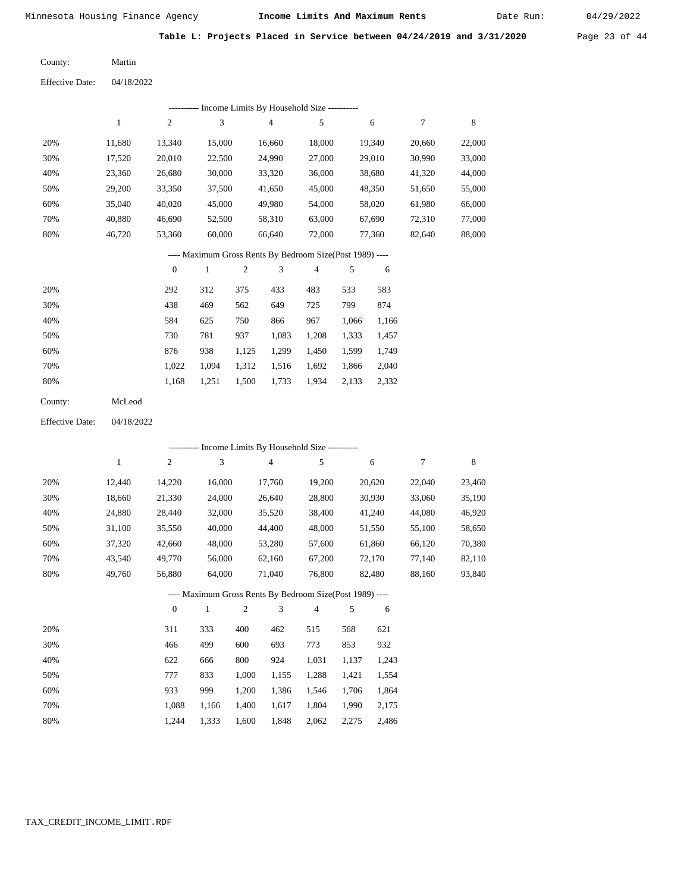**Table L: Projects Placed in Service between 04/24/2019 and 3/31/2020**

County: Martin

Effective Date: 04/18/2022

---------- Income Limits By Household Size ----------

| | 1 | 2 | 3 | 4 | 5 | 6 | 7 | 8 |
|---|---|---|---|---|---|---|---|---|
| 20% | 11,680 | 13,340 | 15,000 | 16,660 | 18,000 | 19,340 | 20,660 | 22,000 |
| 30% | 17,520 | 20,010 | 22,500 | 24,990 | 27,000 | 29,010 | 30,990 | 33,000 |
| 40% | 23,360 | 26,680 | 30,000 | 33,320 | 36,000 | 38,680 | 41,320 | 44,000 |
| 50% | 29,200 | 33,350 | 37,500 | 41,650 | 45,000 | 48,350 | 51,650 | 55,000 |
| 60% | 35,040 | 40,020 | 45,000 | 49,980 | 54,000 | 58,020 | 61,980 | 66,000 |
| 70% | 40,880 | 46,690 | 52,500 | 58,310 | 63,000 | 67,690 | 72,310 | 77,000 |
| 80% | 46,720 | 53,360 | 60,000 | 66,640 | 72,000 | 77,360 | 82,640 | 88,000 |

---- Maximum Gross Rents By Bedroom Size(Post 1989) ----

| | 0 | 1 | 2 | 3 | 4 | 5 | 6 |
|---|---|---|---|---|---|---|---|
| 20% | 292 | 312 | 375 | 433 | 483 | 533 | 583 |
| 30% | 438 | 469 | 562 | 649 | 725 | 799 | 874 |
| 40% | 584 | 625 | 750 | 866 | 967 | 1,066 | 1,166 |
| 50% | 730 | 781 | 937 | 1,083 | 1,208 | 1,333 | 1,457 |
| 60% | 876 | 938 | 1,125 | 1,299 | 1,450 | 1,599 | 1,749 |
| 70% | 1,022 | 1,094 | 1,312 | 1,516 | 1,692 | 1,866 | 2,040 |
| 80% | 1,168 | 1,251 | 1,500 | 1,733 | 1,934 | 2,133 | 2,332 |

County: McLeod

Effective Date: 04/18/2022

---------- Income Limits By Household Size ----------

| | 1 | 2 | 3 | 4 | 5 | 6 | 7 | 8 |
|---|---|---|---|---|---|---|---|---|
| 20% | 12,440 | 14,220 | 16,000 | 17,760 | 19,200 | 20,620 | 22,040 | 23,460 |
| 30% | 18,660 | 21,330 | 24,000 | 26,640 | 28,800 | 30,930 | 33,060 | 35,190 |
| 40% | 24,880 | 28,440 | 32,000 | 35,520 | 38,400 | 41,240 | 44,080 | 46,920 |
| 50% | 31,100 | 35,550 | 40,000 | 44,400 | 48,000 | 51,550 | 55,100 | 58,650 |
| 60% | 37,320 | 42,660 | 48,000 | 53,280 | 57,600 | 61,860 | 66,120 | 70,380 |
| 70% | 43,540 | 49,770 | 56,000 | 62,160 | 67,200 | 72,170 | 77,140 | 82,110 |
| 80% | 49,760 | 56,880 | 64,000 | 71,040 | 76,800 | 82,480 | 88,160 | 93,840 |

---- Maximum Gross Rents By Bedroom Size(Post 1989) ----

| | 0 | 1 | 2 | 3 | 4 | 5 | 6 |
|---|---|---|---|---|---|---|---|
| 20% | 311 | 333 | 400 | 462 | 515 | 568 | 621 |
| 30% | 466 | 499 | 600 | 693 | 773 | 853 | 932 |
| 40% | 622 | 666 | 800 | 924 | 1,031 | 1,137 | 1,243 |
| 50% | 777 | 833 | 1,000 | 1,155 | 1,288 | 1,421 | 1,554 |
| 60% | 933 | 999 | 1,200 | 1,386 | 1,546 | 1,706 | 1,864 |
| 70% | 1,088 | 1,166 | 1,400 | 1,617 | 1,804 | 1,990 | 2,175 |
| 80% | 1,244 | 1,333 | 1,600 | 1,848 | 2,062 | 2,275 | 2,486 |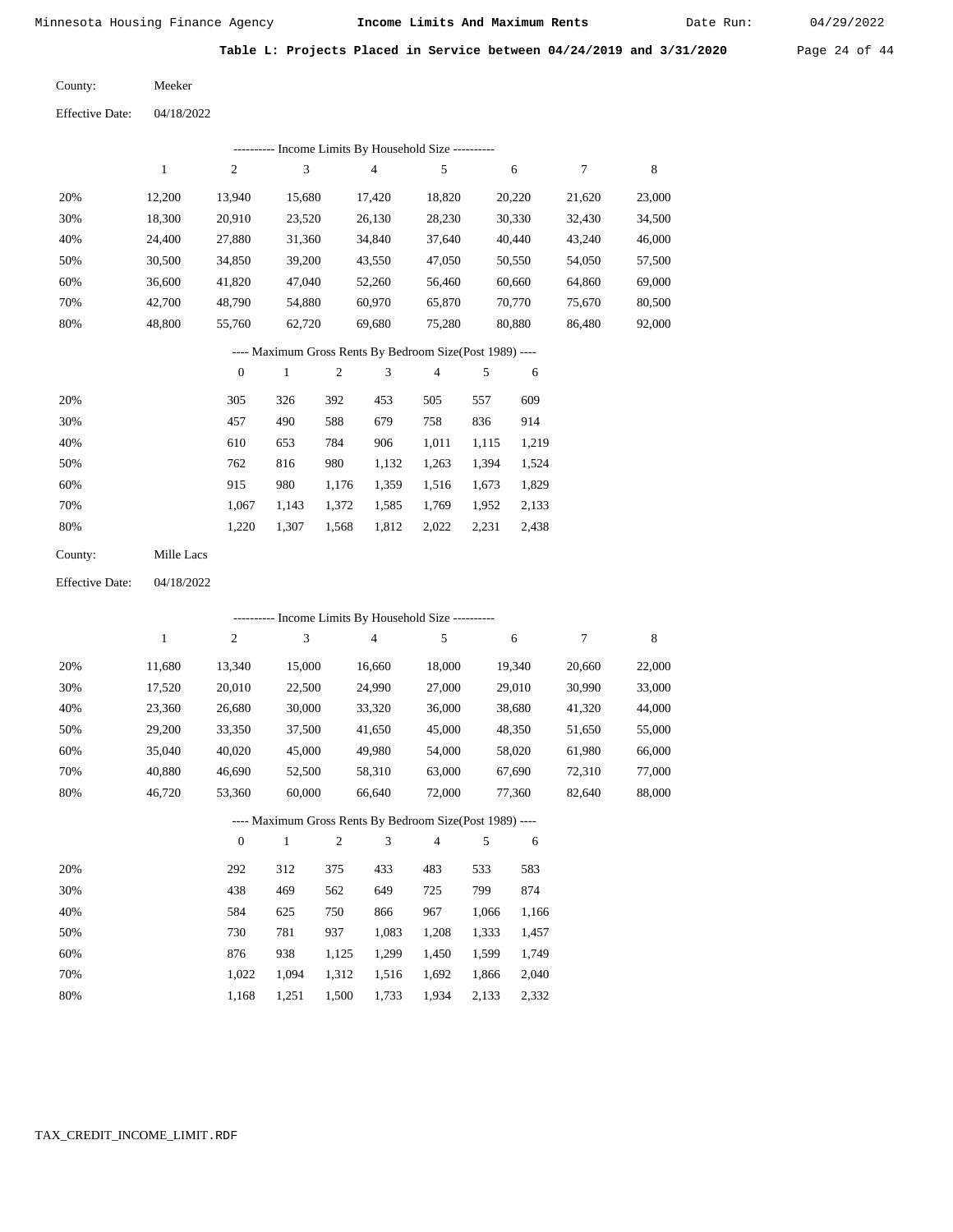Minnesota Housing Finance Agency **Income Limits And Maximum Rents** Date Run: 04/29/2022

**Table L: Projects Placed in Service between 04/24/2019 and 3/31/2020**

County: Meeker

Effective Date: 04/18/2022

---------- Income Limits By Household Size ----------

| | 1 | 2 | 3 | 4 | 5 | 6 | 7 | 8 |
|---|---|---|---|---|---|---|---|---|
| 20% | 12,200 | 13,940 | 15,680 | 17,420 | 18,820 | 20,220 | 21,620 | 23,000 |
| 30% | 18,300 | 20,910 | 23,520 | 26,130 | 28,230 | 30,330 | 32,430 | 34,500 |
| 40% | 24,400 | 27,880 | 31,360 | 34,840 | 37,640 | 40,440 | 43,240 | 46,000 |
| 50% | 30,500 | 34,850 | 39,200 | 43,550 | 47,050 | 50,550 | 54,050 | 57,500 |
| 60% | 36,600 | 41,820 | 47,040 | 52,260 | 56,460 | 60,660 | 64,860 | 69,000 |
| 70% | 42,700 | 48,790 | 54,880 | 60,970 | 65,870 | 70,770 | 75,670 | 80,500 |
| 80% | 48,800 | 55,760 | 62,720 | 69,680 | 75,280 | 80,880 | 86,480 | 92,000 |

---- Maximum Gross Rents By Bedroom Size(Post 1989) ----

| | 0 | 1 | 2 | 3 | 4 | 5 | 6 |
|---|---|---|---|---|---|---|---|
| 20% | 305 | 326 | 392 | 453 | 505 | 557 | 609 |
| 30% | 457 | 490 | 588 | 679 | 758 | 836 | 914 |
| 40% | 610 | 653 | 784 | 906 | 1,011 | 1,115 | 1,219 |
| 50% | 762 | 816 | 980 | 1,132 | 1,263 | 1,394 | 1,524 |
| 60% | 915 | 980 | 1,176 | 1,359 | 1,516 | 1,673 | 1,829 |
| 70% | 1,067 | 1,143 | 1,372 | 1,585 | 1,769 | 1,952 | 2,133 |
| 80% | 1,220 | 1,307 | 1,568 | 1,812 | 2,022 | 2,231 | 2,438 |

County: Mille Lacs

Effective Date: 04/18/2022

---------- Income Limits By Household Size ----------

| | 1 | 2 | 3 | 4 | 5 | 6 | 7 | 8 |
|---|---|---|---|---|---|---|---|---|
| 20% | 11,680 | 13,340 | 15,000 | 16,660 | 18,000 | 19,340 | 20,660 | 22,000 |
| 30% | 17,520 | 20,010 | 22,500 | 24,990 | 27,000 | 29,010 | 30,990 | 33,000 |
| 40% | 23,360 | 26,680 | 30,000 | 33,320 | 36,000 | 38,680 | 41,320 | 44,000 |
| 50% | 29,200 | 33,350 | 37,500 | 41,650 | 45,000 | 48,350 | 51,650 | 55,000 |
| 60% | 35,040 | 40,020 | 45,000 | 49,980 | 54,000 | 58,020 | 61,980 | 66,000 |
| 70% | 40,880 | 46,690 | 52,500 | 58,310 | 63,000 | 67,690 | 72,310 | 77,000 |
| 80% | 46,720 | 53,360 | 60,000 | 66,640 | 72,000 | 77,360 | 82,640 | 88,000 |

---- Maximum Gross Rents By Bedroom Size(Post 1989) ----

| | 0 | 1 | 2 | 3 | 4 | 5 | 6 |
|---|---|---|---|---|---|---|---|
| 20% | 292 | 312 | 375 | 433 | 483 | 533 | 583 |
| 30% | 438 | 469 | 562 | 649 | 725 | 799 | 874 |
| 40% | 584 | 625 | 750 | 866 | 967 | 1,066 | 1,166 |
| 50% | 730 | 781 | 937 | 1,083 | 1,208 | 1,333 | 1,457 |
| 60% | 876 | 938 | 1,125 | 1,299 | 1,450 | 1,599 | 1,749 |
| 70% | 1,022 | 1,094 | 1,312 | 1,516 | 1,692 | 1,866 | 2,040 |
| 80% | 1,168 | 1,251 | 1,500 | 1,733 | 1,934 | 2,133 | 2,332 |

TAX_CREDIT_INCOME_LIMIT.RDF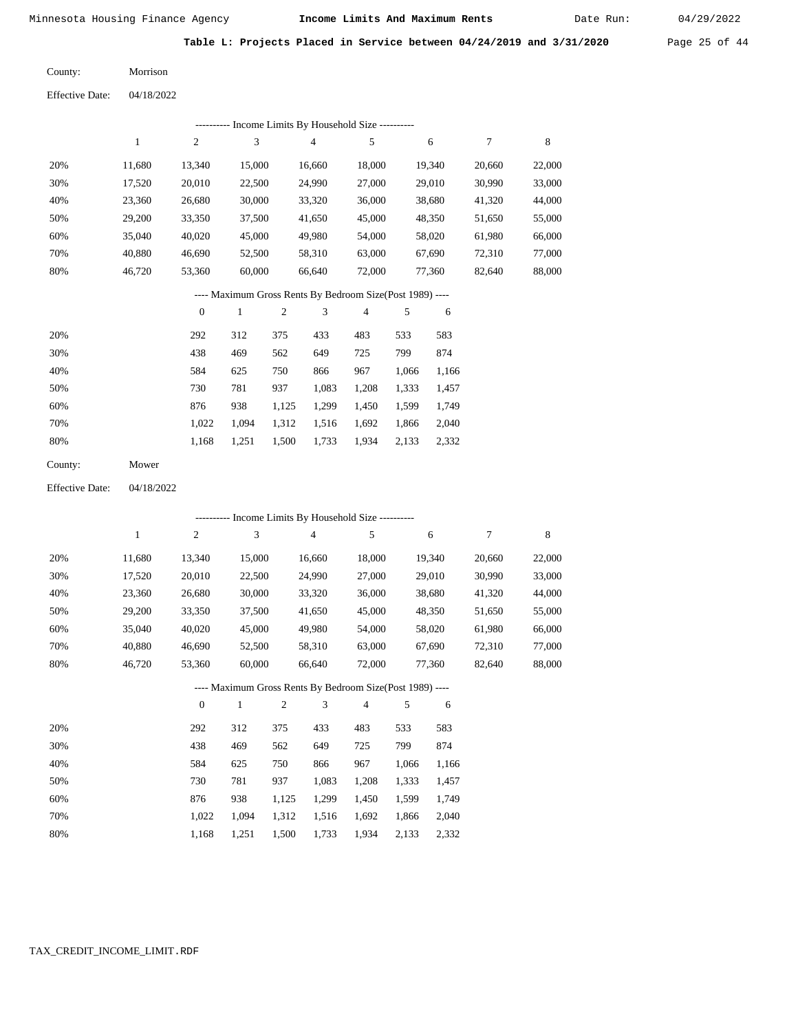Minnesota Housing Finance Agency **Income Limits And Maximum Rents** Date Run: 04/29/2022

**Table L: Projects Placed in Service between 04/24/2019 and 3/31/2020**

County: Morrison

Effective Date: 04/18/2022

---------- Income Limits By Household Size ----------

| | 1 | 2 | 3 | 4 | 5 | 6 | 7 | 8 |
|---|---|---|---|---|---|---|---|---|
| 20% | 11,680 | 13,340 | 15,000 | 16,660 | 18,000 | 19,340 | 20,660 | 22,000 |
| 30% | 17,520 | 20,010 | 22,500 | 24,990 | 27,000 | 29,010 | 30,990 | 33,000 |
| 40% | 23,360 | 26,680 | 30,000 | 33,320 | 36,000 | 38,680 | 41,320 | 44,000 |
| 50% | 29,200 | 33,350 | 37,500 | 41,650 | 45,000 | 48,350 | 51,650 | 55,000 |
| 60% | 35,040 | 40,020 | 45,000 | 49,980 | 54,000 | 58,020 | 61,980 | 66,000 |
| 70% | 40,880 | 46,690 | 52,500 | 58,310 | 63,000 | 67,690 | 72,310 | 77,000 |
| 80% | 46,720 | 53,360 | 60,000 | 66,640 | 72,000 | 77,360 | 82,640 | 88,000 |

---- Maximum Gross Rents By Bedroom Size(Post 1989) ----

| | 0 | 1 | 2 | 3 | 4 | 5 | 6 |
|---|---|---|---|---|---|---|---|
| 20% | 292 | 312 | 375 | 433 | 483 | 533 | 583 |
| 30% | 438 | 469 | 562 | 649 | 725 | 799 | 874 |
| 40% | 584 | 625 | 750 | 866 | 967 | 1,066 | 1,166 |
| 50% | 730 | 781 | 937 | 1,083 | 1,208 | 1,333 | 1,457 |
| 60% | 876 | 938 | 1,125 | 1,299 | 1,450 | 1,599 | 1,749 |
| 70% | 1,022 | 1,094 | 1,312 | 1,516 | 1,692 | 1,866 | 2,040 |
| 80% | 1,168 | 1,251 | 1,500 | 1,733 | 1,934 | 2,133 | 2,332 |

County: Mower

Effective Date: 04/18/2022

---------- Income Limits By Household Size ----------

| | 1 | 2 | 3 | 4 | 5 | 6 | 7 | 8 |
|---|---|---|---|---|---|---|---|---|
| 20% | 11,680 | 13,340 | 15,000 | 16,660 | 18,000 | 19,340 | 20,660 | 22,000 |
| 30% | 17,520 | 20,010 | 22,500 | 24,990 | 27,000 | 29,010 | 30,990 | 33,000 |
| 40% | 23,360 | 26,680 | 30,000 | 33,320 | 36,000 | 38,680 | 41,320 | 44,000 |
| 50% | 29,200 | 33,350 | 37,500 | 41,650 | 45,000 | 48,350 | 51,650 | 55,000 |
| 60% | 35,040 | 40,020 | 45,000 | 49,980 | 54,000 | 58,020 | 61,980 | 66,000 |
| 70% | 40,880 | 46,690 | 52,500 | 58,310 | 63,000 | 67,690 | 72,310 | 77,000 |
| 80% | 46,720 | 53,360 | 60,000 | 66,640 | 72,000 | 77,360 | 82,640 | 88,000 |

---- Maximum Gross Rents By Bedroom Size(Post 1989) ----

| | 0 | 1 | 2 | 3 | 4 | 5 | 6 |
|---|---|---|---|---|---|---|---|
| 20% | 292 | 312 | 375 | 433 | 483 | 533 | 583 |
| 30% | 438 | 469 | 562 | 649 | 725 | 799 | 874 |
| 40% | 584 | 625 | 750 | 866 | 967 | 1,066 | 1,166 |
| 50% | 730 | 781 | 937 | 1,083 | 1,208 | 1,333 | 1,457 |
| 60% | 876 | 938 | 1,125 | 1,299 | 1,450 | 1,599 | 1,749 |
| 70% | 1,022 | 1,094 | 1,312 | 1,516 | 1,692 | 1,866 | 2,040 |
| 80% | 1,168 | 1,251 | 1,500 | 1,733 | 1,934 | 2,133 | 2,332 |

TAX_CREDIT_INCOME_LIMIT.RDF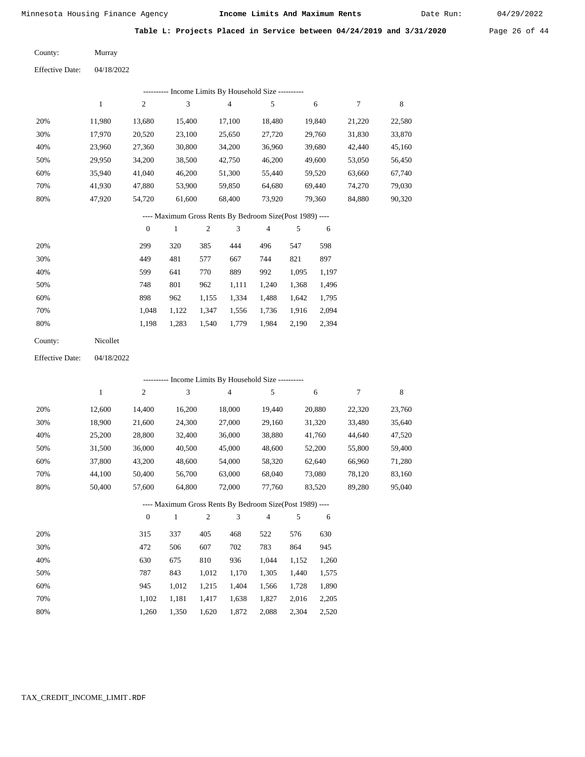**Table L: Projects Placed in Service between 04/24/2019 and 3/31/2020**

County: Murray

Effective Date: 04/18/2022

---------- Income Limits By Household Size ----------

| | 1 | 2 | 3 | 4 | 5 | 6 | 7 | 8 |
|---|---|---|---|---|---|---|---|---|
| 20% | 11,980 | 13,680 | 15,400 | 17,100 | 18,480 | 19,840 | 21,220 | 22,580 |
| 30% | 17,970 | 20,520 | 23,100 | 25,650 | 27,720 | 29,760 | 31,830 | 33,870 |
| 40% | 23,960 | 27,360 | 30,800 | 34,200 | 36,960 | 39,680 | 42,440 | 45,160 |
| 50% | 29,950 | 34,200 | 38,500 | 42,750 | 46,200 | 49,600 | 53,050 | 56,450 |
| 60% | 35,940 | 41,040 | 46,200 | 51,300 | 55,440 | 59,520 | 63,660 | 67,740 |
| 70% | 41,930 | 47,880 | 53,900 | 59,850 | 64,680 | 69,440 | 74,270 | 79,030 |
| 80% | 47,920 | 54,720 | 61,600 | 68,400 | 73,920 | 79,360 | 84,880 | 90,320 |

---- Maximum Gross Rents By Bedroom Size(Post 1989) ----

| | 0 | 1 | 2 | 3 | 4 | 5 | 6 |
|---|---|---|---|---|---|---|---|
| 20% | 299 | 320 | 385 | 444 | 496 | 547 | 598 |
| 30% | 449 | 481 | 577 | 667 | 744 | 821 | 897 |
| 40% | 599 | 641 | 770 | 889 | 992 | 1,095 | 1,197 |
| 50% | 748 | 801 | 962 | 1,111 | 1,240 | 1,368 | 1,496 |
| 60% | 898 | 962 | 1,155 | 1,334 | 1,488 | 1,642 | 1,795 |
| 70% | 1,048 | 1,122 | 1,347 | 1,556 | 1,736 | 1,916 | 2,094 |
| 80% | 1,198 | 1,283 | 1,540 | 1,779 | 1,984 | 2,190 | 2,394 |

County: Nicollet

Effective Date: 04/18/2022

---------- Income Limits By Household Size ----------

| | 1 | 2 | 3 | 4 | 5 | 6 | 7 | 8 |
|---|---|---|---|---|---|---|---|---|
| 20% | 12,600 | 14,400 | 16,200 | 18,000 | 19,440 | 20,880 | 22,320 | 23,760 |
| 30% | 18,900 | 21,600 | 24,300 | 27,000 | 29,160 | 31,320 | 33,480 | 35,640 |
| 40% | 25,200 | 28,800 | 32,400 | 36,000 | 38,880 | 41,760 | 44,640 | 47,520 |
| 50% | 31,500 | 36,000 | 40,500 | 45,000 | 48,600 | 52,200 | 55,800 | 59,400 |
| 60% | 37,800 | 43,200 | 48,600 | 54,000 | 58,320 | 62,640 | 66,960 | 71,280 |
| 70% | 44,100 | 50,400 | 56,700 | 63,000 | 68,040 | 73,080 | 78,120 | 83,160 |
| 80% | 50,400 | 57,600 | 64,800 | 72,000 | 77,760 | 83,520 | 89,280 | 95,040 |

---- Maximum Gross Rents By Bedroom Size(Post 1989) ----

| | 0 | 1 | 2 | 3 | 4 | 5 | 6 |
|---|---|---|---|---|---|---|---|
| 20% | 315 | 337 | 405 | 468 | 522 | 576 | 630 |
| 30% | 472 | 506 | 607 | 702 | 783 | 864 | 945 |
| 40% | 630 | 675 | 810 | 936 | 1,044 | 1,152 | 1,260 |
| 50% | 787 | 843 | 1,012 | 1,170 | 1,305 | 1,440 | 1,575 |
| 60% | 945 | 1,012 | 1,215 | 1,404 | 1,566 | 1,728 | 1,890 |
| 70% | 1,102 | 1,181 | 1,417 | 1,638 | 1,827 | 2,016 | 2,205 |
| 80% | 1,260 | 1,350 | 1,620 | 1,872 | 2,088 | 2,304 | 2,520 |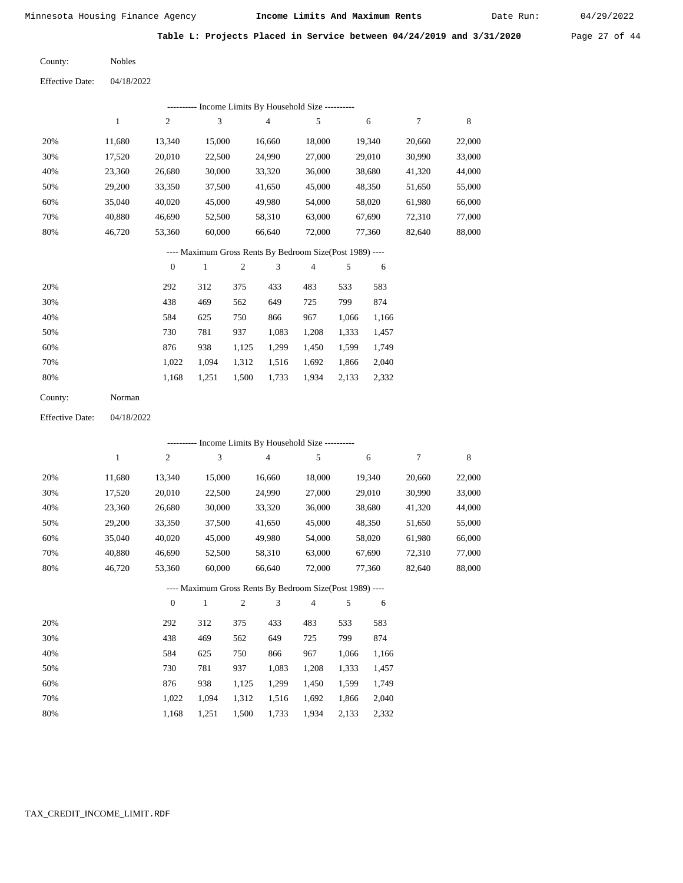Minnesota Housing Finance Agency **Income Limits And Maximum Rents** Date Run: 04/29/2022

**Table L: Projects Placed in Service between 04/24/2019 and 3/31/2020**

County: Nobles

Effective Date: 04/18/2022

---------- Income Limits By Household Size ----------

| | 1 | 2 | 3 | 4 | 5 | 6 | 7 | 8 |
|---|---|---|---|---|---|---|---|---|
| 20% | 11,680 | 13,340 | 15,000 | 16,660 | 18,000 | 19,340 | 20,660 | 22,000 |
| 30% | 17,520 | 20,010 | 22,500 | 24,990 | 27,000 | 29,010 | 30,990 | 33,000 |
| 40% | 23,360 | 26,680 | 30,000 | 33,320 | 36,000 | 38,680 | 41,320 | 44,000 |
| 50% | 29,200 | 33,350 | 37,500 | 41,650 | 45,000 | 48,350 | 51,650 | 55,000 |
| 60% | 35,040 | 40,020 | 45,000 | 49,980 | 54,000 | 58,020 | 61,980 | 66,000 |
| 70% | 40,880 | 46,690 | 52,500 | 58,310 | 63,000 | 67,690 | 72,310 | 77,000 |
| 80% | 46,720 | 53,360 | 60,000 | 66,640 | 72,000 | 77,360 | 82,640 | 88,000 |

---- Maximum Gross Rents By Bedroom Size(Post 1989) ----

| | 0 | 1 | 2 | 3 | 4 | 5 | 6 |
|---|---|---|---|---|---|---|---|
| 20% | 292 | 312 | 375 | 433 | 483 | 533 | 583 |
| 30% | 438 | 469 | 562 | 649 | 725 | 799 | 874 |
| 40% | 584 | 625 | 750 | 866 | 967 | 1,066 | 1,166 |
| 50% | 730 | 781 | 937 | 1,083 | 1,208 | 1,333 | 1,457 |
| 60% | 876 | 938 | 1,125 | 1,299 | 1,450 | 1,599 | 1,749 |
| 70% | 1,022 | 1,094 | 1,312 | 1,516 | 1,692 | 1,866 | 2,040 |
| 80% | 1,168 | 1,251 | 1,500 | 1,733 | 1,934 | 2,133 | 2,332 |

County: Norman

Effective Date: 04/18/2022

---------- Income Limits By Household Size ----------

| | 1 | 2 | 3 | 4 | 5 | 6 | 7 | 8 |
|---|---|---|---|---|---|---|---|---|
| 20% | 11,680 | 13,340 | 15,000 | 16,660 | 18,000 | 19,340 | 20,660 | 22,000 |
| 30% | 17,520 | 20,010 | 22,500 | 24,990 | 27,000 | 29,010 | 30,990 | 33,000 |
| 40% | 23,360 | 26,680 | 30,000 | 33,320 | 36,000 | 38,680 | 41,320 | 44,000 |
| 50% | 29,200 | 33,350 | 37,500 | 41,650 | 45,000 | 48,350 | 51,650 | 55,000 |
| 60% | 35,040 | 40,020 | 45,000 | 49,980 | 54,000 | 58,020 | 61,980 | 66,000 |
| 70% | 40,880 | 46,690 | 52,500 | 58,310 | 63,000 | 67,690 | 72,310 | 77,000 |
| 80% | 46,720 | 53,360 | 60,000 | 66,640 | 72,000 | 77,360 | 82,640 | 88,000 |

---- Maximum Gross Rents By Bedroom Size(Post 1989) ----

| | 0 | 1 | 2 | 3 | 4 | 5 | 6 |
|---|---|---|---|---|---|---|---|
| 20% | 292 | 312 | 375 | 433 | 483 | 533 | 583 |
| 30% | 438 | 469 | 562 | 649 | 725 | 799 | 874 |
| 40% | 584 | 625 | 750 | 866 | 967 | 1,066 | 1,166 |
| 50% | 730 | 781 | 937 | 1,083 | 1,208 | 1,333 | 1,457 |
| 60% | 876 | 938 | 1,125 | 1,299 | 1,450 | 1,599 | 1,749 |
| 70% | 1,022 | 1,094 | 1,312 | 1,516 | 1,692 | 1,866 | 2,040 |
| 80% | 1,168 | 1,251 | 1,500 | 1,733 | 1,934 | 2,133 | 2,332 |

TAX_CREDIT_INCOME_LIMIT.RDF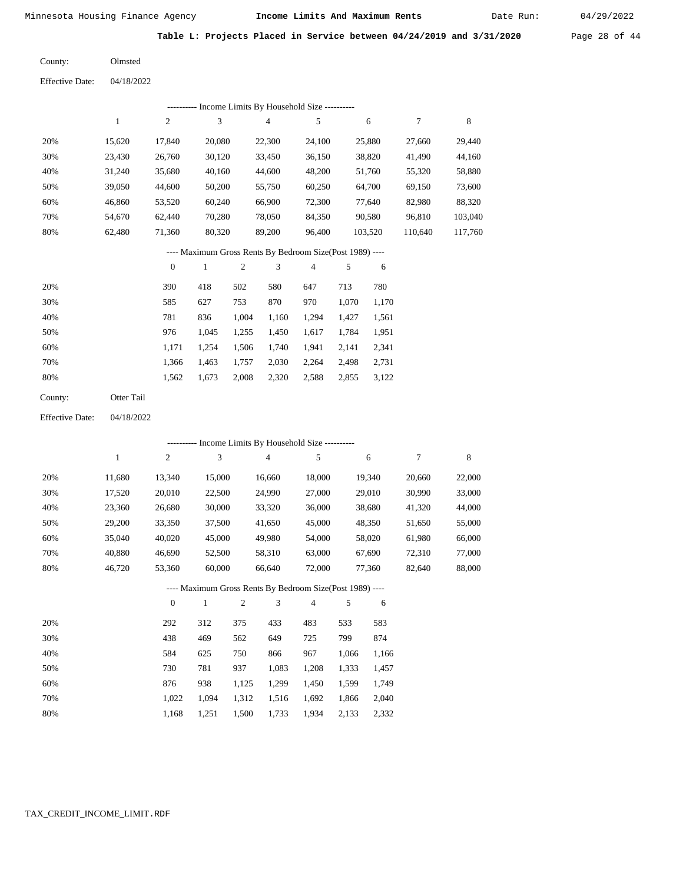## Table L: Projects Placed in Service between 04/24/2019 and 3/31/2020

County: Olmsted

Effective Date: 04/18/2022

---------- Income Limits By Household Size ----------

| | 1 | 2 | 3 | 4 | 5 | 6 | 7 | 8 |
|---|---|---|---|---|---|---|---|---|
| 20% | 15,620 | 17,840 | 20,080 | 22,300 | 24,100 | 25,880 | 27,660 | 29,440 |
| 30% | 23,430 | 26,760 | 30,120 | 33,450 | 36,150 | 38,820 | 41,490 | 44,160 |
| 40% | 31,240 | 35,680 | 40,160 | 44,600 | 48,200 | 51,760 | 55,320 | 58,880 |
| 50% | 39,050 | 44,600 | 50,200 | 55,750 | 60,250 | 64,700 | 69,150 | 73,600 |
| 60% | 46,860 | 53,520 | 60,240 | 66,900 | 72,300 | 77,640 | 82,980 | 88,320 |
| 70% | 54,670 | 62,440 | 70,280 | 78,050 | 84,350 | 90,580 | 96,810 | 103,040 |
| 80% | 62,480 | 71,360 | 80,320 | 89,200 | 96,400 | 103,520 | 110,640 | 117,760 |

---- Maximum Gross Rents By Bedroom Size(Post 1989) ----

| | 0 | 1 | 2 | 3 | 4 | 5 | 6 |
|---|---|---|---|---|---|---|---|
| 20% | 390 | 418 | 502 | 580 | 647 | 713 | 780 |
| 30% | 585 | 627 | 753 | 870 | 970 | 1,070 | 1,170 |
| 40% | 781 | 836 | 1,004 | 1,160 | 1,294 | 1,427 | 1,561 |
| 50% | 976 | 1,045 | 1,255 | 1,450 | 1,617 | 1,784 | 1,951 |
| 60% | 1,171 | 1,254 | 1,506 | 1,740 | 1,941 | 2,141 | 2,341 |
| 70% | 1,366 | 1,463 | 1,757 | 2,030 | 2,264 | 2,498 | 2,731 |
| 80% | 1,562 | 1,673 | 2,008 | 2,320 | 2,588 | 2,855 | 3,122 |

County: Otter Tail

Effective Date: 04/18/2022

---------- Income Limits By Household Size ----------

| | 1 | 2 | 3 | 4 | 5 | 6 | 7 | 8 |
|---|---|---|---|---|---|---|---|---|
| 20% | 11,680 | 13,340 | 15,000 | 16,660 | 18,000 | 19,340 | 20,660 | 22,000 |
| 30% | 17,520 | 20,010 | 22,500 | 24,990 | 27,000 | 29,010 | 30,990 | 33,000 |
| 40% | 23,360 | 26,680 | 30,000 | 33,320 | 36,000 | 38,680 | 41,320 | 44,000 |
| 50% | 29,200 | 33,350 | 37,500 | 41,650 | 45,000 | 48,350 | 51,650 | 55,000 |
| 60% | 35,040 | 40,020 | 45,000 | 49,980 | 54,000 | 58,020 | 61,980 | 66,000 |
| 70% | 40,880 | 46,690 | 52,500 | 58,310 | 63,000 | 67,690 | 72,310 | 77,000 |
| 80% | 46,720 | 53,360 | 60,000 | 66,640 | 72,000 | 77,360 | 82,640 | 88,000 |

---- Maximum Gross Rents By Bedroom Size(Post 1989) ----

| | 0 | 1 | 2 | 3 | 4 | 5 | 6 |
|---|---|---|---|---|---|---|---|
| 20% | 292 | 312 | 375 | 433 | 483 | 533 | 583 |
| 30% | 438 | 469 | 562 | 649 | 725 | 799 | 874 |
| 40% | 584 | 625 | 750 | 866 | 967 | 1,066 | 1,166 |
| 50% | 730 | 781 | 937 | 1,083 | 1,208 | 1,333 | 1,457 |
| 60% | 876 | 938 | 1,125 | 1,299 | 1,450 | 1,599 | 1,749 |
| 70% | 1,022 | 1,094 | 1,312 | 1,516 | 1,692 | 1,866 | 2,040 |
| 80% | 1,168 | 1,251 | 1,500 | 1,733 | 1,934 | 2,133 | 2,332 |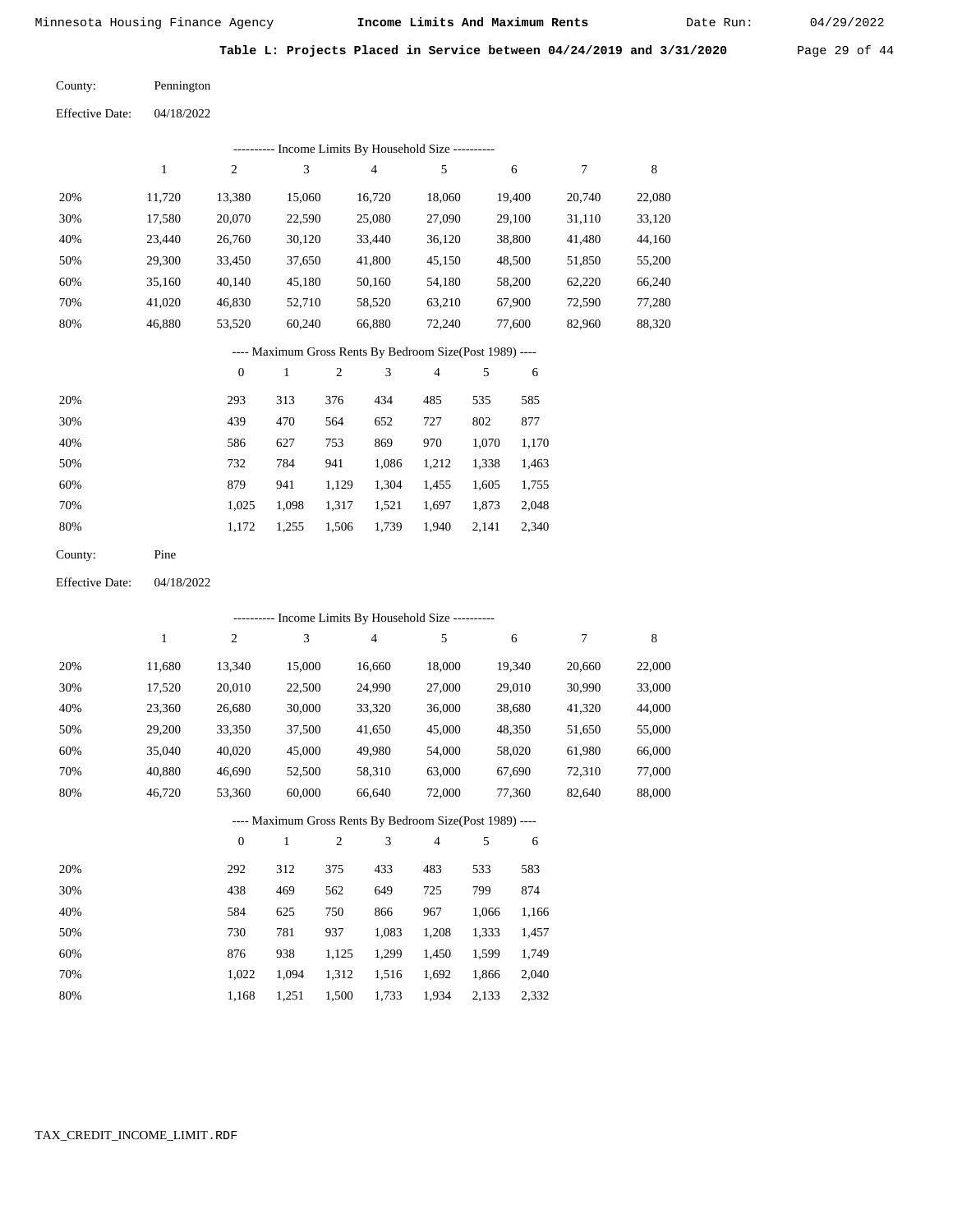Minnesota Housing Finance Agency **Income Limits And Maximum Rents** Date Run: 04/29/2022

**Table L: Projects Placed in Service between 04/24/2019 and 3/31/2020**

County: Pennington

Effective Date: 04/18/2022

---------- Income Limits By Household Size ----------

| | 1 | 2 | 3 | 4 | 5 | 6 | 7 | 8 |
|---|---|---|---|---|---|---|---|---|
| 20% | 11,720 | 13,380 | 15,060 | 16,720 | 18,060 | 19,400 | 20,740 | 22,080 |
| 30% | 17,580 | 20,070 | 22,590 | 25,080 | 27,090 | 29,100 | 31,110 | 33,120 |
| 40% | 23,440 | 26,760 | 30,120 | 33,440 | 36,120 | 38,800 | 41,480 | 44,160 |
| 50% | 29,300 | 33,450 | 37,650 | 41,800 | 45,150 | 48,500 | 51,850 | 55,200 |
| 60% | 35,160 | 40,140 | 45,180 | 50,160 | 54,180 | 58,200 | 62,220 | 66,240 |
| 70% | 41,020 | 46,830 | 52,710 | 58,520 | 63,210 | 67,900 | 72,590 | 77,280 |
| 80% | 46,880 | 53,520 | 60,240 | 66,880 | 72,240 | 77,600 | 82,960 | 88,320 |

---- Maximum Gross Rents By Bedroom Size(Post 1989) ----

| | 0 | 1 | 2 | 3 | 4 | 5 | 6 |
|---|---|---|---|---|---|---|---|
| 20% | 293 | 313 | 376 | 434 | 485 | 535 | 585 |
| 30% | 439 | 470 | 564 | 652 | 727 | 802 | 877 |
| 40% | 586 | 627 | 753 | 869 | 970 | 1,070 | 1,170 |
| 50% | 732 | 784 | 941 | 1,086 | 1,212 | 1,338 | 1,463 |
| 60% | 879 | 941 | 1,129 | 1,304 | 1,455 | 1,605 | 1,755 |
| 70% | 1,025 | 1,098 | 1,317 | 1,521 | 1,697 | 1,873 | 2,048 |
| 80% | 1,172 | 1,255 | 1,506 | 1,739 | 1,940 | 2,141 | 2,340 |

County: Pine

Effective Date: 04/18/2022

---------- Income Limits By Household Size ----------

| | 1 | 2 | 3 | 4 | 5 | 6 | 7 | 8 |
|---|---|---|---|---|---|---|---|---|
| 20% | 11,680 | 13,340 | 15,000 | 16,660 | 18,000 | 19,340 | 20,660 | 22,000 |
| 30% | 17,520 | 20,010 | 22,500 | 24,990 | 27,000 | 29,010 | 30,990 | 33,000 |
| 40% | 23,360 | 26,680 | 30,000 | 33,320 | 36,000 | 38,680 | 41,320 | 44,000 |
| 50% | 29,200 | 33,350 | 37,500 | 41,650 | 45,000 | 48,350 | 51,650 | 55,000 |
| 60% | 35,040 | 40,020 | 45,000 | 49,980 | 54,000 | 58,020 | 61,980 | 66,000 |
| 70% | 40,880 | 46,690 | 52,500 | 58,310 | 63,000 | 67,690 | 72,310 | 77,000 |
| 80% | 46,720 | 53,360 | 60,000 | 66,640 | 72,000 | 77,360 | 82,640 | 88,000 |

---- Maximum Gross Rents By Bedroom Size(Post 1989) ----

| | 0 | 1 | 2 | 3 | 4 | 5 | 6 |
|---|---|---|---|---|---|---|---|
| 20% | 292 | 312 | 375 | 433 | 483 | 533 | 583 |
| 30% | 438 | 469 | 562 | 649 | 725 | 799 | 874 |
| 40% | 584 | 625 | 750 | 866 | 967 | 1,066 | 1,166 |
| 50% | 730 | 781 | 937 | 1,083 | 1,208 | 1,333 | 1,457 |
| 60% | 876 | 938 | 1,125 | 1,299 | 1,450 | 1,599 | 1,749 |
| 70% | 1,022 | 1,094 | 1,312 | 1,516 | 1,692 | 1,866 | 2,040 |
| 80% | 1,168 | 1,251 | 1,500 | 1,733 | 1,934 | 2,133 | 2,332 |

TAX_CREDIT_INCOME_LIMIT.RDF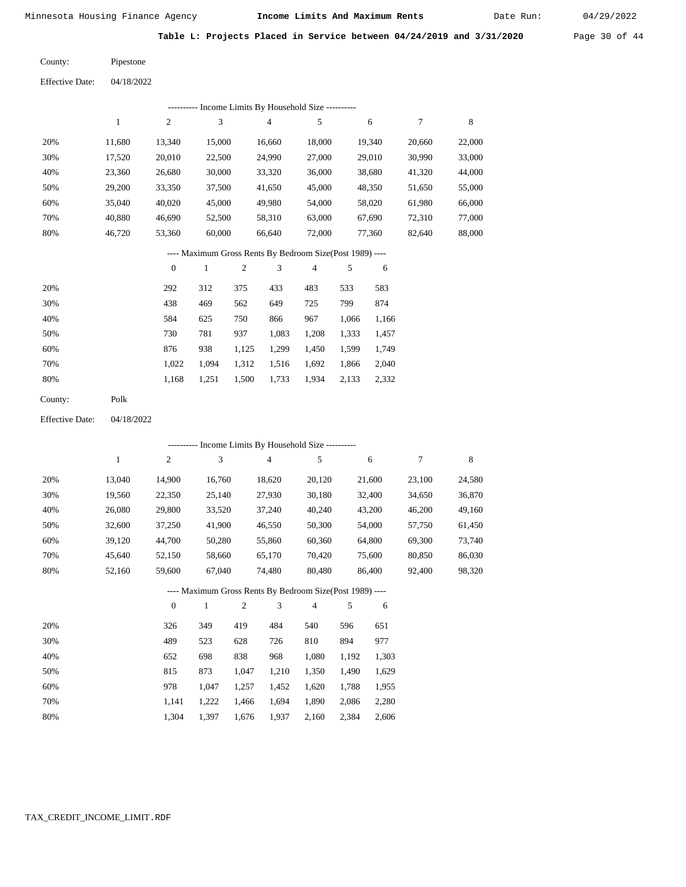Minnesota Housing Finance Agency — **Income Limits And Maximum Rents** — Date Run: 04/29/2022

**Table L: Projects Placed in Service between 04/24/2019 and 3/31/2020**

County: Pipestone

Effective Date: 04/18/2022

---------- Income Limits By Household Size ----------

| | 1 | 2 | 3 | 4 | 5 | 6 | 7 | 8 |
|---|---|---|---|---|---|---|---|---|
| 20% | 11,680 | 13,340 | 15,000 | 16,660 | 18,000 | 19,340 | 20,660 | 22,000 |
| 30% | 17,520 | 20,010 | 22,500 | 24,990 | 27,000 | 29,010 | 30,990 | 33,000 |
| 40% | 23,360 | 26,680 | 30,000 | 33,320 | 36,000 | 38,680 | 41,320 | 44,000 |
| 50% | 29,200 | 33,350 | 37,500 | 41,650 | 45,000 | 48,350 | 51,650 | 55,000 |
| 60% | 35,040 | 40,020 | 45,000 | 49,980 | 54,000 | 58,020 | 61,980 | 66,000 |
| 70% | 40,880 | 46,690 | 52,500 | 58,310 | 63,000 | 67,690 | 72,310 | 77,000 |
| 80% | 46,720 | 53,360 | 60,000 | 66,640 | 72,000 | 77,360 | 82,640 | 88,000 |

---- Maximum Gross Rents By Bedroom Size(Post 1989) ----

| | 0 | 1 | 2 | 3 | 4 | 5 | 6 |
|---|---|---|---|---|---|---|---|
| 20% | 292 | 312 | 375 | 433 | 483 | 533 | 583 |
| 30% | 438 | 469 | 562 | 649 | 725 | 799 | 874 |
| 40% | 584 | 625 | 750 | 866 | 967 | 1,066 | 1,166 |
| 50% | 730 | 781 | 937 | 1,083 | 1,208 | 1,333 | 1,457 |
| 60% | 876 | 938 | 1,125 | 1,299 | 1,450 | 1,599 | 1,749 |
| 70% | 1,022 | 1,094 | 1,312 | 1,516 | 1,692 | 1,866 | 2,040 |
| 80% | 1,168 | 1,251 | 1,500 | 1,733 | 1,934 | 2,133 | 2,332 |

County: Polk

Effective Date: 04/18/2022

---------- Income Limits By Household Size ----------

| | 1 | 2 | 3 | 4 | 5 | 6 | 7 | 8 |
|---|---|---|---|---|---|---|---|---|
| 20% | 13,040 | 14,900 | 16,760 | 18,620 | 20,120 | 21,600 | 23,100 | 24,580 |
| 30% | 19,560 | 22,350 | 25,140 | 27,930 | 30,180 | 32,400 | 34,650 | 36,870 |
| 40% | 26,080 | 29,800 | 33,520 | 37,240 | 40,240 | 43,200 | 46,200 | 49,160 |
| 50% | 32,600 | 37,250 | 41,900 | 46,550 | 50,300 | 54,000 | 57,750 | 61,450 |
| 60% | 39,120 | 44,700 | 50,280 | 55,860 | 60,360 | 64,800 | 69,300 | 73,740 |
| 70% | 45,640 | 52,150 | 58,660 | 65,170 | 70,420 | 75,600 | 80,850 | 86,030 |
| 80% | 52,160 | 59,600 | 67,040 | 74,480 | 80,480 | 86,400 | 92,400 | 98,320 |

---- Maximum Gross Rents By Bedroom Size(Post 1989) ----

| | 0 | 1 | 2 | 3 | 4 | 5 | 6 |
|---|---|---|---|---|---|---|---|
| 20% | 326 | 349 | 419 | 484 | 540 | 596 | 651 |
| 30% | 489 | 523 | 628 | 726 | 810 | 894 | 977 |
| 40% | 652 | 698 | 838 | 968 | 1,080 | 1,192 | 1,303 |
| 50% | 815 | 873 | 1,047 | 1,210 | 1,350 | 1,490 | 1,629 |
| 60% | 978 | 1,047 | 1,257 | 1,452 | 1,620 | 1,788 | 1,955 |
| 70% | 1,141 | 1,222 | 1,466 | 1,694 | 1,890 | 2,086 | 2,280 |
| 80% | 1,304 | 1,397 | 1,676 | 1,937 | 2,160 | 2,384 | 2,606 |

TAX_CREDIT_INCOME_LIMIT.RDF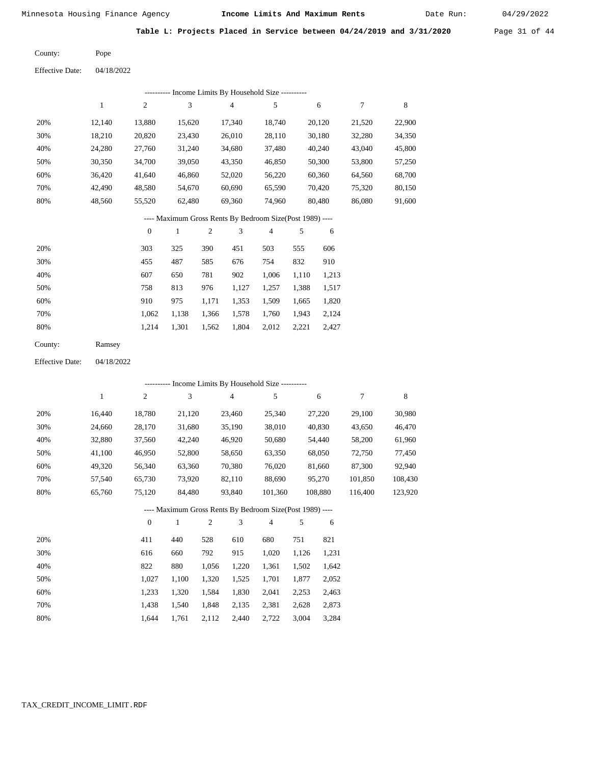## Table L: Projects Placed in Service between 04/24/2019 and 3/31/2020

County: Pope

Effective Date: 04/18/2022

---------- Income Limits By Household Size ----------

| | 1 | 2 | 3 | 4 | 5 | 6 | 7 | 8 |
|---|---|---|---|---|---|---|---|---|
| 20% | 12,140 | 13,880 | 15,620 | 17,340 | 18,740 | 20,120 | 21,520 | 22,900 |
| 30% | 18,210 | 20,820 | 23,430 | 26,010 | 28,110 | 30,180 | 32,280 | 34,350 |
| 40% | 24,280 | 27,760 | 31,240 | 34,680 | 37,480 | 40,240 | 43,040 | 45,800 |
| 50% | 30,350 | 34,700 | 39,050 | 43,350 | 46,850 | 50,300 | 53,800 | 57,250 |
| 60% | 36,420 | 41,640 | 46,860 | 52,020 | 56,220 | 60,360 | 64,560 | 68,700 |
| 70% | 42,490 | 48,580 | 54,670 | 60,690 | 65,590 | 70,420 | 75,320 | 80,150 |
| 80% | 48,560 | 55,520 | 62,480 | 69,360 | 74,960 | 80,480 | 86,080 | 91,600 |

---- Maximum Gross Rents By Bedroom Size(Post 1989) ----

| | 0 | 1 | 2 | 3 | 4 | 5 | 6 |
|---|---|---|---|---|---|---|---|
| 20% | 303 | 325 | 390 | 451 | 503 | 555 | 606 |
| 30% | 455 | 487 | 585 | 676 | 754 | 832 | 910 |
| 40% | 607 | 650 | 781 | 902 | 1,006 | 1,110 | 1,213 |
| 50% | 758 | 813 | 976 | 1,127 | 1,257 | 1,388 | 1,517 |
| 60% | 910 | 975 | 1,171 | 1,353 | 1,509 | 1,665 | 1,820 |
| 70% | 1,062 | 1,138 | 1,366 | 1,578 | 1,760 | 1,943 | 2,124 |
| 80% | 1,214 | 1,301 | 1,562 | 1,804 | 2,012 | 2,221 | 2,427 |

County: Ramsey

Effective Date: 04/18/2022

---------- Income Limits By Household Size ----------

| | 1 | 2 | 3 | 4 | 5 | 6 | 7 | 8 |
|---|---|---|---|---|---|---|---|---|
| 20% | 16,440 | 18,780 | 21,120 | 23,460 | 25,340 | 27,220 | 29,100 | 30,980 |
| 30% | 24,660 | 28,170 | 31,680 | 35,190 | 38,010 | 40,830 | 43,650 | 46,470 |
| 40% | 32,880 | 37,560 | 42,240 | 46,920 | 50,680 | 54,440 | 58,200 | 61,960 |
| 50% | 41,100 | 46,950 | 52,800 | 58,650 | 63,350 | 68,050 | 72,750 | 77,450 |
| 60% | 49,320 | 56,340 | 63,360 | 70,380 | 76,020 | 81,660 | 87,300 | 92,940 |
| 70% | 57,540 | 65,730 | 73,920 | 82,110 | 88,690 | 95,270 | 101,850 | 108,430 |
| 80% | 65,760 | 75,120 | 84,480 | 93,840 | 101,360 | 108,880 | 116,400 | 123,920 |

---- Maximum Gross Rents By Bedroom Size(Post 1989) ----

| | 0 | 1 | 2 | 3 | 4 | 5 | 6 |
|---|---|---|---|---|---|---|---|
| 20% | 411 | 440 | 528 | 610 | 680 | 751 | 821 |
| 30% | 616 | 660 | 792 | 915 | 1,020 | 1,126 | 1,231 |
| 40% | 822 | 880 | 1,056 | 1,220 | 1,361 | 1,502 | 1,642 |
| 50% | 1,027 | 1,100 | 1,320 | 1,525 | 1,701 | 1,877 | 2,052 |
| 60% | 1,233 | 1,320 | 1,584 | 1,830 | 2,041 | 2,253 | 2,463 |
| 70% | 1,438 | 1,540 | 1,848 | 2,135 | 2,381 | 2,628 | 2,873 |
| 80% | 1,644 | 1,761 | 2,112 | 2,440 | 2,722 | 3,004 | 3,284 |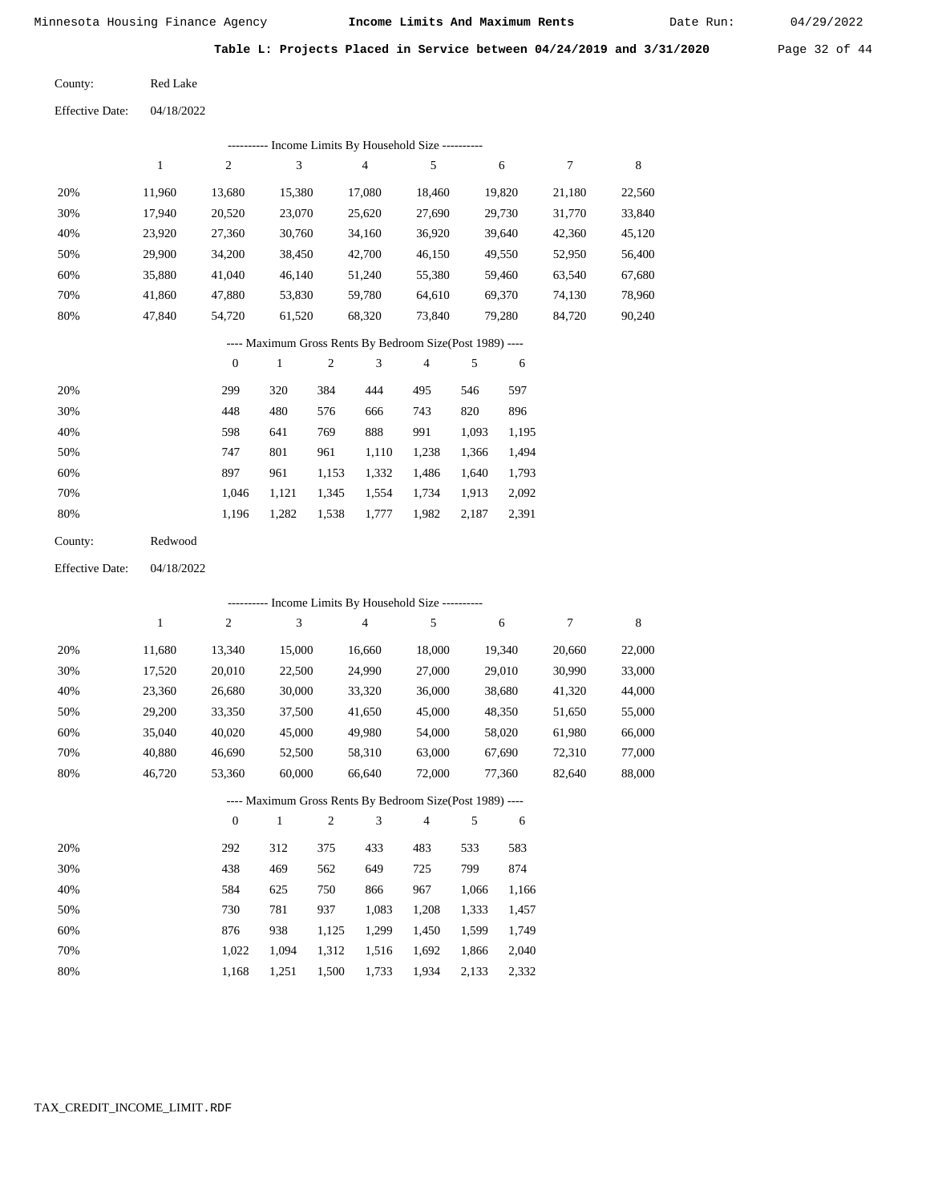Minnesota Housing Finance Agency **Income Limits And Maximum Rents** Date Run: 04/29/2022

**Table L: Projects Placed in Service between 04/24/2019 and 3/31/2020**

County: Red Lake

Effective Date: 04/18/2022

---------- Income Limits By Household Size ----------

| | 1 | 2 | 3 | 4 | 5 | 6 | 7 | 8 |
|---|---|---|---|---|---|---|---|---|
| 20% | 11,960 | 13,680 | 15,380 | 17,080 | 18,460 | 19,820 | 21,180 | 22,560 |
| 30% | 17,940 | 20,520 | 23,070 | 25,620 | 27,690 | 29,730 | 31,770 | 33,840 |
| 40% | 23,920 | 27,360 | 30,760 | 34,160 | 36,920 | 39,640 | 42,360 | 45,120 |
| 50% | 29,900 | 34,200 | 38,450 | 42,700 | 46,150 | 49,550 | 52,950 | 56,400 |
| 60% | 35,880 | 41,040 | 46,140 | 51,240 | 55,380 | 59,460 | 63,540 | 67,680 |
| 70% | 41,860 | 47,880 | 53,830 | 59,780 | 64,610 | 69,370 | 74,130 | 78,960 |
| 80% | 47,840 | 54,720 | 61,520 | 68,320 | 73,840 | 79,280 | 84,720 | 90,240 |

---- Maximum Gross Rents By Bedroom Size(Post 1989) ----

| | 0 | 1 | 2 | 3 | 4 | 5 | 6 |
|---|---|---|---|---|---|---|---|
| 20% | 299 | 320 | 384 | 444 | 495 | 546 | 597 |
| 30% | 448 | 480 | 576 | 666 | 743 | 820 | 896 |
| 40% | 598 | 641 | 769 | 888 | 991 | 1,093 | 1,195 |
| 50% | 747 | 801 | 961 | 1,110 | 1,238 | 1,366 | 1,494 |
| 60% | 897 | 961 | 1,153 | 1,332 | 1,486 | 1,640 | 1,793 |
| 70% | 1,046 | 1,121 | 1,345 | 1,554 | 1,734 | 1,913 | 2,092 |
| 80% | 1,196 | 1,282 | 1,538 | 1,777 | 1,982 | 2,187 | 2,391 |

County: Redwood

Effective Date: 04/18/2022

---------- Income Limits By Household Size ----------

| | 1 | 2 | 3 | 4 | 5 | 6 | 7 | 8 |
|---|---|---|---|---|---|---|---|---|
| 20% | 11,680 | 13,340 | 15,000 | 16,660 | 18,000 | 19,340 | 20,660 | 22,000 |
| 30% | 17,520 | 20,010 | 22,500 | 24,990 | 27,000 | 29,010 | 30,990 | 33,000 |
| 40% | 23,360 | 26,680 | 30,000 | 33,320 | 36,000 | 38,680 | 41,320 | 44,000 |
| 50% | 29,200 | 33,350 | 37,500 | 41,650 | 45,000 | 48,350 | 51,650 | 55,000 |
| 60% | 35,040 | 40,020 | 45,000 | 49,980 | 54,000 | 58,020 | 61,980 | 66,000 |
| 70% | 40,880 | 46,690 | 52,500 | 58,310 | 63,000 | 67,690 | 72,310 | 77,000 |
| 80% | 46,720 | 53,360 | 60,000 | 66,640 | 72,000 | 77,360 | 82,640 | 88,000 |

---- Maximum Gross Rents By Bedroom Size(Post 1989) ----

| | 0 | 1 | 2 | 3 | 4 | 5 | 6 |
|---|---|---|---|---|---|---|---|
| 20% | 292 | 312 | 375 | 433 | 483 | 533 | 583 |
| 30% | 438 | 469 | 562 | 649 | 725 | 799 | 874 |
| 40% | 584 | 625 | 750 | 866 | 967 | 1,066 | 1,166 |
| 50% | 730 | 781 | 937 | 1,083 | 1,208 | 1,333 | 1,457 |
| 60% | 876 | 938 | 1,125 | 1,299 | 1,450 | 1,599 | 1,749 |
| 70% | 1,022 | 1,094 | 1,312 | 1,516 | 1,692 | 1,866 | 2,040 |
| 80% | 1,168 | 1,251 | 1,500 | 1,733 | 1,934 | 2,133 | 2,332 |

TAX_CREDIT_INCOME_LIMIT.RDF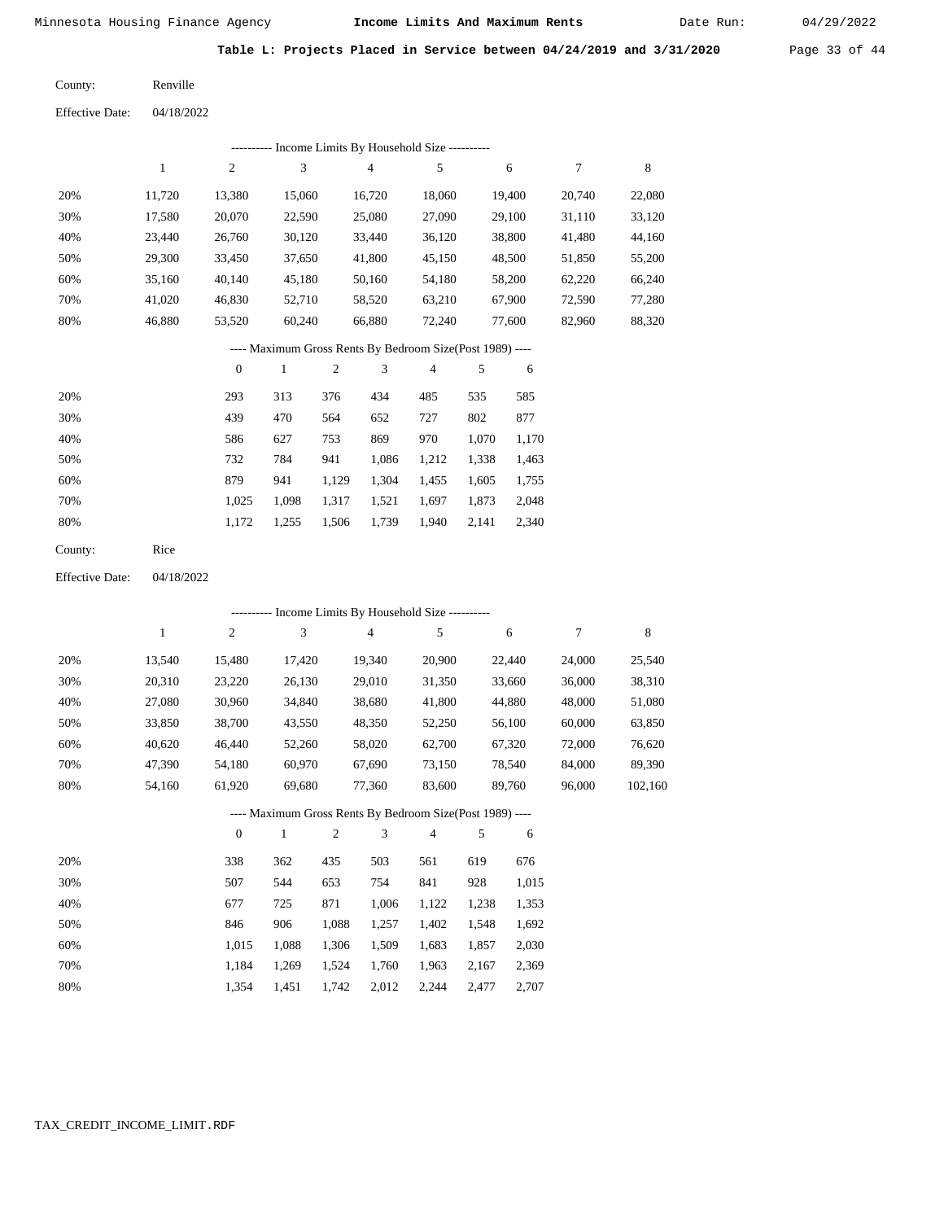Minnesota Housing Finance Agency **Income Limits And Maximum Rents** Date Run: 04/29/2022

**Table L: Projects Placed in Service between 04/24/2019 and 3/31/2020**

County: Renville

Effective Date: 04/18/2022

---------- Income Limits By Household Size ----------

| | 1 | 2 | 3 | 4 | 5 | 6 | 7 | 8 |
|---|---|---|---|---|---|---|---|---|
| 20% | 11,720 | 13,380 | 15,060 | 16,720 | 18,060 | 19,400 | 20,740 | 22,080 |
| 30% | 17,580 | 20,070 | 22,590 | 25,080 | 27,090 | 29,100 | 31,110 | 33,120 |
| 40% | 23,440 | 26,760 | 30,120 | 33,440 | 36,120 | 38,800 | 41,480 | 44,160 |
| 50% | 29,300 | 33,450 | 37,650 | 41,800 | 45,150 | 48,500 | 51,850 | 55,200 |
| 60% | 35,160 | 40,140 | 45,180 | 50,160 | 54,180 | 58,200 | 62,220 | 66,240 |
| 70% | 41,020 | 46,830 | 52,710 | 58,520 | 63,210 | 67,900 | 72,590 | 77,280 |
| 80% | 46,880 | 53,520 | 60,240 | 66,880 | 72,240 | 77,600 | 82,960 | 88,320 |

---- Maximum Gross Rents By Bedroom Size(Post 1989) ----

| | 0 | 1 | 2 | 3 | 4 | 5 | 6 |
|---|---|---|---|---|---|---|---|
| 20% | 293 | 313 | 376 | 434 | 485 | 535 | 585 |
| 30% | 439 | 470 | 564 | 652 | 727 | 802 | 877 |
| 40% | 586 | 627 | 753 | 869 | 970 | 1,070 | 1,170 |
| 50% | 732 | 784 | 941 | 1,086 | 1,212 | 1,338 | 1,463 |
| 60% | 879 | 941 | 1,129 | 1,304 | 1,455 | 1,605 | 1,755 |
| 70% | 1,025 | 1,098 | 1,317 | 1,521 | 1,697 | 1,873 | 2,048 |
| 80% | 1,172 | 1,255 | 1,506 | 1,739 | 1,940 | 2,141 | 2,340 |

County: Rice

Effective Date: 04/18/2022

---------- Income Limits By Household Size ----------

| | 1 | 2 | 3 | 4 | 5 | 6 | 7 | 8 |
|---|---|---|---|---|---|---|---|---|
| 20% | 13,540 | 15,480 | 17,420 | 19,340 | 20,900 | 22,440 | 24,000 | 25,540 |
| 30% | 20,310 | 23,220 | 26,130 | 29,010 | 31,350 | 33,660 | 36,000 | 38,310 |
| 40% | 27,080 | 30,960 | 34,840 | 38,680 | 41,800 | 44,880 | 48,000 | 51,080 |
| 50% | 33,850 | 38,700 | 43,550 | 48,350 | 52,250 | 56,100 | 60,000 | 63,850 |
| 60% | 40,620 | 46,440 | 52,260 | 58,020 | 62,700 | 67,320 | 72,000 | 76,620 |
| 70% | 47,390 | 54,180 | 60,970 | 67,690 | 73,150 | 78,540 | 84,000 | 89,390 |
| 80% | 54,160 | 61,920 | 69,680 | 77,360 | 83,600 | 89,760 | 96,000 | 102,160 |

---- Maximum Gross Rents By Bedroom Size(Post 1989) ----

| | 0 | 1 | 2 | 3 | 4 | 5 | 6 |
|---|---|---|---|---|---|---|---|
| 20% | 338 | 362 | 435 | 503 | 561 | 619 | 676 |
| 30% | 507 | 544 | 653 | 754 | 841 | 928 | 1,015 |
| 40% | 677 | 725 | 871 | 1,006 | 1,122 | 1,238 | 1,353 |
| 50% | 846 | 906 | 1,088 | 1,257 | 1,402 | 1,548 | 1,692 |
| 60% | 1,015 | 1,088 | 1,306 | 1,509 | 1,683 | 1,857 | 2,030 |
| 70% | 1,184 | 1,269 | 1,524 | 1,760 | 1,963 | 2,167 | 2,369 |
| 80% | 1,354 | 1,451 | 1,742 | 2,012 | 2,244 | 2,477 | 2,707 |

TAX_CREDIT_INCOME_LIMIT.RDF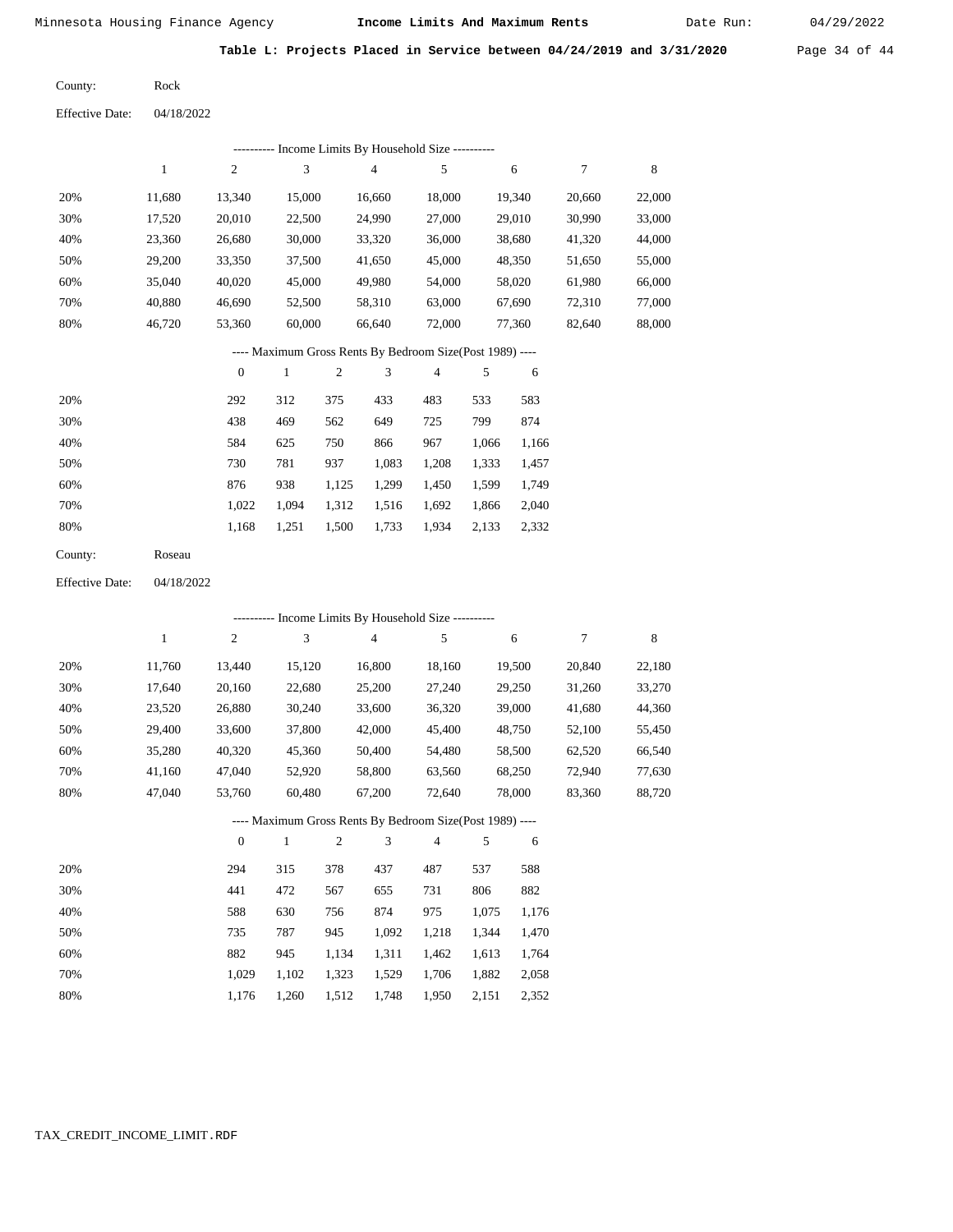## Table L: Projects Placed in Service between 04/24/2019 and 3/31/2020

County: Rock

Effective Date: 04/18/2022

**Income Limits By Household Size**

| | 1 | 2 | 3 | 4 | 5 | 6 | 7 | 8 |
|---|---|---|---|---|---|---|---|---|
| 20% | 11,680 | 13,340 | 15,000 | 16,660 | 18,000 | 19,340 | 20,660 | 22,000 |
| 30% | 17,520 | 20,010 | 22,500 | 24,990 | 27,000 | 29,010 | 30,990 | 33,000 |
| 40% | 23,360 | 26,680 | 30,000 | 33,320 | 36,000 | 38,680 | 41,320 | 44,000 |
| 50% | 29,200 | 33,350 | 37,500 | 41,650 | 45,000 | 48,350 | 51,650 | 55,000 |
| 60% | 35,040 | 40,020 | 45,000 | 49,980 | 54,000 | 58,020 | 61,980 | 66,000 |
| 70% | 40,880 | 46,690 | 52,500 | 58,310 | 63,000 | 67,690 | 72,310 | 77,000 |
| 80% | 46,720 | 53,360 | 60,000 | 66,640 | 72,000 | 77,360 | 82,640 | 88,000 |

**Maximum Gross Rents By Bedroom Size(Post 1989)**

| | 0 | 1 | 2 | 3 | 4 | 5 | 6 |
|---|---|---|---|---|---|---|---|
| 20% | 292 | 312 | 375 | 433 | 483 | 533 | 583 |
| 30% | 438 | 469 | 562 | 649 | 725 | 799 | 874 |
| 40% | 584 | 625 | 750 | 866 | 967 | 1,066 | 1,166 |
| 50% | 730 | 781 | 937 | 1,083 | 1,208 | 1,333 | 1,457 |
| 60% | 876 | 938 | 1,125 | 1,299 | 1,450 | 1,599 | 1,749 |
| 70% | 1,022 | 1,094 | 1,312 | 1,516 | 1,692 | 1,866 | 2,040 |
| 80% | 1,168 | 1,251 | 1,500 | 1,733 | 1,934 | 2,133 | 2,332 |

County: Roseau

Effective Date: 04/18/2022

**Income Limits By Household Size**

| | 1 | 2 | 3 | 4 | 5 | 6 | 7 | 8 |
|---|---|---|---|---|---|---|---|---|
| 20% | 11,760 | 13,440 | 15,120 | 16,800 | 18,160 | 19,500 | 20,840 | 22,180 |
| 30% | 17,640 | 20,160 | 22,680 | 25,200 | 27,240 | 29,250 | 31,260 | 33,270 |
| 40% | 23,520 | 26,880 | 30,240 | 33,600 | 36,320 | 39,000 | 41,680 | 44,360 |
| 50% | 29,400 | 33,600 | 37,800 | 42,000 | 45,400 | 48,750 | 52,100 | 55,450 |
| 60% | 35,280 | 40,320 | 45,360 | 50,400 | 54,480 | 58,500 | 62,520 | 66,540 |
| 70% | 41,160 | 47,040 | 52,920 | 58,800 | 63,560 | 68,250 | 72,940 | 77,630 |
| 80% | 47,040 | 53,760 | 60,480 | 67,200 | 72,640 | 78,000 | 83,360 | 88,720 |

**Maximum Gross Rents By Bedroom Size(Post 1989)**

| | 0 | 1 | 2 | 3 | 4 | 5 | 6 |
|---|---|---|---|---|---|---|---|
| 20% | 294 | 315 | 378 | 437 | 487 | 537 | 588 |
| 30% | 441 | 472 | 567 | 655 | 731 | 806 | 882 |
| 40% | 588 | 630 | 756 | 874 | 975 | 1,075 | 1,176 |
| 50% | 735 | 787 | 945 | 1,092 | 1,218 | 1,344 | 1,470 |
| 60% | 882 | 945 | 1,134 | 1,311 | 1,462 | 1,613 | 1,764 |
| 70% | 1,029 | 1,102 | 1,323 | 1,529 | 1,706 | 1,882 | 2,058 |
| 80% | 1,176 | 1,260 | 1,512 | 1,748 | 1,950 | 2,151 | 2,352 |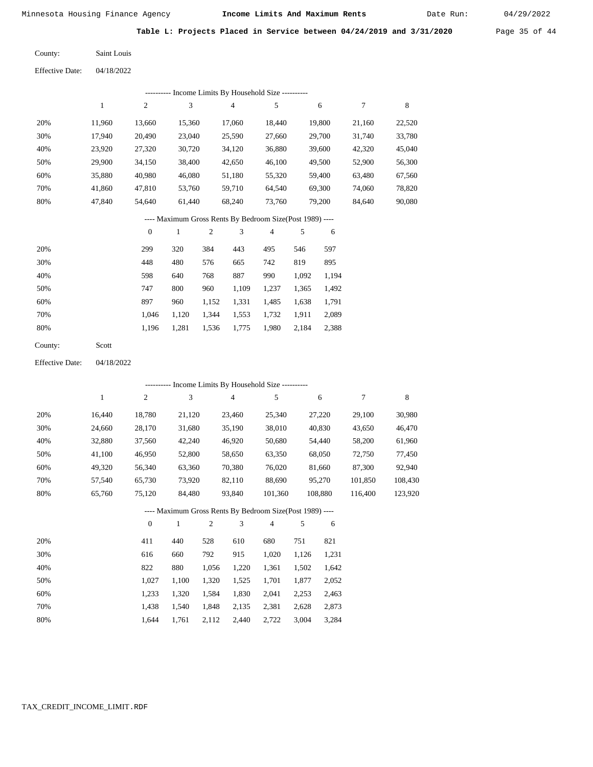Minnesota Housing Finance Agency **Income Limits And Maximum Rents** Date Run: 04/29/2022

**Table L: Projects Placed in Service between 04/24/2019 and 3/31/2020**

County: Saint Louis

Effective Date: 04/18/2022

---------- Income Limits By Household Size ----------

| | 1 | 2 | 3 | 4 | 5 | 6 | 7 | 8 |
|---|---|---|---|---|---|---|---|---|
| 20% | 11,960 | 13,660 | 15,360 | 17,060 | 18,440 | 19,800 | 21,160 | 22,520 |
| 30% | 17,940 | 20,490 | 23,040 | 25,590 | 27,660 | 29,700 | 31,740 | 33,780 |
| 40% | 23,920 | 27,320 | 30,720 | 34,120 | 36,880 | 39,600 | 42,320 | 45,040 |
| 50% | 29,900 | 34,150 | 38,400 | 42,650 | 46,100 | 49,500 | 52,900 | 56,300 |
| 60% | 35,880 | 40,980 | 46,080 | 51,180 | 55,320 | 59,400 | 63,480 | 67,560 |
| 70% | 41,860 | 47,810 | 53,760 | 59,710 | 64,540 | 69,300 | 74,060 | 78,820 |
| 80% | 47,840 | 54,640 | 61,440 | 68,240 | 73,760 | 79,200 | 84,640 | 90,080 |

---- Maximum Gross Rents By Bedroom Size(Post 1989) ----

| | 0 | 1 | 2 | 3 | 4 | 5 | 6 |
|---|---|---|---|---|---|---|---|
| 20% | 299 | 320 | 384 | 443 | 495 | 546 | 597 |
| 30% | 448 | 480 | 576 | 665 | 742 | 819 | 895 |
| 40% | 598 | 640 | 768 | 887 | 990 | 1,092 | 1,194 |
| 50% | 747 | 800 | 960 | 1,109 | 1,237 | 1,365 | 1,492 |
| 60% | 897 | 960 | 1,152 | 1,331 | 1,485 | 1,638 | 1,791 |
| 70% | 1,046 | 1,120 | 1,344 | 1,553 | 1,732 | 1,911 | 2,089 |
| 80% | 1,196 | 1,281 | 1,536 | 1,775 | 1,980 | 2,184 | 2,388 |

County: Scott

Effective Date: 04/18/2022

---------- Income Limits By Household Size ----------

| | 1 | 2 | 3 | 4 | 5 | 6 | 7 | 8 |
|---|---|---|---|---|---|---|---|---|
| 20% | 16,440 | 18,780 | 21,120 | 23,460 | 25,340 | 27,220 | 29,100 | 30,980 |
| 30% | 24,660 | 28,170 | 31,680 | 35,190 | 38,010 | 40,830 | 43,650 | 46,470 |
| 40% | 32,880 | 37,560 | 42,240 | 46,920 | 50,680 | 54,440 | 58,200 | 61,960 |
| 50% | 41,100 | 46,950 | 52,800 | 58,650 | 63,350 | 68,050 | 72,750 | 77,450 |
| 60% | 49,320 | 56,340 | 63,360 | 70,380 | 76,020 | 81,660 | 87,300 | 92,940 |
| 70% | 57,540 | 65,730 | 73,920 | 82,110 | 88,690 | 95,270 | 101,850 | 108,430 |
| 80% | 65,760 | 75,120 | 84,480 | 93,840 | 101,360 | 108,880 | 116,400 | 123,920 |

---- Maximum Gross Rents By Bedroom Size(Post 1989) ----

| | 0 | 1 | 2 | 3 | 4 | 5 | 6 |
|---|---|---|---|---|---|---|---|
| 20% | 411 | 440 | 528 | 610 | 680 | 751 | 821 |
| 30% | 616 | 660 | 792 | 915 | 1,020 | 1,126 | 1,231 |
| 40% | 822 | 880 | 1,056 | 1,220 | 1,361 | 1,502 | 1,642 |
| 50% | 1,027 | 1,100 | 1,320 | 1,525 | 1,701 | 1,877 | 2,052 |
| 60% | 1,233 | 1,320 | 1,584 | 1,830 | 2,041 | 2,253 | 2,463 |
| 70% | 1,438 | 1,540 | 1,848 | 2,135 | 2,381 | 2,628 | 2,873 |
| 80% | 1,644 | 1,761 | 2,112 | 2,440 | 2,722 | 3,004 | 3,284 |

TAX_CREDIT_INCOME_LIMIT.RDF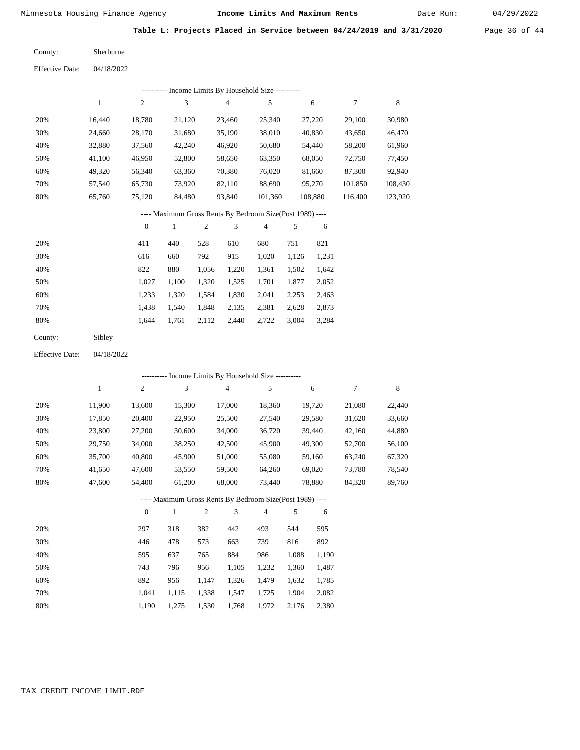Minnesota Housing Finance Agency **Income Limits And Maximum Rents** Date Run: 04/29/2022

**Table L: Projects Placed in Service between 04/24/2019 and 3/31/2020**

County: Sherburne

Effective Date: 04/18/2022

---------- Income Limits By Household Size ----------

| | 1 | 2 | 3 | 4 | 5 | 6 | 7 | 8 |
|---|---|---|---|---|---|---|---|---|
| 20% | 16,440 | 18,780 | 21,120 | 23,460 | 25,340 | 27,220 | 29,100 | 30,980 |
| 30% | 24,660 | 28,170 | 31,680 | 35,190 | 38,010 | 40,830 | 43,650 | 46,470 |
| 40% | 32,880 | 37,560 | 42,240 | 46,920 | 50,680 | 54,440 | 58,200 | 61,960 |
| 50% | 41,100 | 46,950 | 52,800 | 58,650 | 63,350 | 68,050 | 72,750 | 77,450 |
| 60% | 49,320 | 56,340 | 63,360 | 70,380 | 76,020 | 81,660 | 87,300 | 92,940 |
| 70% | 57,540 | 65,730 | 73,920 | 82,110 | 88,690 | 95,270 | 101,850 | 108,430 |
| 80% | 65,760 | 75,120 | 84,480 | 93,840 | 101,360 | 108,880 | 116,400 | 123,920 |

---- Maximum Gross Rents By Bedroom Size(Post 1989) ----

| | 0 | 1 | 2 | 3 | 4 | 5 | 6 |
|---|---|---|---|---|---|---|---|
| 20% | 411 | 440 | 528 | 610 | 680 | 751 | 821 |
| 30% | 616 | 660 | 792 | 915 | 1,020 | 1,126 | 1,231 |
| 40% | 822 | 880 | 1,056 | 1,220 | 1,361 | 1,502 | 1,642 |
| 50% | 1,027 | 1,100 | 1,320 | 1,525 | 1,701 | 1,877 | 2,052 |
| 60% | 1,233 | 1,320 | 1,584 | 1,830 | 2,041 | 2,253 | 2,463 |
| 70% | 1,438 | 1,540 | 1,848 | 2,135 | 2,381 | 2,628 | 2,873 |
| 80% | 1,644 | 1,761 | 2,112 | 2,440 | 2,722 | 3,004 | 3,284 |

County: Sibley

Effective Date: 04/18/2022

---------- Income Limits By Household Size ----------

| | 1 | 2 | 3 | 4 | 5 | 6 | 7 | 8 |
|---|---|---|---|---|---|---|---|---|
| 20% | 11,900 | 13,600 | 15,300 | 17,000 | 18,360 | 19,720 | 21,080 | 22,440 |
| 30% | 17,850 | 20,400 | 22,950 | 25,500 | 27,540 | 29,580 | 31,620 | 33,660 |
| 40% | 23,800 | 27,200 | 30,600 | 34,000 | 36,720 | 39,440 | 42,160 | 44,880 |
| 50% | 29,750 | 34,000 | 38,250 | 42,500 | 45,900 | 49,300 | 52,700 | 56,100 |
| 60% | 35,700 | 40,800 | 45,900 | 51,000 | 55,080 | 59,160 | 63,240 | 67,320 |
| 70% | 41,650 | 47,600 | 53,550 | 59,500 | 64,260 | 69,020 | 73,780 | 78,540 |
| 80% | 47,600 | 54,400 | 61,200 | 68,000 | 73,440 | 78,880 | 84,320 | 89,760 |

---- Maximum Gross Rents By Bedroom Size(Post 1989) ----

| | 0 | 1 | 2 | 3 | 4 | 5 | 6 |
|---|---|---|---|---|---|---|---|
| 20% | 297 | 318 | 382 | 442 | 493 | 544 | 595 |
| 30% | 446 | 478 | 573 | 663 | 739 | 816 | 892 |
| 40% | 595 | 637 | 765 | 884 | 986 | 1,088 | 1,190 |
| 50% | 743 | 796 | 956 | 1,105 | 1,232 | 1,360 | 1,487 |
| 60% | 892 | 956 | 1,147 | 1,326 | 1,479 | 1,632 | 1,785 |
| 70% | 1,041 | 1,115 | 1,338 | 1,547 | 1,725 | 1,904 | 2,082 |
| 80% | 1,190 | 1,275 | 1,530 | 1,768 | 1,972 | 2,176 | 2,380 |

TAX_CREDIT_INCOME_LIMIT.RDF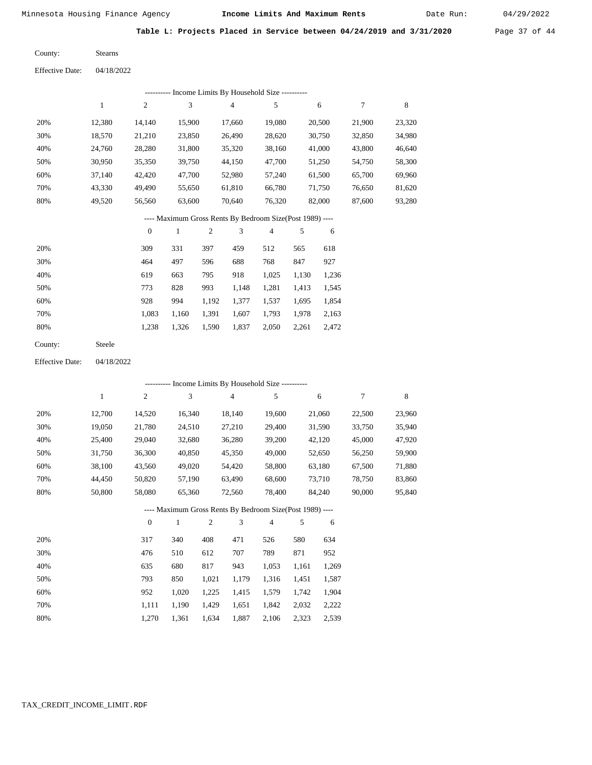Minnesota Housing Finance Agency **Income Limits And Maximum Rents** Date Run: 04/29/2022

**Table L: Projects Placed in Service between 04/24/2019 and 3/31/2020**

County: Stearns

Effective Date: 04/18/2022

---------- Income Limits By Household Size ----------

| | 1 | 2 | 3 | 4 | 5 | 6 | 7 | 8 |
|---|---|---|---|---|---|---|---|---|
| 20% | 12,380 | 14,140 | 15,900 | 17,660 | 19,080 | 20,500 | 21,900 | 23,320 |
| 30% | 18,570 | 21,210 | 23,850 | 26,490 | 28,620 | 30,750 | 32,850 | 34,980 |
| 40% | 24,760 | 28,280 | 31,800 | 35,320 | 38,160 | 41,000 | 43,800 | 46,640 |
| 50% | 30,950 | 35,350 | 39,750 | 44,150 | 47,700 | 51,250 | 54,750 | 58,300 |
| 60% | 37,140 | 42,420 | 47,700 | 52,980 | 57,240 | 61,500 | 65,700 | 69,960 |
| 70% | 43,330 | 49,490 | 55,650 | 61,810 | 66,780 | 71,750 | 76,650 | 81,620 |
| 80% | 49,520 | 56,560 | 63,600 | 70,640 | 76,320 | 82,000 | 87,600 | 93,280 |

---- Maximum Gross Rents By Bedroom Size(Post 1989) ----

| | 0 | 1 | 2 | 3 | 4 | 5 | 6 |
|---|---|---|---|---|---|---|---|
| 20% | 309 | 331 | 397 | 459 | 512 | 565 | 618 |
| 30% | 464 | 497 | 596 | 688 | 768 | 847 | 927 |
| 40% | 619 | 663 | 795 | 918 | 1,025 | 1,130 | 1,236 |
| 50% | 773 | 828 | 993 | 1,148 | 1,281 | 1,413 | 1,545 |
| 60% | 928 | 994 | 1,192 | 1,377 | 1,537 | 1,695 | 1,854 |
| 70% | 1,083 | 1,160 | 1,391 | 1,607 | 1,793 | 1,978 | 2,163 |
| 80% | 1,238 | 1,326 | 1,590 | 1,837 | 2,050 | 2,261 | 2,472 |

County: Steele

Effective Date: 04/18/2022

---------- Income Limits By Household Size ----------

| | 1 | 2 | 3 | 4 | 5 | 6 | 7 | 8 |
|---|---|---|---|---|---|---|---|---|
| 20% | 12,700 | 14,520 | 16,340 | 18,140 | 19,600 | 21,060 | 22,500 | 23,960 |
| 30% | 19,050 | 21,780 | 24,510 | 27,210 | 29,400 | 31,590 | 33,750 | 35,940 |
| 40% | 25,400 | 29,040 | 32,680 | 36,280 | 39,200 | 42,120 | 45,000 | 47,920 |
| 50% | 31,750 | 36,300 | 40,850 | 45,350 | 49,000 | 52,650 | 56,250 | 59,900 |
| 60% | 38,100 | 43,560 | 49,020 | 54,420 | 58,800 | 63,180 | 67,500 | 71,880 |
| 70% | 44,450 | 50,820 | 57,190 | 63,490 | 68,600 | 73,710 | 78,750 | 83,860 |
| 80% | 50,800 | 58,080 | 65,360 | 72,560 | 78,400 | 84,240 | 90,000 | 95,840 |

---- Maximum Gross Rents By Bedroom Size(Post 1989) ----

| | 0 | 1 | 2 | 3 | 4 | 5 | 6 |
|---|---|---|---|---|---|---|---|
| 20% | 317 | 340 | 408 | 471 | 526 | 580 | 634 |
| 30% | 476 | 510 | 612 | 707 | 789 | 871 | 952 |
| 40% | 635 | 680 | 817 | 943 | 1,053 | 1,161 | 1,269 |
| 50% | 793 | 850 | 1,021 | 1,179 | 1,316 | 1,451 | 1,587 |
| 60% | 952 | 1,020 | 1,225 | 1,415 | 1,579 | 1,742 | 1,904 |
| 70% | 1,111 | 1,190 | 1,429 | 1,651 | 1,842 | 2,032 | 2,222 |
| 80% | 1,270 | 1,361 | 1,634 | 1,887 | 2,106 | 2,323 | 2,539 |

TAX_CREDIT_INCOME_LIMIT.RDF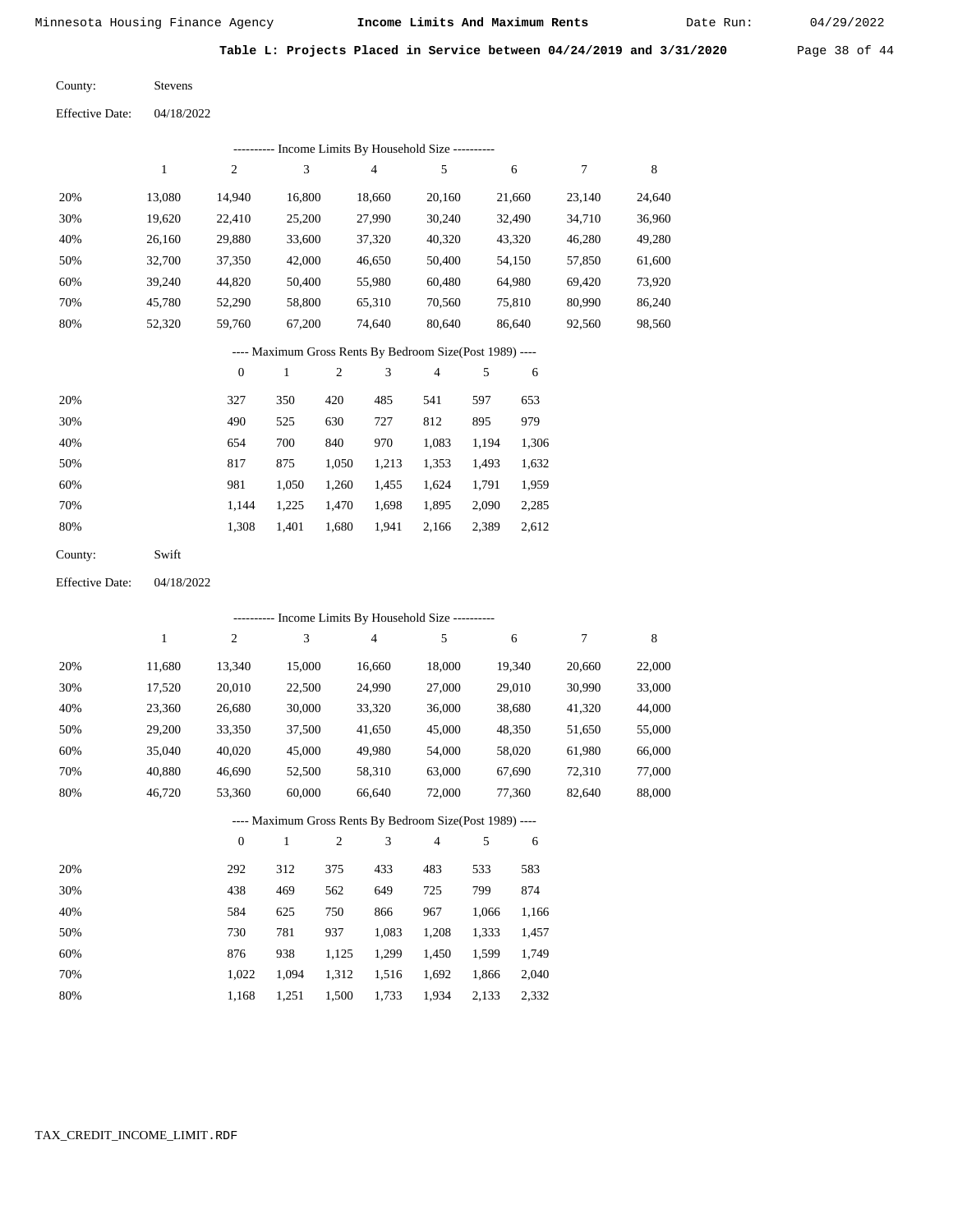## Table L: Projects Placed in Service between 04/24/2019 and 3/31/2020

County: Stevens

Effective Date: 04/18/2022

---------- Income Limits By Household Size ----------

| | 1 | 2 | 3 | 4 | 5 | 6 | 7 | 8 |
|---|---|---|---|---|---|---|---|---|
| 20% | 13,080 | 14,940 | 16,800 | 18,660 | 20,160 | 21,660 | 23,140 | 24,640 |
| 30% | 19,620 | 22,410 | 25,200 | 27,990 | 30,240 | 32,490 | 34,710 | 36,960 |
| 40% | 26,160 | 29,880 | 33,600 | 37,320 | 40,320 | 43,320 | 46,280 | 49,280 |
| 50% | 32,700 | 37,350 | 42,000 | 46,650 | 50,400 | 54,150 | 57,850 | 61,600 |
| 60% | 39,240 | 44,820 | 50,400 | 55,980 | 60,480 | 64,980 | 69,420 | 73,920 |
| 70% | 45,780 | 52,290 | 58,800 | 65,310 | 70,560 | 75,810 | 80,990 | 86,240 |
| 80% | 52,320 | 59,760 | 67,200 | 74,640 | 80,640 | 86,640 | 92,560 | 98,560 |

---- Maximum Gross Rents By Bedroom Size(Post 1989) ----

| | 0 | 1 | 2 | 3 | 4 | 5 | 6 |
|---|---|---|---|---|---|---|---|
| 20% | 327 | 350 | 420 | 485 | 541 | 597 | 653 |
| 30% | 490 | 525 | 630 | 727 | 812 | 895 | 979 |
| 40% | 654 | 700 | 840 | 970 | 1,083 | 1,194 | 1,306 |
| 50% | 817 | 875 | 1,050 | 1,213 | 1,353 | 1,493 | 1,632 |
| 60% | 981 | 1,050 | 1,260 | 1,455 | 1,624 | 1,791 | 1,959 |
| 70% | 1,144 | 1,225 | 1,470 | 1,698 | 1,895 | 2,090 | 2,285 |
| 80% | 1,308 | 1,401 | 1,680 | 1,941 | 2,166 | 2,389 | 2,612 |

County: Swift

Effective Date: 04/18/2022

---------- Income Limits By Household Size ----------

| | 1 | 2 | 3 | 4 | 5 | 6 | 7 | 8 |
|---|---|---|---|---|---|---|---|---|
| 20% | 11,680 | 13,340 | 15,000 | 16,660 | 18,000 | 19,340 | 20,660 | 22,000 |
| 30% | 17,520 | 20,010 | 22,500 | 24,990 | 27,000 | 29,010 | 30,990 | 33,000 |
| 40% | 23,360 | 26,680 | 30,000 | 33,320 | 36,000 | 38,680 | 41,320 | 44,000 |
| 50% | 29,200 | 33,350 | 37,500 | 41,650 | 45,000 | 48,350 | 51,650 | 55,000 |
| 60% | 35,040 | 40,020 | 45,000 | 49,980 | 54,000 | 58,020 | 61,980 | 66,000 |
| 70% | 40,880 | 46,690 | 52,500 | 58,310 | 63,000 | 67,690 | 72,310 | 77,000 |
| 80% | 46,720 | 53,360 | 60,000 | 66,640 | 72,000 | 77,360 | 82,640 | 88,000 |

---- Maximum Gross Rents By Bedroom Size(Post 1989) ----

| | 0 | 1 | 2 | 3 | 4 | 5 | 6 |
|---|---|---|---|---|---|---|---|
| 20% | 292 | 312 | 375 | 433 | 483 | 533 | 583 |
| 30% | 438 | 469 | 562 | 649 | 725 | 799 | 874 |
| 40% | 584 | 625 | 750 | 866 | 967 | 1,066 | 1,166 |
| 50% | 730 | 781 | 937 | 1,083 | 1,208 | 1,333 | 1,457 |
| 60% | 876 | 938 | 1,125 | 1,299 | 1,450 | 1,599 | 1,749 |
| 70% | 1,022 | 1,094 | 1,312 | 1,516 | 1,692 | 1,866 | 2,040 |
| 80% | 1,168 | 1,251 | 1,500 | 1,733 | 1,934 | 2,133 | 2,332 |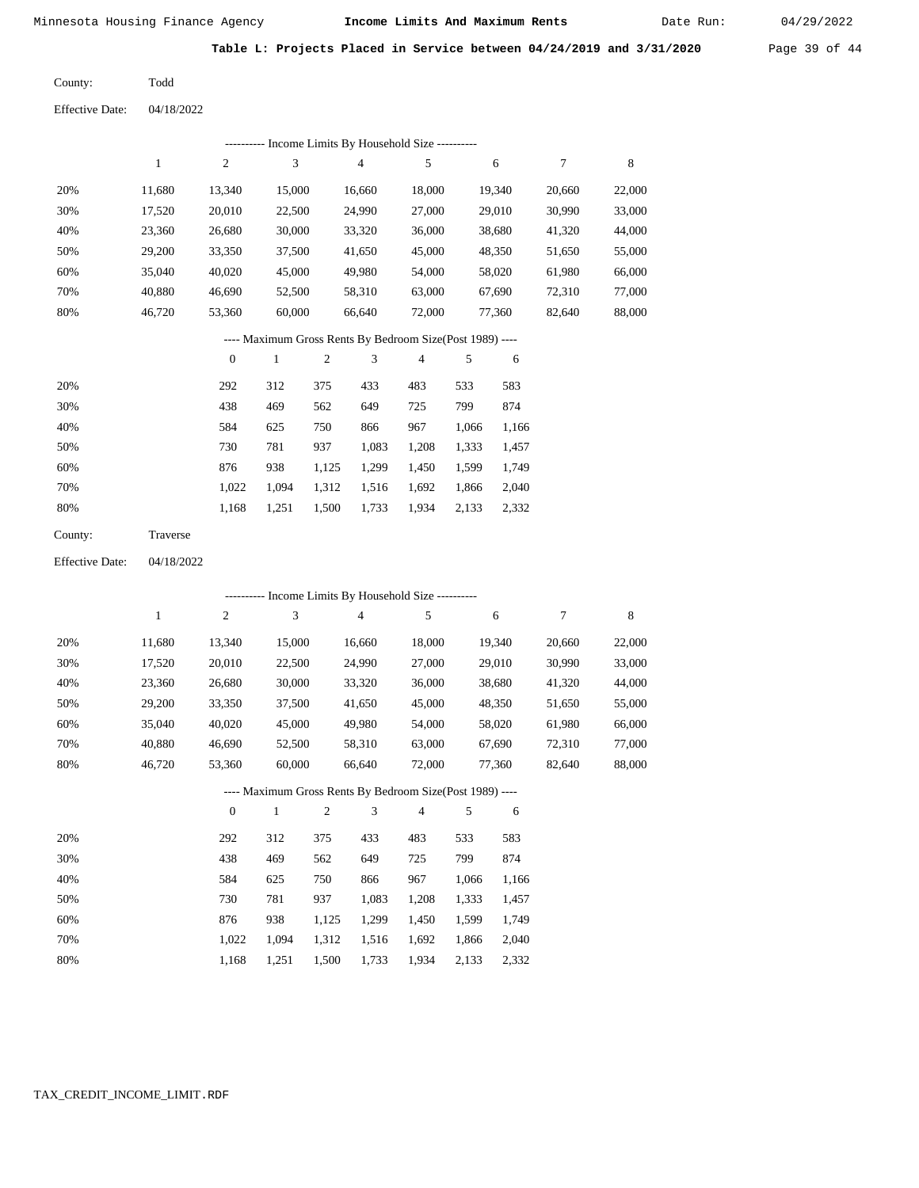Table L: Projects Placed in Service between 04/24/2019 and 3/31/2020

County: Todd

Effective Date: 04/18/2022

---------- Income Limits By Household Size ----------

| | 1 | 2 | 3 | 4 | 5 | 6 | 7 | 8 |
|---|---|---|---|---|---|---|---|---|
| 20% | 11,680 | 13,340 | 15,000 | 16,660 | 18,000 | 19,340 | 20,660 | 22,000 |
| 30% | 17,520 | 20,010 | 22,500 | 24,990 | 27,000 | 29,010 | 30,990 | 33,000 |
| 40% | 23,360 | 26,680 | 30,000 | 33,320 | 36,000 | 38,680 | 41,320 | 44,000 |
| 50% | 29,200 | 33,350 | 37,500 | 41,650 | 45,000 | 48,350 | 51,650 | 55,000 |
| 60% | 35,040 | 40,020 | 45,000 | 49,980 | 54,000 | 58,020 | 61,980 | 66,000 |
| 70% | 40,880 | 46,690 | 52,500 | 58,310 | 63,000 | 67,690 | 72,310 | 77,000 |
| 80% | 46,720 | 53,360 | 60,000 | 66,640 | 72,000 | 77,360 | 82,640 | 88,000 |

---- Maximum Gross Rents By Bedroom Size(Post 1989) ----

| | 0 | 1 | 2 | 3 | 4 | 5 | 6 |
|---|---|---|---|---|---|---|---|
| 20% | 292 | 312 | 375 | 433 | 483 | 533 | 583 |
| 30% | 438 | 469 | 562 | 649 | 725 | 799 | 874 |
| 40% | 584 | 625 | 750 | 866 | 967 | 1,066 | 1,166 |
| 50% | 730 | 781 | 937 | 1,083 | 1,208 | 1,333 | 1,457 |
| 60% | 876 | 938 | 1,125 | 1,299 | 1,450 | 1,599 | 1,749 |
| 70% | 1,022 | 1,094 | 1,312 | 1,516 | 1,692 | 1,866 | 2,040 |
| 80% | 1,168 | 1,251 | 1,500 | 1,733 | 1,934 | 2,133 | 2,332 |

County: Traverse

Effective Date: 04/18/2022

---------- Income Limits By Household Size ----------

| | 1 | 2 | 3 | 4 | 5 | 6 | 7 | 8 |
|---|---|---|---|---|---|---|---|---|
| 20% | 11,680 | 13,340 | 15,000 | 16,660 | 18,000 | 19,340 | 20,660 | 22,000 |
| 30% | 17,520 | 20,010 | 22,500 | 24,990 | 27,000 | 29,010 | 30,990 | 33,000 |
| 40% | 23,360 | 26,680 | 30,000 | 33,320 | 36,000 | 38,680 | 41,320 | 44,000 |
| 50% | 29,200 | 33,350 | 37,500 | 41,650 | 45,000 | 48,350 | 51,650 | 55,000 |
| 60% | 35,040 | 40,020 | 45,000 | 49,980 | 54,000 | 58,020 | 61,980 | 66,000 |
| 70% | 40,880 | 46,690 | 52,500 | 58,310 | 63,000 | 67,690 | 72,310 | 77,000 |
| 80% | 46,720 | 53,360 | 60,000 | 66,640 | 72,000 | 77,360 | 82,640 | 88,000 |

---- Maximum Gross Rents By Bedroom Size(Post 1989) ----

| | 0 | 1 | 2 | 3 | 4 | 5 | 6 |
|---|---|---|---|---|---|---|---|
| 20% | 292 | 312 | 375 | 433 | 483 | 533 | 583 |
| 30% | 438 | 469 | 562 | 649 | 725 | 799 | 874 |
| 40% | 584 | 625 | 750 | 866 | 967 | 1,066 | 1,166 |
| 50% | 730 | 781 | 937 | 1,083 | 1,208 | 1,333 | 1,457 |
| 60% | 876 | 938 | 1,125 | 1,299 | 1,450 | 1,599 | 1,749 |
| 70% | 1,022 | 1,094 | 1,312 | 1,516 | 1,692 | 1,866 | 2,040 |
| 80% | 1,168 | 1,251 | 1,500 | 1,733 | 1,934 | 2,133 | 2,332 |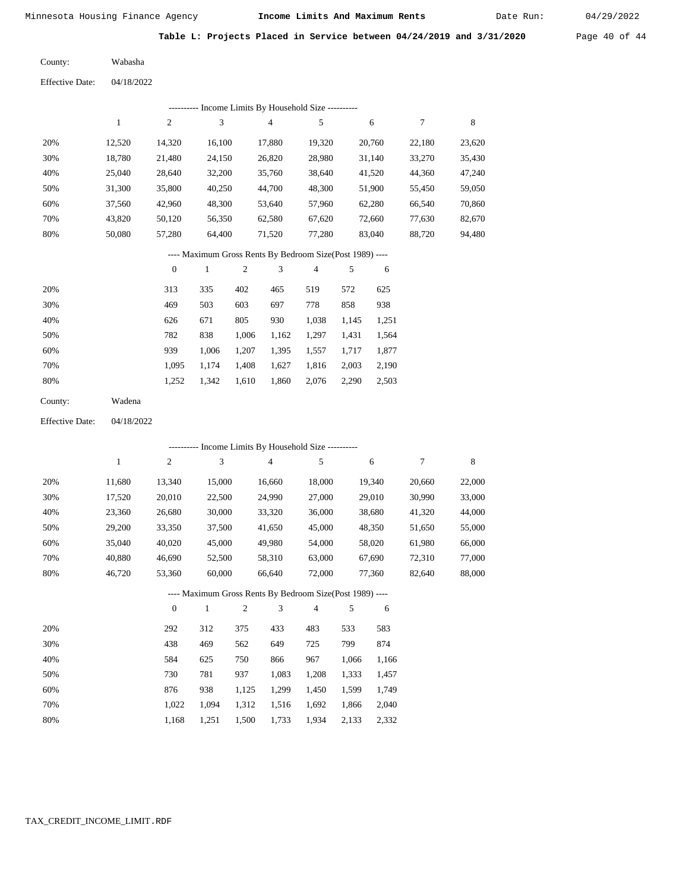## Table L: Projects Placed in Service between 04/24/2019 and 3/31/2020

County: Wabasha

Effective Date: 04/18/2022

---------- Income Limits By Household Size ----------

| | 1 | 2 | 3 | 4 | 5 | 6 | 7 | 8 |
|---|---|---|---|---|---|---|---|---|
| 20% | 12,520 | 14,320 | 16,100 | 17,880 | 19,320 | 20,760 | 22,180 | 23,620 |
| 30% | 18,780 | 21,480 | 24,150 | 26,820 | 28,980 | 31,140 | 33,270 | 35,430 |
| 40% | 25,040 | 28,640 | 32,200 | 35,760 | 38,640 | 41,520 | 44,360 | 47,240 |
| 50% | 31,300 | 35,800 | 40,250 | 44,700 | 48,300 | 51,900 | 55,450 | 59,050 |
| 60% | 37,560 | 42,960 | 48,300 | 53,640 | 57,960 | 62,280 | 66,540 | 70,860 |
| 70% | 43,820 | 50,120 | 56,350 | 62,580 | 67,620 | 72,660 | 77,630 | 82,670 |
| 80% | 50,080 | 57,280 | 64,400 | 71,520 | 77,280 | 83,040 | 88,720 | 94,480 |

---- Maximum Gross Rents By Bedroom Size(Post 1989) ----

| | 0 | 1 | 2 | 3 | 4 | 5 | 6 |
|---|---|---|---|---|---|---|---|
| 20% | 313 | 335 | 402 | 465 | 519 | 572 | 625 |
| 30% | 469 | 503 | 603 | 697 | 778 | 858 | 938 |
| 40% | 626 | 671 | 805 | 930 | 1,038 | 1,145 | 1,251 |
| 50% | 782 | 838 | 1,006 | 1,162 | 1,297 | 1,431 | 1,564 |
| 60% | 939 | 1,006 | 1,207 | 1,395 | 1,557 | 1,717 | 1,877 |
| 70% | 1,095 | 1,174 | 1,408 | 1,627 | 1,816 | 2,003 | 2,190 |
| 80% | 1,252 | 1,342 | 1,610 | 1,860 | 2,076 | 2,290 | 2,503 |

County: Wadena

Effective Date: 04/18/2022

---------- Income Limits By Household Size ----------

| | 1 | 2 | 3 | 4 | 5 | 6 | 7 | 8 |
|---|---|---|---|---|---|---|---|---|
| 20% | 11,680 | 13,340 | 15,000 | 16,660 | 18,000 | 19,340 | 20,660 | 22,000 |
| 30% | 17,520 | 20,010 | 22,500 | 24,990 | 27,000 | 29,010 | 30,990 | 33,000 |
| 40% | 23,360 | 26,680 | 30,000 | 33,320 | 36,000 | 38,680 | 41,320 | 44,000 |
| 50% | 29,200 | 33,350 | 37,500 | 41,650 | 45,000 | 48,350 | 51,650 | 55,000 |
| 60% | 35,040 | 40,020 | 45,000 | 49,980 | 54,000 | 58,020 | 61,980 | 66,000 |
| 70% | 40,880 | 46,690 | 52,500 | 58,310 | 63,000 | 67,690 | 72,310 | 77,000 |
| 80% | 46,720 | 53,360 | 60,000 | 66,640 | 72,000 | 77,360 | 82,640 | 88,000 |

---- Maximum Gross Rents By Bedroom Size(Post 1989) ----

| | 0 | 1 | 2 | 3 | 4 | 5 | 6 |
|---|---|---|---|---|---|---|---|
| 20% | 292 | 312 | 375 | 433 | 483 | 533 | 583 |
| 30% | 438 | 469 | 562 | 649 | 725 | 799 | 874 |
| 40% | 584 | 625 | 750 | 866 | 967 | 1,066 | 1,166 |
| 50% | 730 | 781 | 937 | 1,083 | 1,208 | 1,333 | 1,457 |
| 60% | 876 | 938 | 1,125 | 1,299 | 1,450 | 1,599 | 1,749 |
| 70% | 1,022 | 1,094 | 1,312 | 1,516 | 1,692 | 1,866 | 2,040 |
| 80% | 1,168 | 1,251 | 1,500 | 1,733 | 1,934 | 2,133 | 2,332 |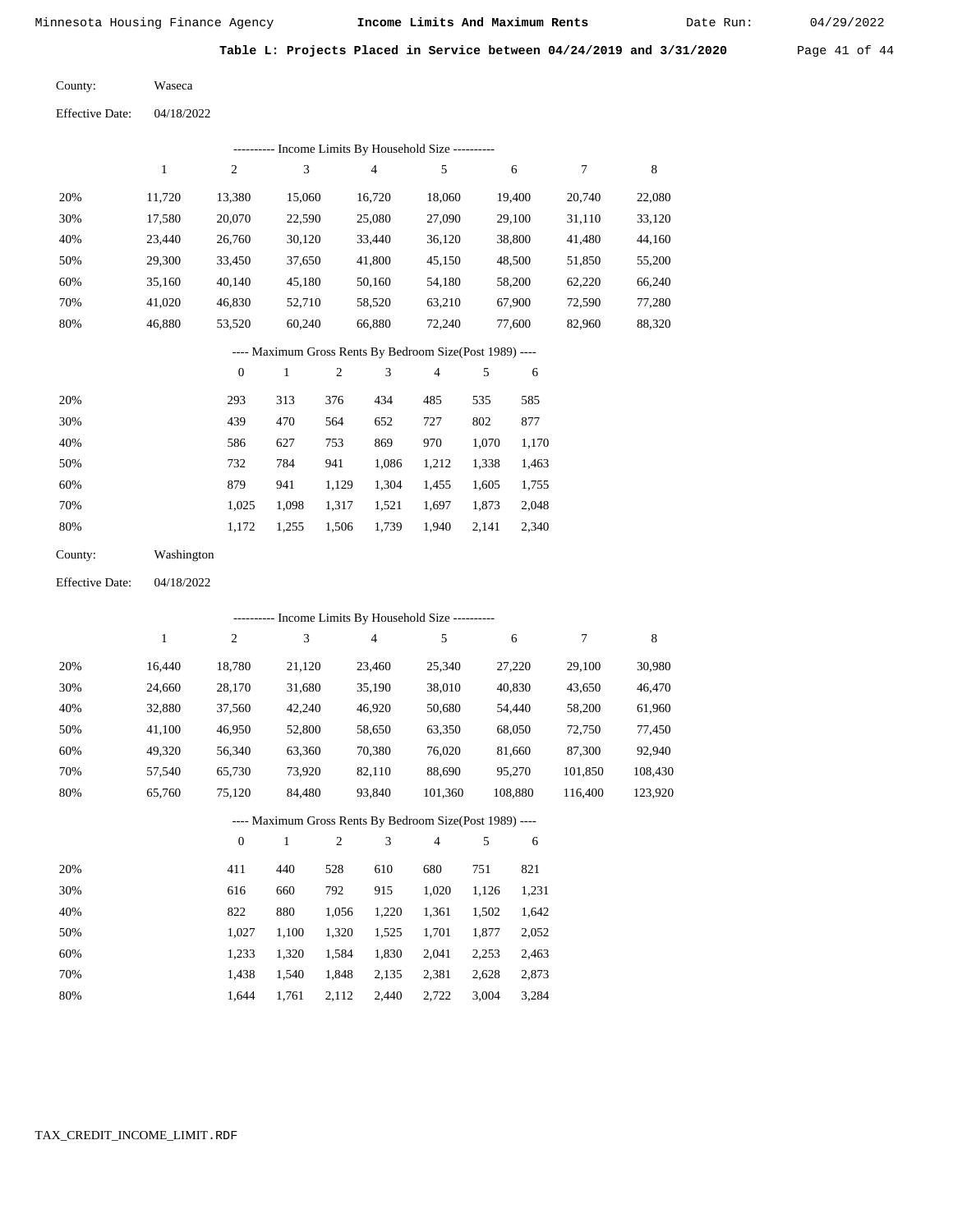## Table L: Projects Placed in Service between 04/24/2019 and 3/31/2020

County: Waseca

Effective Date: 04/18/2022

---------- Income Limits By Household Size ----------

| | 1 | 2 | 3 | 4 | 5 | 6 | 7 | 8 |
|---|---|---|---|---|---|---|---|---|
| 20% | 11,720 | 13,380 | 15,060 | 16,720 | 18,060 | 19,400 | 20,740 | 22,080 |
| 30% | 17,580 | 20,070 | 22,590 | 25,080 | 27,090 | 29,100 | 31,110 | 33,120 |
| 40% | 23,440 | 26,760 | 30,120 | 33,440 | 36,120 | 38,800 | 41,480 | 44,160 |
| 50% | 29,300 | 33,450 | 37,650 | 41,800 | 45,150 | 48,500 | 51,850 | 55,200 |
| 60% | 35,160 | 40,140 | 45,180 | 50,160 | 54,180 | 58,200 | 62,220 | 66,240 |
| 70% | 41,020 | 46,830 | 52,710 | 58,520 | 63,210 | 67,900 | 72,590 | 77,280 |
| 80% | 46,880 | 53,520 | 60,240 | 66,880 | 72,240 | 77,600 | 82,960 | 88,320 |

---- Maximum Gross Rents By Bedroom Size(Post 1989) ----

| | 0 | 1 | 2 | 3 | 4 | 5 | 6 |
|---|---|---|---|---|---|---|---|
| 20% | 293 | 313 | 376 | 434 | 485 | 535 | 585 |
| 30% | 439 | 470 | 564 | 652 | 727 | 802 | 877 |
| 40% | 586 | 627 | 753 | 869 | 970 | 1,070 | 1,170 |
| 50% | 732 | 784 | 941 | 1,086 | 1,212 | 1,338 | 1,463 |
| 60% | 879 | 941 | 1,129 | 1,304 | 1,455 | 1,605 | 1,755 |
| 70% | 1,025 | 1,098 | 1,317 | 1,521 | 1,697 | 1,873 | 2,048 |
| 80% | 1,172 | 1,255 | 1,506 | 1,739 | 1,940 | 2,141 | 2,340 |

County: Washington

Effective Date: 04/18/2022

---------- Income Limits By Household Size ----------

| | 1 | 2 | 3 | 4 | 5 | 6 | 7 | 8 |
|---|---|---|---|---|---|---|---|---|
| 20% | 16,440 | 18,780 | 21,120 | 23,460 | 25,340 | 27,220 | 29,100 | 30,980 |
| 30% | 24,660 | 28,170 | 31,680 | 35,190 | 38,010 | 40,830 | 43,650 | 46,470 |
| 40% | 32,880 | 37,560 | 42,240 | 46,920 | 50,680 | 54,440 | 58,200 | 61,960 |
| 50% | 41,100 | 46,950 | 52,800 | 58,650 | 63,350 | 68,050 | 72,750 | 77,450 |
| 60% | 49,320 | 56,340 | 63,360 | 70,380 | 76,020 | 81,660 | 87,300 | 92,940 |
| 70% | 57,540 | 65,730 | 73,920 | 82,110 | 88,690 | 95,270 | 101,850 | 108,430 |
| 80% | 65,760 | 75,120 | 84,480 | 93,840 | 101,360 | 108,880 | 116,400 | 123,920 |

---- Maximum Gross Rents By Bedroom Size(Post 1989) ----

| | 0 | 1 | 2 | 3 | 4 | 5 | 6 |
|---|---|---|---|---|---|---|---|
| 20% | 411 | 440 | 528 | 610 | 680 | 751 | 821 |
| 30% | 616 | 660 | 792 | 915 | 1,020 | 1,126 | 1,231 |
| 40% | 822 | 880 | 1,056 | 1,220 | 1,361 | 1,502 | 1,642 |
| 50% | 1,027 | 1,100 | 1,320 | 1,525 | 1,701 | 1,877 | 2,052 |
| 60% | 1,233 | 1,320 | 1,584 | 1,830 | 2,041 | 2,253 | 2,463 |
| 70% | 1,438 | 1,540 | 1,848 | 2,135 | 2,381 | 2,628 | 2,873 |
| 80% | 1,644 | 1,761 | 2,112 | 2,440 | 2,722 | 3,004 | 3,284 |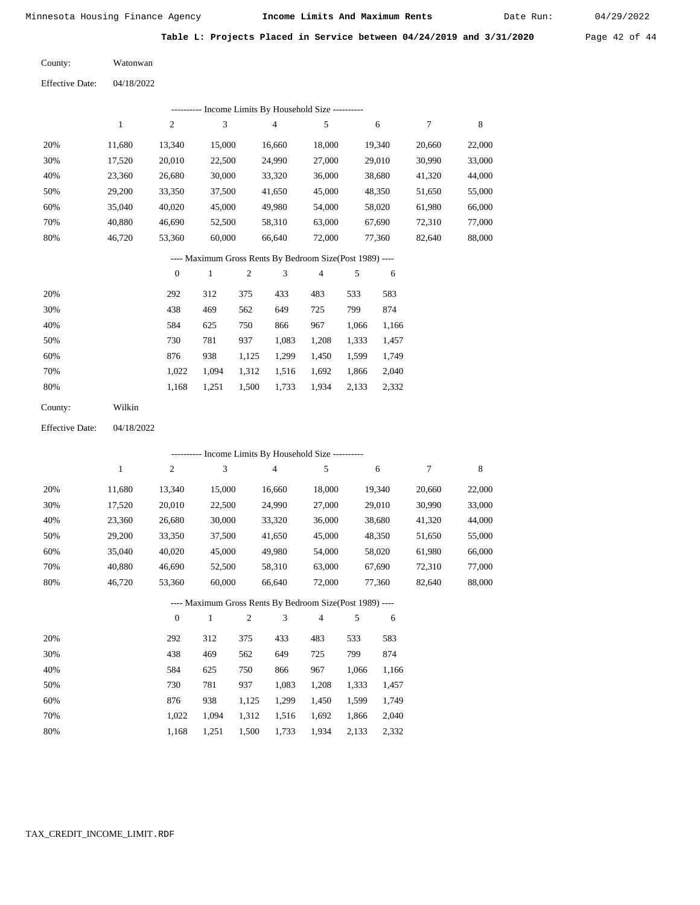**Table L: Projects Placed in Service between 04/24/2019 and 3/31/2020**

County: Watonwan

Effective Date: 04/18/2022

---------- Income Limits By Household Size ----------

| | 1 | 2 | 3 | 4 | 5 | 6 | 7 | 8 |
|---|---|---|---|---|---|---|---|---|
| 20% | 11,680 | 13,340 | 15,000 | 16,660 | 18,000 | 19,340 | 20,660 | 22,000 |
| 30% | 17,520 | 20,010 | 22,500 | 24,990 | 27,000 | 29,010 | 30,990 | 33,000 |
| 40% | 23,360 | 26,680 | 30,000 | 33,320 | 36,000 | 38,680 | 41,320 | 44,000 |
| 50% | 29,200 | 33,350 | 37,500 | 41,650 | 45,000 | 48,350 | 51,650 | 55,000 |
| 60% | 35,040 | 40,020 | 45,000 | 49,980 | 54,000 | 58,020 | 61,980 | 66,000 |
| 70% | 40,880 | 46,690 | 52,500 | 58,310 | 63,000 | 67,690 | 72,310 | 77,000 |
| 80% | 46,720 | 53,360 | 60,000 | 66,640 | 72,000 | 77,360 | 82,640 | 88,000 |

---- Maximum Gross Rents By Bedroom Size(Post 1989) ----

| | 0 | 1 | 2 | 3 | 4 | 5 | 6 |
|---|---|---|---|---|---|---|---|
| 20% | 292 | 312 | 375 | 433 | 483 | 533 | 583 |
| 30% | 438 | 469 | 562 | 649 | 725 | 799 | 874 |
| 40% | 584 | 625 | 750 | 866 | 967 | 1,066 | 1,166 |
| 50% | 730 | 781 | 937 | 1,083 | 1,208 | 1,333 | 1,457 |
| 60% | 876 | 938 | 1,125 | 1,299 | 1,450 | 1,599 | 1,749 |
| 70% | 1,022 | 1,094 | 1,312 | 1,516 | 1,692 | 1,866 | 2,040 |
| 80% | 1,168 | 1,251 | 1,500 | 1,733 | 1,934 | 2,133 | 2,332 |

County: Wilkin

Effective Date: 04/18/2022

---------- Income Limits By Household Size ----------

| | 1 | 2 | 3 | 4 | 5 | 6 | 7 | 8 |
|---|---|---|---|---|---|---|---|---|
| 20% | 11,680 | 13,340 | 15,000 | 16,660 | 18,000 | 19,340 | 20,660 | 22,000 |
| 30% | 17,520 | 20,010 | 22,500 | 24,990 | 27,000 | 29,010 | 30,990 | 33,000 |
| 40% | 23,360 | 26,680 | 30,000 | 33,320 | 36,000 | 38,680 | 41,320 | 44,000 |
| 50% | 29,200 | 33,350 | 37,500 | 41,650 | 45,000 | 48,350 | 51,650 | 55,000 |
| 60% | 35,040 | 40,020 | 45,000 | 49,980 | 54,000 | 58,020 | 61,980 | 66,000 |
| 70% | 40,880 | 46,690 | 52,500 | 58,310 | 63,000 | 67,690 | 72,310 | 77,000 |
| 80% | 46,720 | 53,360 | 60,000 | 66,640 | 72,000 | 77,360 | 82,640 | 88,000 |

---- Maximum Gross Rents By Bedroom Size(Post 1989) ----

| | 0 | 1 | 2 | 3 | 4 | 5 | 6 |
|---|---|---|---|---|---|---|---|
| 20% | 292 | 312 | 375 | 433 | 483 | 533 | 583 |
| 30% | 438 | 469 | 562 | 649 | 725 | 799 | 874 |
| 40% | 584 | 625 | 750 | 866 | 967 | 1,066 | 1,166 |
| 50% | 730 | 781 | 937 | 1,083 | 1,208 | 1,333 | 1,457 |
| 60% | 876 | 938 | 1,125 | 1,299 | 1,450 | 1,599 | 1,749 |
| 70% | 1,022 | 1,094 | 1,312 | 1,516 | 1,692 | 1,866 | 2,040 |
| 80% | 1,168 | 1,251 | 1,500 | 1,733 | 1,934 | 2,133 | 2,332 |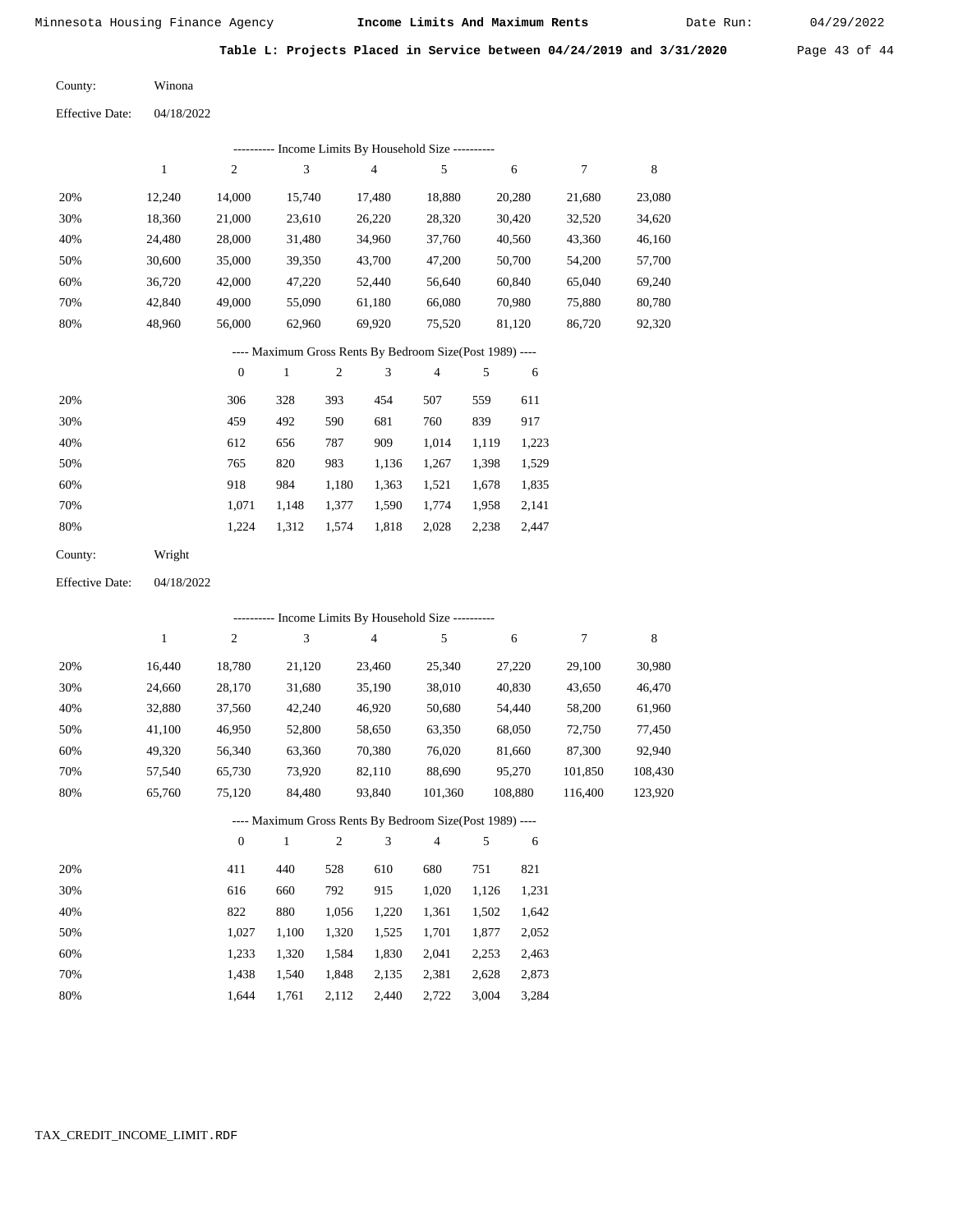## Table L: Projects Placed in Service between 04/24/2019 and 3/31/2020

County: Winona

Effective Date: 04/18/2022

---------- Income Limits By Household Size ----------

| | 1 | 2 | 3 | 4 | 5 | 6 | 7 | 8 |
|---|---|---|---|---|---|---|---|---|
| 20% | 12,240 | 14,000 | 15,740 | 17,480 | 18,880 | 20,280 | 21,680 | 23,080 |
| 30% | 18,360 | 21,000 | 23,610 | 26,220 | 28,320 | 30,420 | 32,520 | 34,620 |
| 40% | 24,480 | 28,000 | 31,480 | 34,960 | 37,760 | 40,560 | 43,360 | 46,160 |
| 50% | 30,600 | 35,000 | 39,350 | 43,700 | 47,200 | 50,700 | 54,200 | 57,700 |
| 60% | 36,720 | 42,000 | 47,220 | 52,440 | 56,640 | 60,840 | 65,040 | 69,240 |
| 70% | 42,840 | 49,000 | 55,090 | 61,180 | 66,080 | 70,980 | 75,880 | 80,780 |
| 80% | 48,960 | 56,000 | 62,960 | 69,920 | 75,520 | 81,120 | 86,720 | 92,320 |

---- Maximum Gross Rents By Bedroom Size(Post 1989) ----

| | 0 | 1 | 2 | 3 | 4 | 5 | 6 |
|---|---|---|---|---|---|---|---|
| 20% | 306 | 328 | 393 | 454 | 507 | 559 | 611 |
| 30% | 459 | 492 | 590 | 681 | 760 | 839 | 917 |
| 40% | 612 | 656 | 787 | 909 | 1,014 | 1,119 | 1,223 |
| 50% | 765 | 820 | 983 | 1,136 | 1,267 | 1,398 | 1,529 |
| 60% | 918 | 984 | 1,180 | 1,363 | 1,521 | 1,678 | 1,835 |
| 70% | 1,071 | 1,148 | 1,377 | 1,590 | 1,774 | 1,958 | 2,141 |
| 80% | 1,224 | 1,312 | 1,574 | 1,818 | 2,028 | 2,238 | 2,447 |

County: Wright

Effective Date: 04/18/2022

---------- Income Limits By Household Size ----------

| | 1 | 2 | 3 | 4 | 5 | 6 | 7 | 8 |
|---|---|---|---|---|---|---|---|---|
| 20% | 16,440 | 18,780 | 21,120 | 23,460 | 25,340 | 27,220 | 29,100 | 30,980 |
| 30% | 24,660 | 28,170 | 31,680 | 35,190 | 38,010 | 40,830 | 43,650 | 46,470 |
| 40% | 32,880 | 37,560 | 42,240 | 46,920 | 50,680 | 54,440 | 58,200 | 61,960 |
| 50% | 41,100 | 46,950 | 52,800 | 58,650 | 63,350 | 68,050 | 72,750 | 77,450 |
| 60% | 49,320 | 56,340 | 63,360 | 70,380 | 76,020 | 81,660 | 87,300 | 92,940 |
| 70% | 57,540 | 65,730 | 73,920 | 82,110 | 88,690 | 95,270 | 101,850 | 108,430 |
| 80% | 65,760 | 75,120 | 84,480 | 93,840 | 101,360 | 108,880 | 116,400 | 123,920 |

---- Maximum Gross Rents By Bedroom Size(Post 1989) ----

| | 0 | 1 | 2 | 3 | 4 | 5 | 6 |
|---|---|---|---|---|---|---|---|
| 20% | 411 | 440 | 528 | 610 | 680 | 751 | 821 |
| 30% | 616 | 660 | 792 | 915 | 1,020 | 1,126 | 1,231 |
| 40% | 822 | 880 | 1,056 | 1,220 | 1,361 | 1,502 | 1,642 |
| 50% | 1,027 | 1,100 | 1,320 | 1,525 | 1,701 | 1,877 | 2,052 |
| 60% | 1,233 | 1,320 | 1,584 | 1,830 | 2,041 | 2,253 | 2,463 |
| 70% | 1,438 | 1,540 | 1,848 | 2,135 | 2,381 | 2,628 | 2,873 |
| 80% | 1,644 | 1,761 | 2,112 | 2,440 | 2,722 | 3,004 | 3,284 |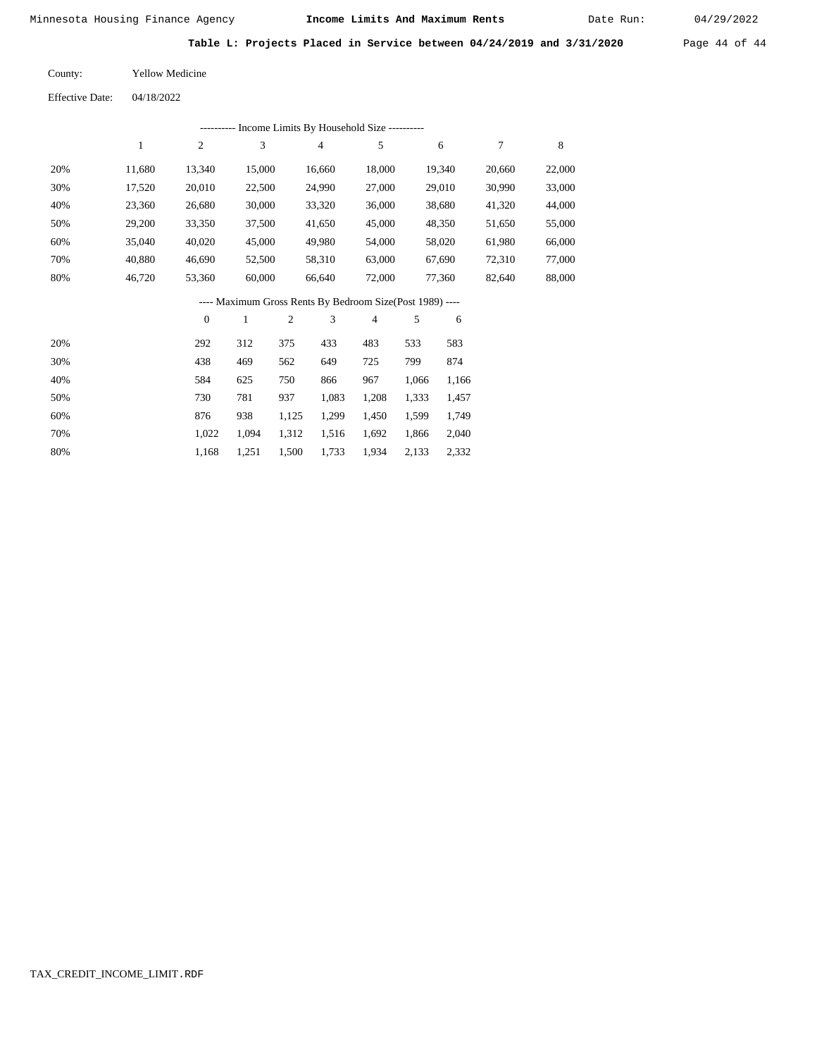Minnesota Housing Finance Agency **Income Limits And Maximum Rents** Date Run: 04/29/2022

**Table L: Projects Placed in Service between 04/24/2019 and 3/31/2020**

County: Yellow Medicine

Effective Date: 04/18/2022

---------- Income Limits By Household Size ----------

| | 1 | 2 | 3 | 4 | 5 | 6 | 7 | 8 |
|---|---|---|---|---|---|---|---|---|
| 20% | 11,680 | 13,340 | 15,000 | 16,660 | 18,000 | 19,340 | 20,660 | 22,000 |
| 30% | 17,520 | 20,010 | 22,500 | 24,990 | 27,000 | 29,010 | 30,990 | 33,000 |
| 40% | 23,360 | 26,680 | 30,000 | 33,320 | 36,000 | 38,680 | 41,320 | 44,000 |
| 50% | 29,200 | 33,350 | 37,500 | 41,650 | 45,000 | 48,350 | 51,650 | 55,000 |
| 60% | 35,040 | 40,020 | 45,000 | 49,980 | 54,000 | 58,020 | 61,980 | 66,000 |
| 70% | 40,880 | 46,690 | 52,500 | 58,310 | 63,000 | 67,690 | 72,310 | 77,000 |
| 80% | 46,720 | 53,360 | 60,000 | 66,640 | 72,000 | 77,360 | 82,640 | 88,000 |

---- Maximum Gross Rents By Bedroom Size(Post 1989) ----

| | 0 | 1 | 2 | 3 | 4 | 5 | 6 |
|---|---|---|---|---|---|---|---|
| 20% | 292 | 312 | 375 | 433 | 483 | 533 | 583 |
| 30% | 438 | 469 | 562 | 649 | 725 | 799 | 874 |
| 40% | 584 | 625 | 750 | 866 | 967 | 1,066 | 1,166 |
| 50% | 730 | 781 | 937 | 1,083 | 1,208 | 1,333 | 1,457 |
| 60% | 876 | 938 | 1,125 | 1,299 | 1,450 | 1,599 | 1,749 |
| 70% | 1,022 | 1,094 | 1,312 | 1,516 | 1,692 | 1,866 | 2,040 |
| 80% | 1,168 | 1,251 | 1,500 | 1,733 | 1,934 | 2,133 | 2,332 |

TAX_CREDIT_INCOME_LIMIT.RDF